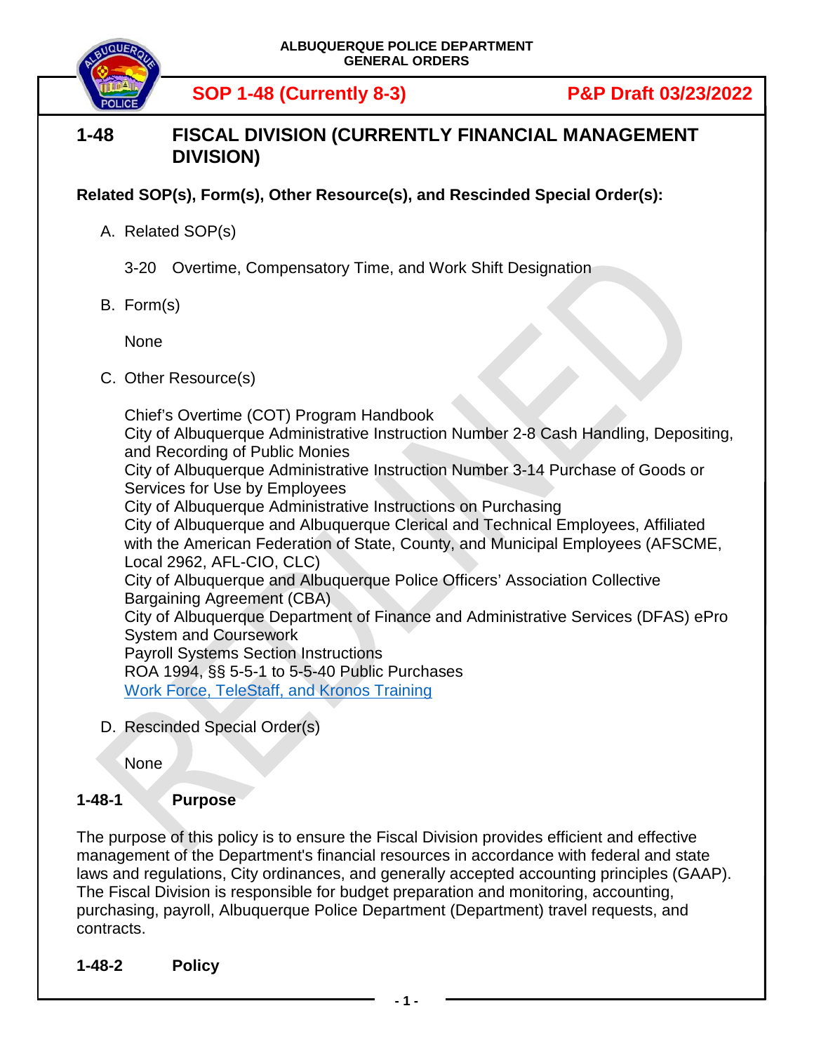**ALBUQUERQUE POLICE DEPARTMENT**
**GENERAL ORDERS**

**SOP 1-48 (Currently 8-3)** **P&P Draft 03/23/2022**

# 1-48 FISCAL DIVISION (CURRENTLY FINANCIAL MANAGEMENT DIVISION)

**Related SOP(s), Form(s), Other Resource(s), and Rescinded Special Order(s):**

A. Related SOP(s)

3-20 Overtime, Compensatory Time, and Work Shift Designation

B. Form(s)

None

C. Other Resource(s)

Chief's Overtime (COT) Program Handbook
City of Albuquerque Administrative Instruction Number 2-8 Cash Handling, Depositing, and Recording of Public Monies
City of Albuquerque Administrative Instruction Number 3-14 Purchase of Goods or Services for Use by Employees
City of Albuquerque Administrative Instructions on Purchasing
City of Albuquerque and Albuquerque Clerical and Technical Employees, Affiliated with the American Federation of State, County, and Municipal Employees (AFSCME, Local 2962, AFL-CIO, CLC)
City of Albuquerque and Albuquerque Police Officers' Association Collective Bargaining Agreement (CBA)
City of Albuquerque Department of Finance and Administrative Services (DFAS) ePro System and Coursework
Payroll Systems Section Instructions
ROA 1994, §§ 5-5-1 to 5-5-40 Public Purchases
Work Force, TeleStaff, and Kronos Training

D. Rescinded Special Order(s)

None

## 1-48-1 Purpose

The purpose of this policy is to ensure the Fiscal Division provides efficient and effective management of the Department's financial resources in accordance with federal and state laws and regulations, City ordinances, and generally accepted accounting principles (GAAP). The Fiscal Division is responsible for budget preparation and monitoring, accounting, purchasing, payroll, Albuquerque Police Department (Department) travel requests, and contracts.

## 1-48-2 Policy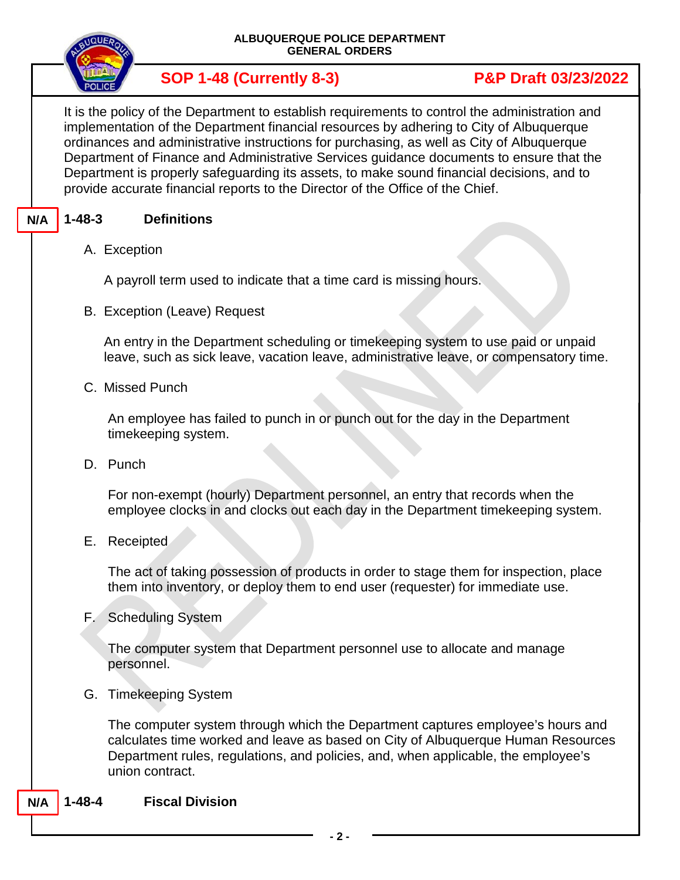It is the policy of the Department to establish requirements to control the administration and implementation of the Department financial resources by adhering to City of Albuquerque ordinances and administrative instructions for purchasing, as well as City of Albuquerque Department of Finance and Administrative Services guidance documents to ensure that the Department is properly safeguarding its assets, to make sound financial decisions, and to provide accurate financial reports to the Director of the Office of the Chief.

N/A

## 1-48-3 Definitions

A. Exception

A payroll term used to indicate that a time card is missing hours.

B. Exception (Leave) Request

An entry in the Department scheduling or timekeeping system to use paid or unpaid leave, such as sick leave, vacation leave, administrative leave, or compensatory time.

C. Missed Punch

An employee has failed to punch in or punch out for the day in the Department timekeeping system.

D. Punch

For non-exempt (hourly) Department personnel, an entry that records when the employee clocks in and clocks out each day in the Department timekeeping system.

E. Receipted

The act of taking possession of products in order to stage them for inspection, place them into inventory, or deploy them to end user (requester) for immediate use.

F. Scheduling System

The computer system that Department personnel use to allocate and manage personnel.

G. Timekeeping System

The computer system through which the Department captures employee's hours and calculates time worked and leave as based on City of Albuquerque Human Resources Department rules, regulations, and policies, and, when applicable, the employee's union contract.

N/A

## 1-48-4 Fiscal Division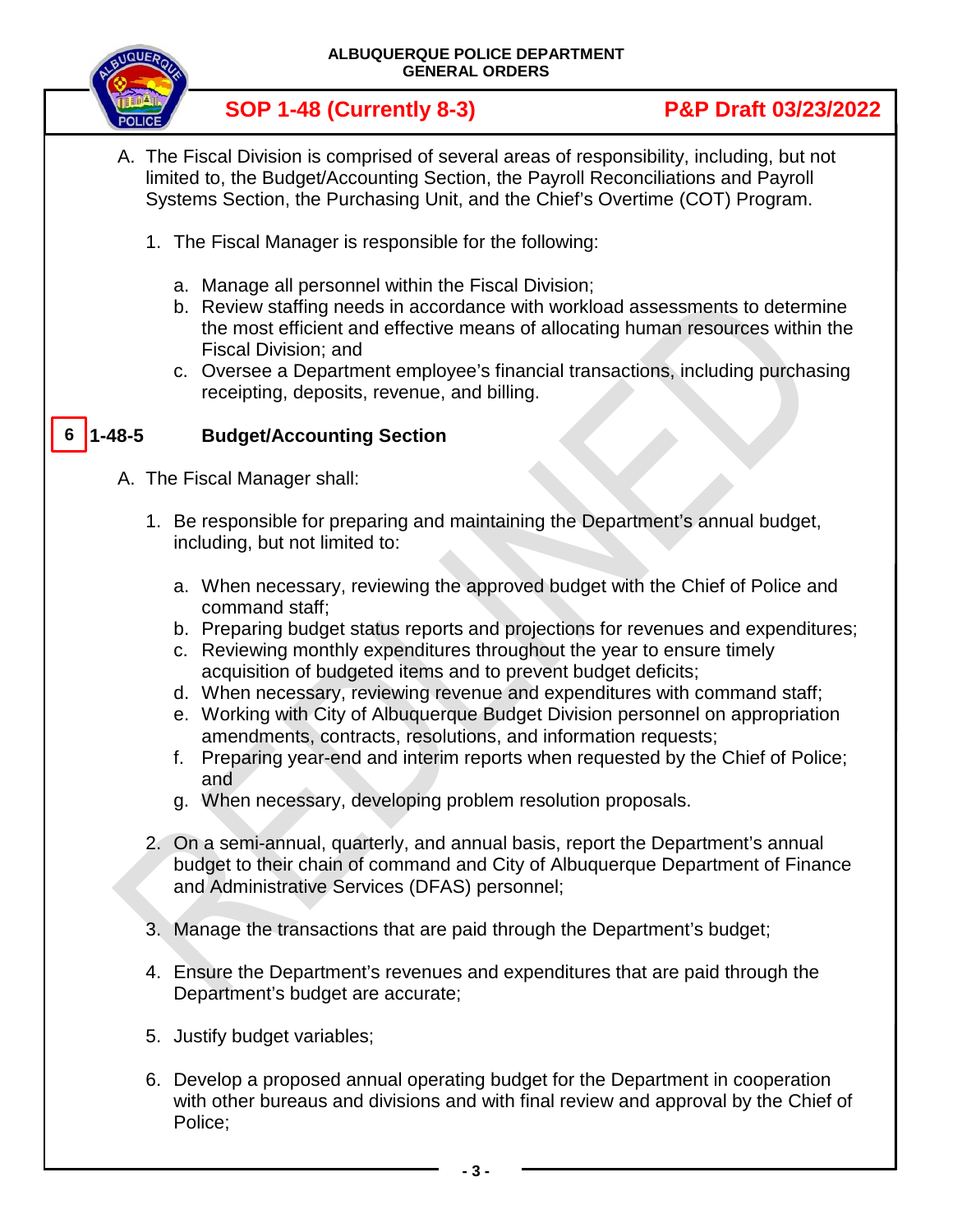A. The Fiscal Division is comprised of several areas of responsibility, including, but not limited to, the Budget/Accounting Section, the Payroll Reconciliations and Payroll Systems Section, the Purchasing Unit, and the Chief's Overtime (COT) Program.

1. The Fiscal Manager is responsible for the following:

   a. Manage all personnel within the Fiscal Division;
   b. Review staffing needs in accordance with workload assessments to determine the most efficient and effective means of allocating human resources within the Fiscal Division; and
   c. Oversee a Department employee's financial transactions, including purchasing receipting, deposits, revenue, and billing.

## 6 1-48-5 Budget/Accounting Section

A. The Fiscal Manager shall:

1. Be responsible for preparing and maintaining the Department's annual budget, including, but not limited to:

   a. When necessary, reviewing the approved budget with the Chief of Police and command staff;
   b. Preparing budget status reports and projections for revenues and expenditures;
   c. Reviewing monthly expenditures throughout the year to ensure timely acquisition of budgeted items and to prevent budget deficits;
   d. When necessary, reviewing revenue and expenditures with command staff;
   e. Working with City of Albuquerque Budget Division personnel on appropriation amendments, contracts, resolutions, and information requests;
   f. Preparing year-end and interim reports when requested by the Chief of Police; and
   g. When necessary, developing problem resolution proposals.

2. On a semi-annual, quarterly, and annual basis, report the Department's annual budget to their chain of command and City of Albuquerque Department of Finance and Administrative Services (DFAS) personnel;

3. Manage the transactions that are paid through the Department's budget;

4. Ensure the Department's revenues and expenditures that are paid through the Department's budget are accurate;

5. Justify budget variables;

6. Develop a proposed annual operating budget for the Department in cooperation with other bureaus and divisions and with final review and approval by the Chief of Police;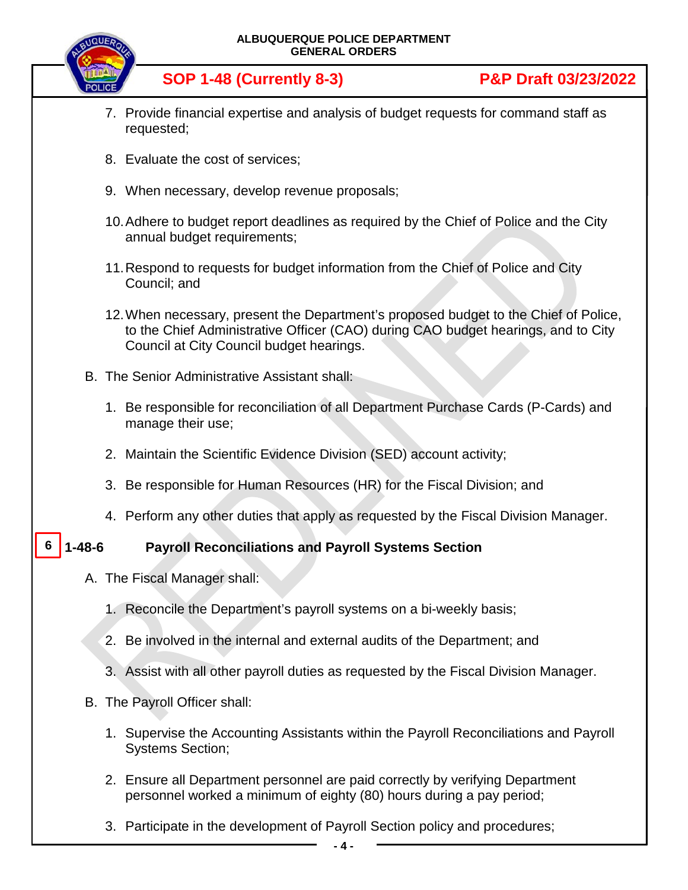7. Provide financial expertise and analysis of budget requests for command staff as requested;

8. Evaluate the cost of services;

9. When necessary, develop revenue proposals;

10. Adhere to budget report deadlines as required by the Chief of Police and the City annual budget requirements;

11. Respond to requests for budget information from the Chief of Police and City Council; and

12. When necessary, present the Department's proposed budget to the Chief of Police, to the Chief Administrative Officer (CAO) during CAO budget hearings, and to City Council at City Council budget hearings.

B. The Senior Administrative Assistant shall:

1. Be responsible for reconciliation of all Department Purchase Cards (P-Cards) and manage their use;

2. Maintain the Scientific Evidence Division (SED) account activity;

3. Be responsible for Human Resources (HR) for the Fiscal Division; and

4. Perform any other duties that apply as requested by the Fiscal Division Manager.

## 6 1-48-6 Payroll Reconciliations and Payroll Systems Section

A. The Fiscal Manager shall:

1. Reconcile the Department's payroll systems on a bi-weekly basis;

2. Be involved in the internal and external audits of the Department; and

3. Assist with all other payroll duties as requested by the Fiscal Division Manager.

B. The Payroll Officer shall:

1. Supervise the Accounting Assistants within the Payroll Reconciliations and Payroll Systems Section;

2. Ensure all Department personnel are paid correctly by verifying Department personnel worked a minimum of eighty (80) hours during a pay period;

3. Participate in the development of Payroll Section policy and procedures;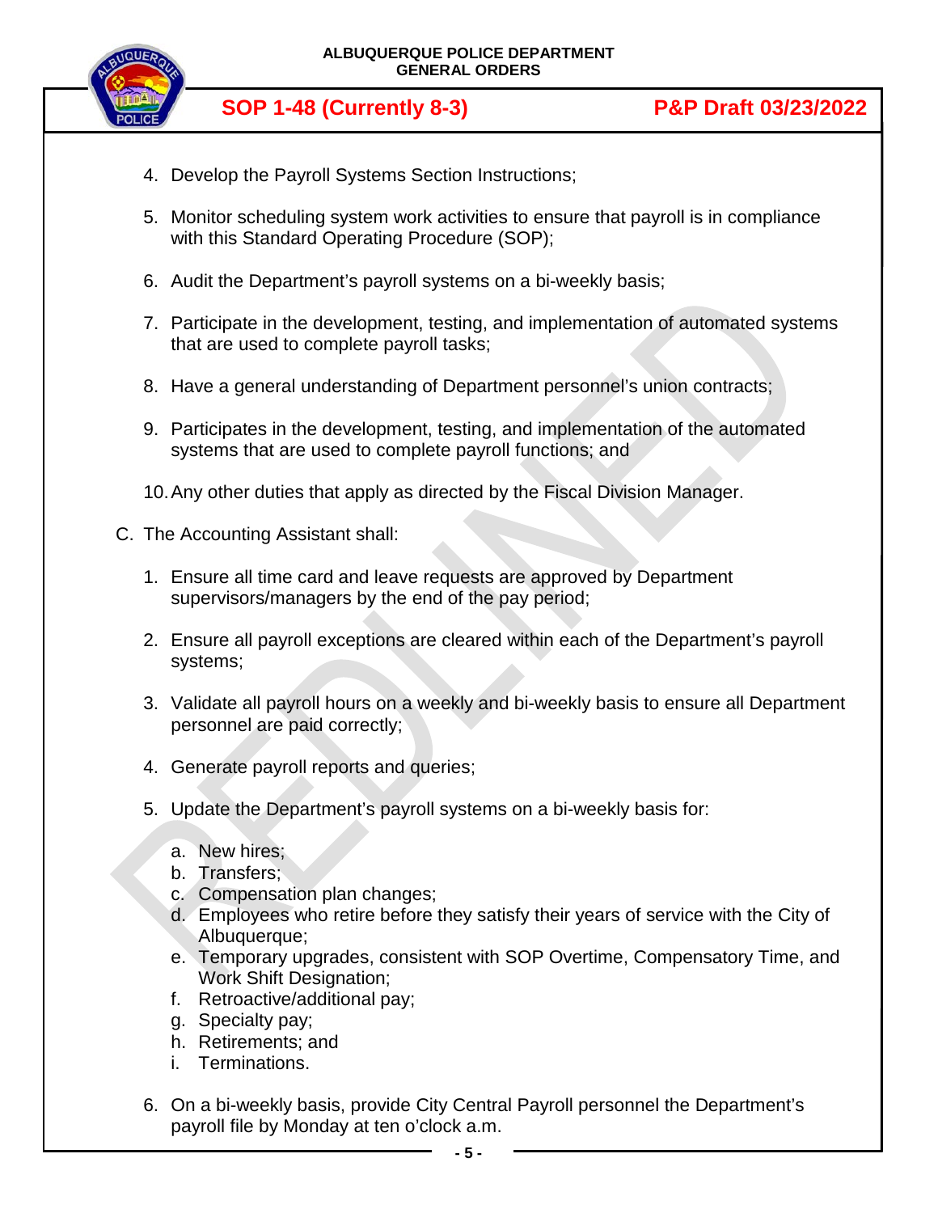4. Develop the Payroll Systems Section Instructions;

5. Monitor scheduling system work activities to ensure that payroll is in compliance with this Standard Operating Procedure (SOP);

6. Audit the Department's payroll systems on a bi-weekly basis;

7. Participate in the development, testing, and implementation of automated systems that are used to complete payroll tasks;

8. Have a general understanding of Department personnel's union contracts;

9. Participates in the development, testing, and implementation of the automated systems that are used to complete payroll functions; and

10. Any other duties that apply as directed by the Fiscal Division Manager.

C. The Accounting Assistant shall:

1. Ensure all time card and leave requests are approved by Department supervisors/managers by the end of the pay period;

2. Ensure all payroll exceptions are cleared within each of the Department's payroll systems;

3. Validate all payroll hours on a weekly and bi-weekly basis to ensure all Department personnel are paid correctly;

4. Generate payroll reports and queries;

5. Update the Department's payroll systems on a bi-weekly basis for:

   a. New hires;
   b. Transfers;
   c. Compensation plan changes;
   d. Employees who retire before they satisfy their years of service with the City of Albuquerque;
   e. Temporary upgrades, consistent with SOP Overtime, Compensatory Time, and Work Shift Designation;
   f. Retroactive/additional pay;
   g. Specialty pay;
   h. Retirements; and
   i. Terminations.

6. On a bi-weekly basis, provide City Central Payroll personnel the Department's payroll file by Monday at ten o'clock a.m.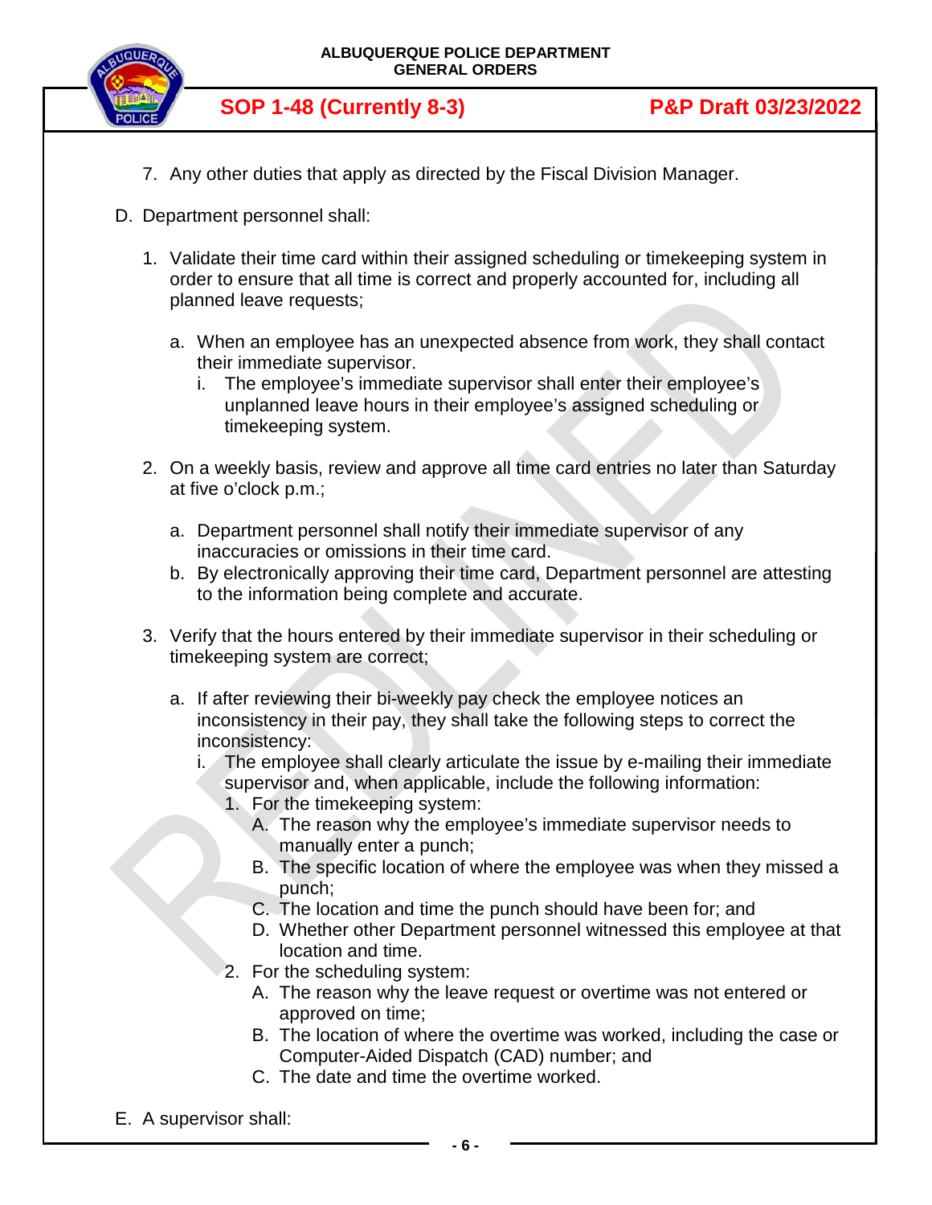7. Any other duties that apply as directed by the Fiscal Division Manager.

D. Department personnel shall:

1. Validate their time card within their assigned scheduling or timekeeping system in order to ensure that all time is correct and properly accounted for, including all planned leave requests;

   a. When an employee has an unexpected absence from work, they shall contact their immediate supervisor.
      i. The employee's immediate supervisor shall enter their employee's unplanned leave hours in their employee's assigned scheduling or timekeeping system.

2. On a weekly basis, review and approve all time card entries no later than Saturday at five o'clock p.m.;

   a. Department personnel shall notify their immediate supervisor of any inaccuracies or omissions in their time card.
   b. By electronically approving their time card, Department personnel are attesting to the information being complete and accurate.

3. Verify that the hours entered by their immediate supervisor in their scheduling or timekeeping system are correct;

   a. If after reviewing their bi-weekly pay check the employee notices an inconsistency in their pay, they shall take the following steps to correct the inconsistency:
      i. The employee shall clearly articulate the issue by e-mailing their immediate supervisor and, when applicable, include the following information:
         1. For the timekeeping system:
            A. The reason why the employee's immediate supervisor needs to manually enter a punch;
            B. The specific location of where the employee was when they missed a punch;
            C. The location and time the punch should have been for; and
            D. Whether other Department personnel witnessed this employee at that location and time.
         2. For the scheduling system:
            A. The reason why the leave request or overtime was not entered or approved on time;
            B. The location of where the overtime was worked, including the case or Computer-Aided Dispatch (CAD) number; and
            C. The date and time the overtime worked.

E. A supervisor shall: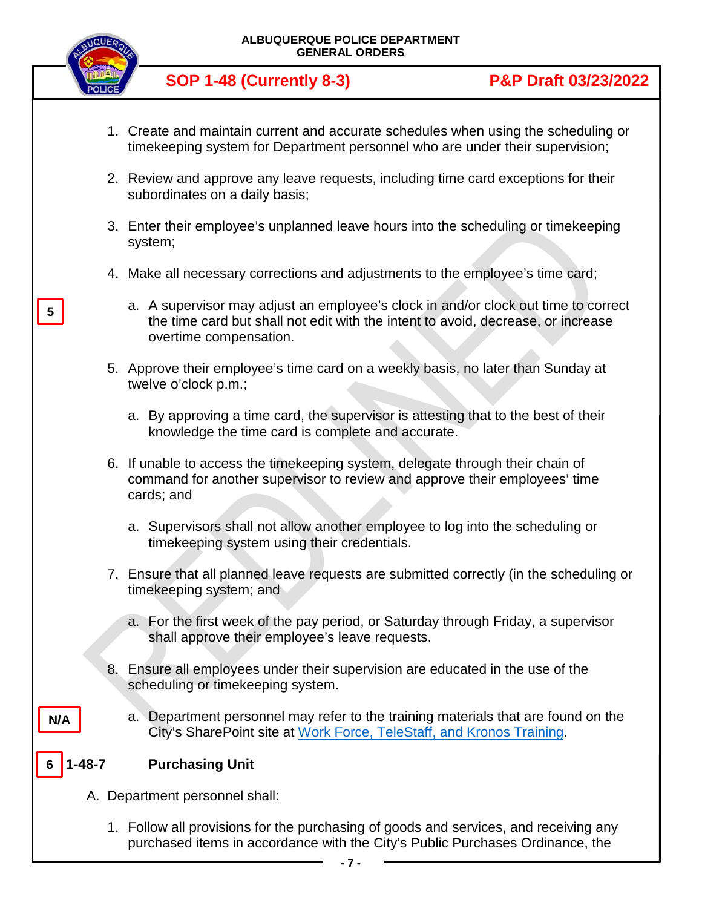1. Create and maintain current and accurate schedules when using the scheduling or timekeeping system for Department personnel who are under their supervision;

2. Review and approve any leave requests, including time card exceptions for their subordinates on a daily basis;

3. Enter their employee's unplanned leave hours into the scheduling or timekeeping system;

4. Make all necessary corrections and adjustments to the employee's time card;

5 a. A supervisor may adjust an employee's clock in and/or clock out time to correct the time card but shall not edit with the intent to avoid, decrease, or increase overtime compensation.

5. Approve their employee's time card on a weekly basis, no later than Sunday at twelve o'clock p.m.;

   a. By approving a time card, the supervisor is attesting that to the best of their knowledge the time card is complete and accurate.

6. If unable to access the timekeeping system, delegate through their chain of command for another supervisor to review and approve their employees' time cards; and

   a. Supervisors shall not allow another employee to log into the scheduling or timekeeping system using their credentials.

7. Ensure that all planned leave requests are submitted correctly (in the scheduling or timekeeping system; and

   a. For the first week of the pay period, or Saturday through Friday, a supervisor shall approve their employee's leave requests.

8. Ensure all employees under their supervision are educated in the use of the scheduling or timekeeping system.

N/A a. Department personnel may refer to the training materials that are found on the City's SharePoint site at [Work Force, TeleStaff, and Kronos Training](#).

## 6 1-48-7 Purchasing Unit

A. Department personnel shall:

1. Follow all provisions for the purchasing of goods and services, and receiving any purchased items in accordance with the City's Public Purchases Ordinance, the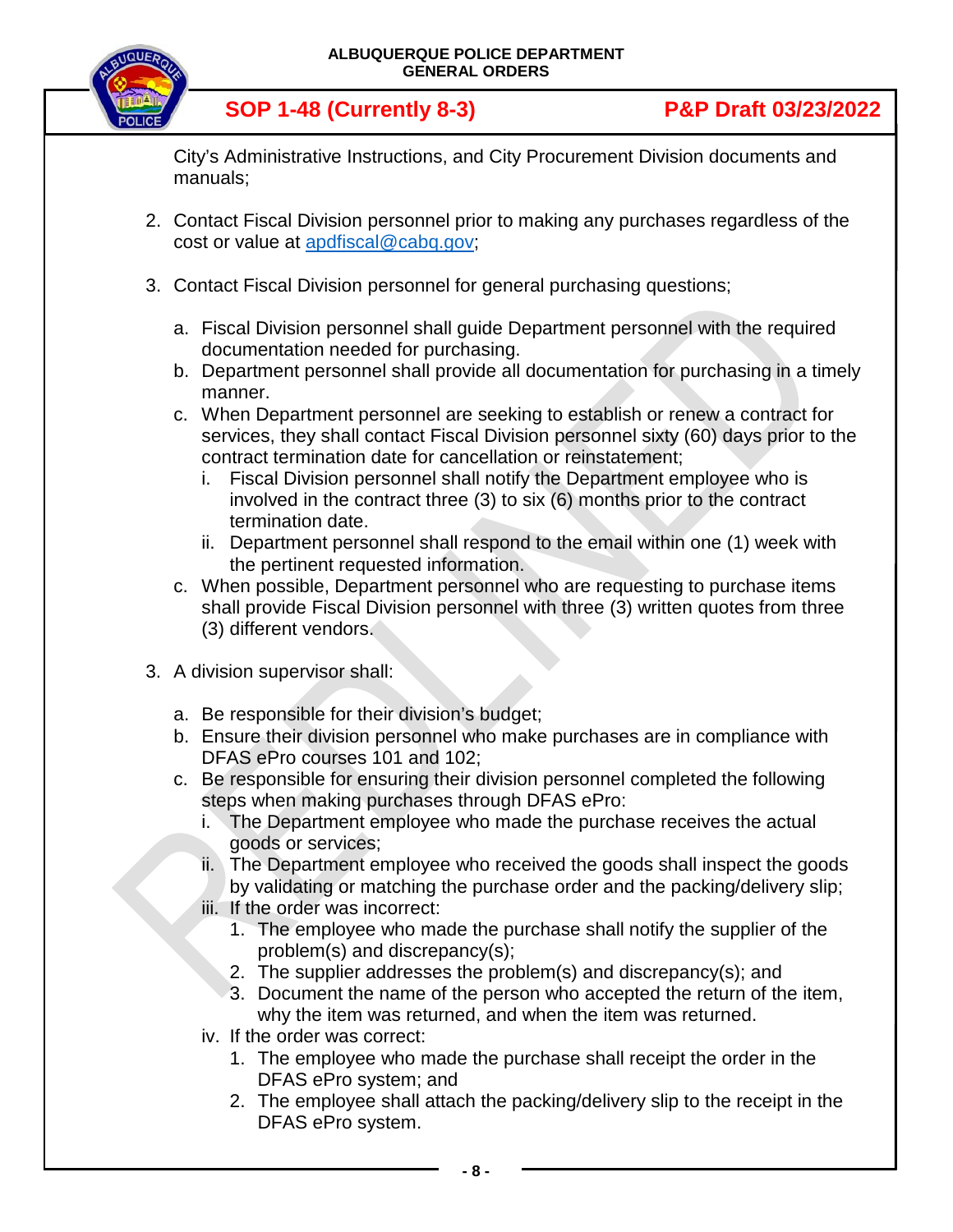City's Administrative Instructions, and City Procurement Division documents and manuals;

2. Contact Fiscal Division personnel prior to making any purchases regardless of the cost or value at apdfiscal@cabq.gov;

3. Contact Fiscal Division personnel for general purchasing questions;

   a. Fiscal Division personnel shall guide Department personnel with the required documentation needed for purchasing.
   b. Department personnel shall provide all documentation for purchasing in a timely manner.
   c. When Department personnel are seeking to establish or renew a contract for services, they shall contact Fiscal Division personnel sixty (60) days prior to the contract termination date for cancellation or reinstatement;
      i. Fiscal Division personnel shall notify the Department employee who is involved in the contract three (3) to six (6) months prior to the contract termination date.
      ii. Department personnel shall respond to the email within one (1) week with the pertinent requested information.
   c. When possible, Department personnel who are requesting to purchase items shall provide Fiscal Division personnel with three (3) written quotes from three (3) different vendors.

3. A division supervisor shall:

   a. Be responsible for their division's budget;
   b. Ensure their division personnel who make purchases are in compliance with DFAS ePro courses 101 and 102;
   c. Be responsible for ensuring their division personnel completed the following steps when making purchases through DFAS ePro:
      i. The Department employee who made the purchase receives the actual goods or services;
      ii. The Department employee who received the goods shall inspect the goods by validating or matching the purchase order and the packing/delivery slip;
      iii. If the order was incorrect:
         1. The employee who made the purchase shall notify the supplier of the problem(s) and discrepancy(s);
         2. The supplier addresses the problem(s) and discrepancy(s); and
         3. Document the name of the person who accepted the return of the item, why the item was returned, and when the item was returned.
      iv. If the order was correct:
         1. The employee who made the purchase shall receipt the order in the DFAS ePro system; and
         2. The employee shall attach the packing/delivery slip to the receipt in the DFAS ePro system.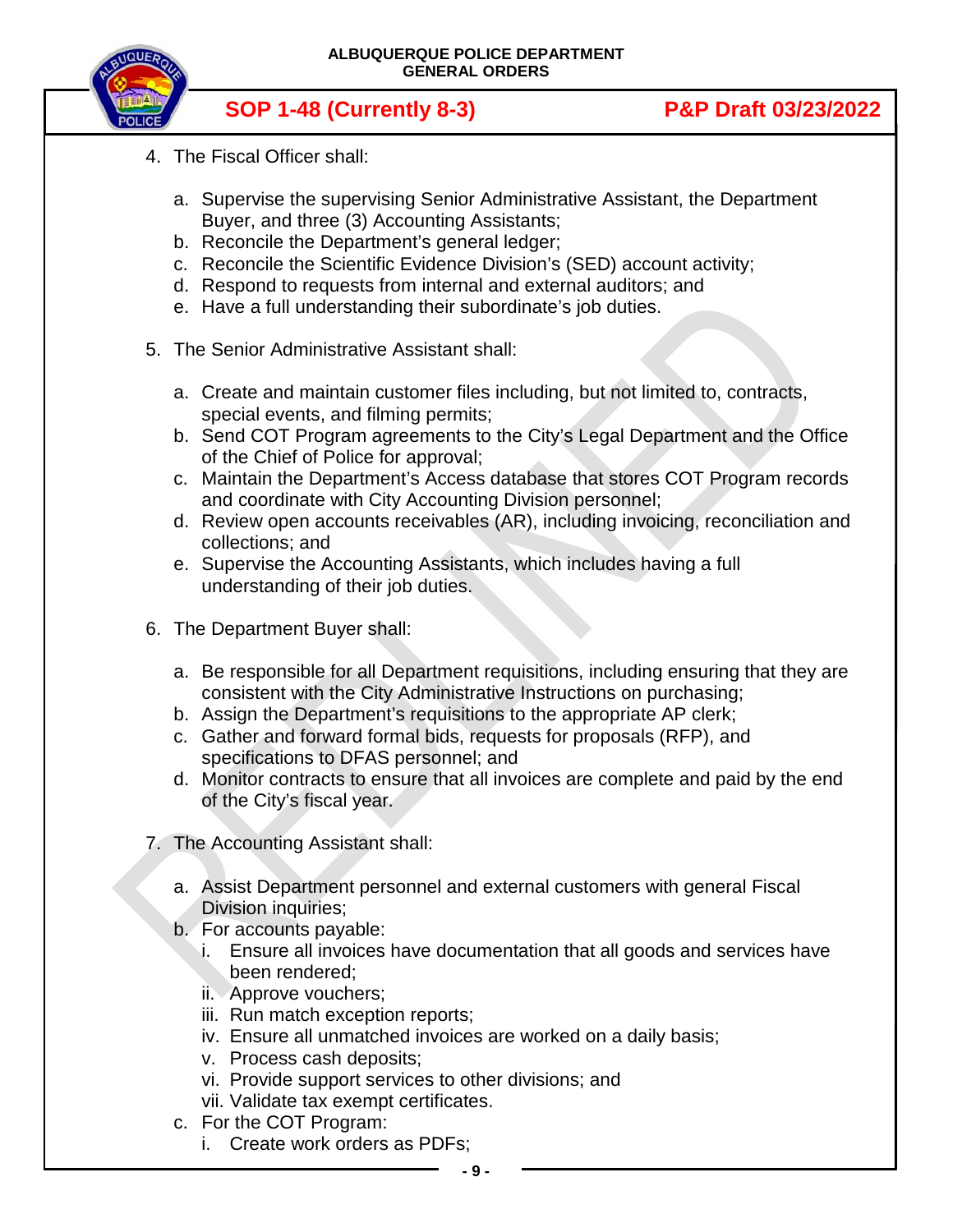4. The Fiscal Officer shall:

    a. Supervise the supervising Senior Administrative Assistant, the Department Buyer, and three (3) Accounting Assistants;
    b. Reconcile the Department's general ledger;
    c. Reconcile the Scientific Evidence Division's (SED) account activity;
    d. Respond to requests from internal and external auditors; and
    e. Have a full understanding their subordinate's job duties.

5. The Senior Administrative Assistant shall:

    a. Create and maintain customer files including, but not limited to, contracts, special events, and filming permits;
    b. Send COT Program agreements to the City's Legal Department and the Office of the Chief of Police for approval;
    c. Maintain the Department's Access database that stores COT Program records and coordinate with City Accounting Division personnel;
    d. Review open accounts receivables (AR), including invoicing, reconciliation and collections; and
    e. Supervise the Accounting Assistants, which includes having a full understanding of their job duties.

6. The Department Buyer shall:

    a. Be responsible for all Department requisitions, including ensuring that they are consistent with the City Administrative Instructions on purchasing;
    b. Assign the Department's requisitions to the appropriate AP clerk;
    c. Gather and forward formal bids, requests for proposals (RFP), and specifications to DFAS personnel; and
    d. Monitor contracts to ensure that all invoices are complete and paid by the end of the City's fiscal year.

7. The Accounting Assistant shall:

    a. Assist Department personnel and external customers with general Fiscal Division inquiries;
    b. For accounts payable:
        i. Ensure all invoices have documentation that all goods and services have been rendered;
        ii. Approve vouchers;
        iii. Run match exception reports;
        iv. Ensure all unmatched invoices are worked on a daily basis;
        v. Process cash deposits;
        vi. Provide support services to other divisions; and
        vii. Validate tax exempt certificates.
    c. For the COT Program:
        i. Create work orders as PDFs;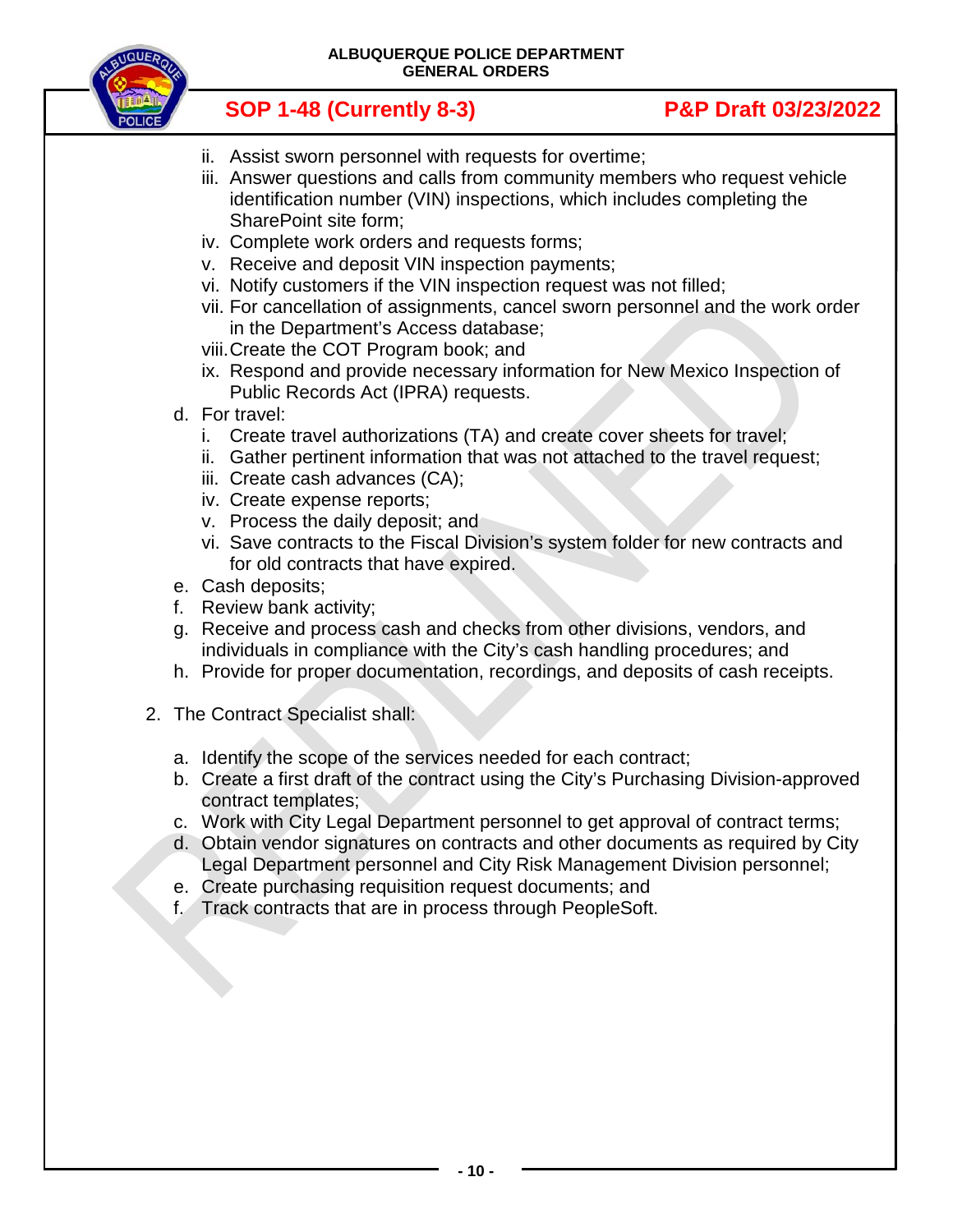ii. Assist sworn personnel with requests for overtime;
   iii. Answer questions and calls from community members who request vehicle identification number (VIN) inspections, which includes completing the SharePoint site form;
   iv. Complete work orders and requests forms;
   v. Receive and deposit VIN inspection payments;
   vi. Notify customers if the VIN inspection request was not filled;
   vii. For cancellation of assignments, cancel sworn personnel and the work order in the Department's Access database;
   viii. Create the COT Program book; and
   ix. Respond and provide necessary information for New Mexico Inspection of Public Records Act (IPRA) requests.

d. For travel:
   i. Create travel authorizations (TA) and create cover sheets for travel;
   ii. Gather pertinent information that was not attached to the travel request;
   iii. Create cash advances (CA);
   iv. Create expense reports;
   v. Process the daily deposit; and
   vi. Save contracts to the Fiscal Division's system folder for new contracts and for old contracts that have expired.

e. Cash deposits;

f. Review bank activity;

g. Receive and process cash and checks from other divisions, vendors, and individuals in compliance with the City's cash handling procedures; and

h. Provide for proper documentation, recordings, and deposits of cash receipts.

2. The Contract Specialist shall:

   a. Identify the scope of the services needed for each contract;
   b. Create a first draft of the contract using the City's Purchasing Division-approved contract templates;
   c. Work with City Legal Department personnel to get approval of contract terms;
   d. Obtain vendor signatures on contracts and other documents as required by City Legal Department personnel and City Risk Management Division personnel;
   e. Create purchasing requisition request documents; and
   f. Track contracts that are in process through PeopleSoft.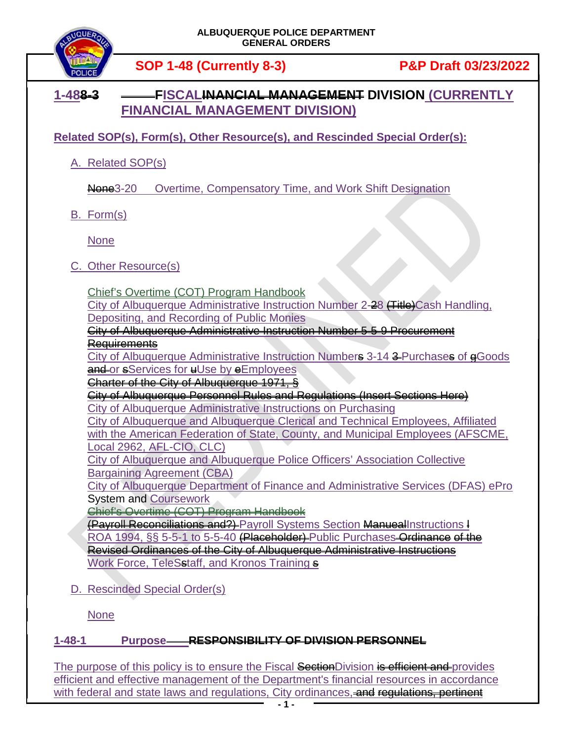**ALBUQUERQUE POLICE DEPARTMENT**
**GENERAL ORDERS**

**SOP 1-48 (Currently 8-3)** **P&P Draft 03/23/2022**

## 1-488-3 FISCALINANCIAL MANAGEMENT DIVISION (CURRENTLY FINANCIAL MANAGEMENT DIVISION)

**Related SOP(s), Form(s), Other Resource(s), and Rescinded Special Order(s):**

A. Related SOP(s)

None3-20 Overtime, Compensatory Time, and Work Shift Designation

B. Form(s)

None

C. Other Resource(s)

Chief's Overtime (COT) Program Handbook
City of Albuquerque Administrative Instruction Number 2-28 (Title)Cash Handling, Depositing, and Recording of Public Monies
City of Albuquerque Administrative Instruction Number 5-5-9 Procurement Requirements
City of Albuquerque Administrative Instruction Numbers 3-14 3 Purchases of gGoods and or sServices for uUse by eEmployees
Charter of the City of Albuquerque 1971, §
City of Albuquerque Personnel Rules and Regulations (Insert Sections Here)
City of Albuquerque Administrative Instructions on Purchasing
City of Albuquerque and Albuquerque Clerical and Technical Employees, Affiliated with the American Federation of State, County, and Municipal Employees (AFSCME, Local 2962, AFL-CIO, CLC)
City of Albuquerque and Albuquerque Police Officers' Association Collective Bargaining Agreement (CBA)
City of Albuquerque Department of Finance and Administrative Services (DFAS) ePro System and Coursework
Chief's Overtime (COT) Program Handbook
(Payroll Reconciliations and?) Payroll Systems Section ManuealInstructions I
ROA 1994, §§ 5-5-1 to 5-5-40 (Placeholder) Public Purchases Ordinance of the Revised Ordinances of the City of Albuquerque Administrative Instructions
Work Force, TeleSstaff, and Kronos Training s

D. Rescinded Special Order(s)

None

### 1-48-1 Purpose RESPONSIBILITY OF DIVISION PERSONNEL

The purpose of this policy is to ensure the Fiscal SectionDivision is efficient and provides efficient and effective management of the Department's financial resources in accordance with federal and state laws and regulations, City ordinances, and regulations, pertinent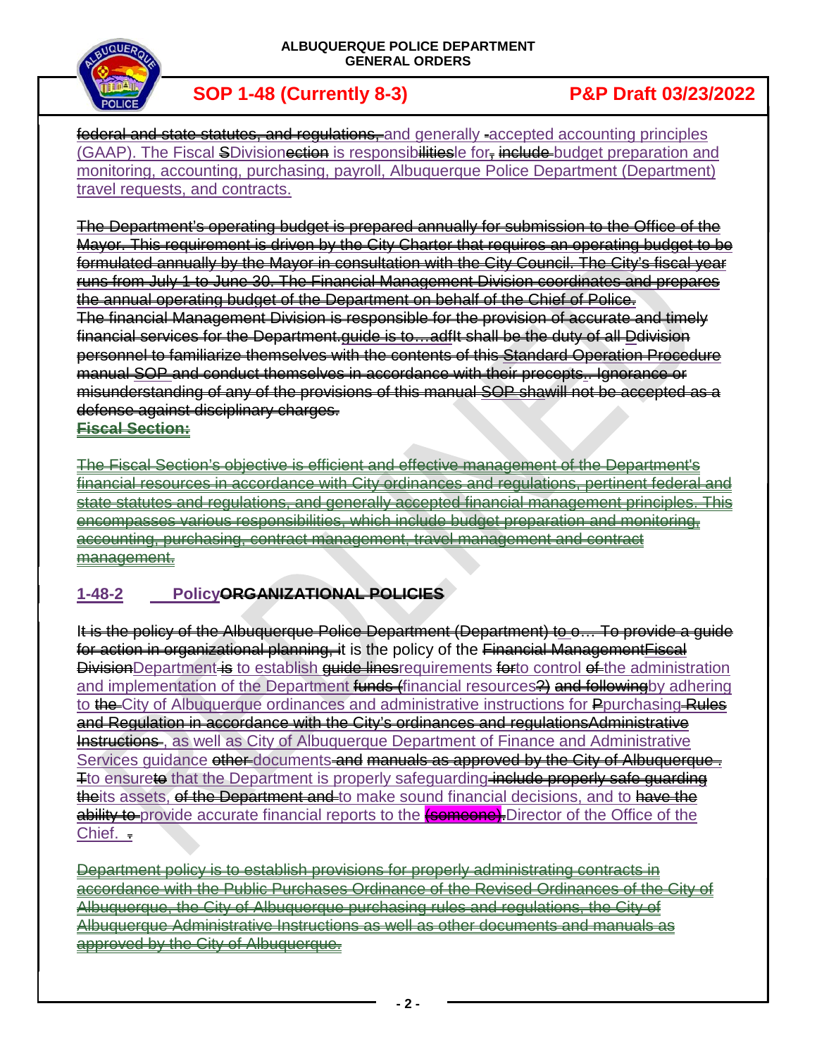~~federal and state statutes, and regulations,~~ and generally ~~-~~accepted accounting principles (GAAP). The Fiscal ~~S~~Division~~ection~~ is responsib~~ilities~~le for~~,~~ ~~include~~ budget preparation and monitoring, accounting, purchasing, payroll, Albuquerque Police Department (Department) travel requests, and contracts.

~~The Department's operating budget is prepared annually for submission to the Office of the Mayor. This requirement is driven by the City Charter that requires an operating budget to be formulated annually by the Mayor in consultation with the City Council. The City's fiscal year runs from July 1 to June 30. The Financial Management Division coordinates and prepares the annual operating budget of the Department on behalf of the Chief of Police.~~
~~The financial Management Division is responsible for the provision of accurate and timely financial services for the Department.guide is to…adfIt shall be the duty of all Ddivision personnel to familiarize themselves with the contents of this Standard Operation Procedure manual SOP and conduct themselves in accordance with their precepts.. Ignorance or misunderstanding of any of the provisions of this manual SOP shawill not be accepted as a defense against disciplinary charges.~~
~~**Fiscal Section:**~~

~~The Fiscal Section's objective is efficient and effective management of the Department's financial resources in accordance with City ordinances and regulations, pertinent federal and state statutes and regulations, and generally accepted financial management principles. This encompasses various responsibilities, which include budget preparation and monitoring, accounting, purchasing, contract management, travel management and contract management.~~

## 1-48-2 Policy~~ORGANIZATIONAL POLICIES~~

~~It is the policy of the Albuquerque Police Department (Department) to o… To provide a guide for action in organizational planning, i~~t is the policy of the ~~Financial ManagementFiscal Division~~Department ~~is~~ to establish ~~guide lines~~requirements ~~for~~to control ~~of~~ the administration and implementation of the Department ~~funds (~~financial resources~~?)~~ ~~and following~~by adhering to ~~the~~ City of Albuquerque ordinances and administrative instructions for ~~P~~purchasing ~~Rules and Regulation in accordance with the City's ordinances and regulationsAdministrative Instructions~~, as well as City of Albuquerque Department of Finance and Administrative Services guidance ~~other~~ documents ~~and manuals as approved by the City of Albuquerque .~~ ~~T~~to ensure~~to~~ that the Department is properly safeguarding ~~include properly safe guarding the~~its assets, ~~of the Department and~~ to make sound financial decisions, and to ~~have the ability to~~ provide accurate financial reports to the ~~(someone).~~Director of the Office of the Chief.

~~Department policy is to establish provisions for properly administrating contracts in accordance with the Public Purchases Ordinance of the Revised Ordinances of the City of Albuquerque, the City of Albuquerque purchasing rules and regulations, the City of Albuquerque Administrative Instructions as well as other documents and manuals as approved by the City of Albuquerque.~~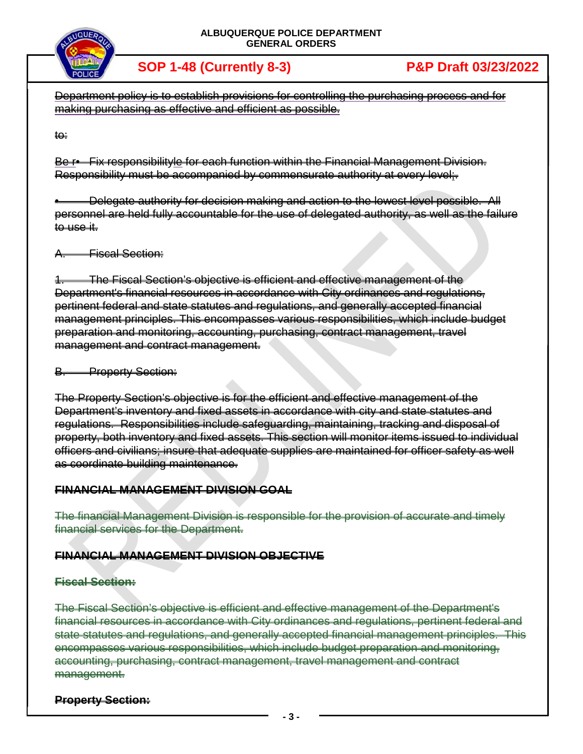~~Department policy is to establish provisions for controlling the purchasing process and for making purchasing as effective and efficient as possible.~~

~~to:~~

~~Be r• Fix responsibilityle for each function within the Financial Management Division. Responsibility must be accompanied by commensurate authority at every level;.~~

~~• Delegate authority for decision making and action to the lowest level possible. All personnel are held fully accountable for the use of delegated authority, as well as the failure to use it.~~

~~A. Fiscal Section:~~

~~1. The Fiscal Section's objective is efficient and effective management of the Department's financial resources in accordance with City ordinances and regulations, pertinent federal and state statutes and regulations, and generally accepted financial management principles. This encompasses various responsibilities, which include budget preparation and monitoring, accounting, purchasing, contract management, travel management and contract management.~~

~~B. Property Section:~~

~~The Property Section's objective is for the efficient and effective management of the Department's inventory and fixed assets in accordance with city and state statutes and regulations. Responsibilities include safeguarding, maintaining, tracking and disposal of property, both inventory and fixed assets. This section will monitor items issued to individual officers and civilians; insure that adequate supplies are maintained for officer safety as well as coordinate building maintenance.~~

**~~FINANCIAL MANAGEMENT DIVISION GOAL~~**

~~The financial Management Division is responsible for the provision of accurate and timely financial services for the Department.~~

**~~FINANCIAL MANAGEMENT DIVISION OBJECTIVE~~**

**~~Fiscal Section:~~**

~~The Fiscal Section's objective is efficient and effective management of the Department's financial resources in accordance with City ordinances and regulations, pertinent federal and state statutes and regulations, and generally accepted financial management principles. This encompasses various responsibilities, which include budget preparation and monitoring, accounting, purchasing, contract management, travel management and contract management.~~

**~~Property Section:~~**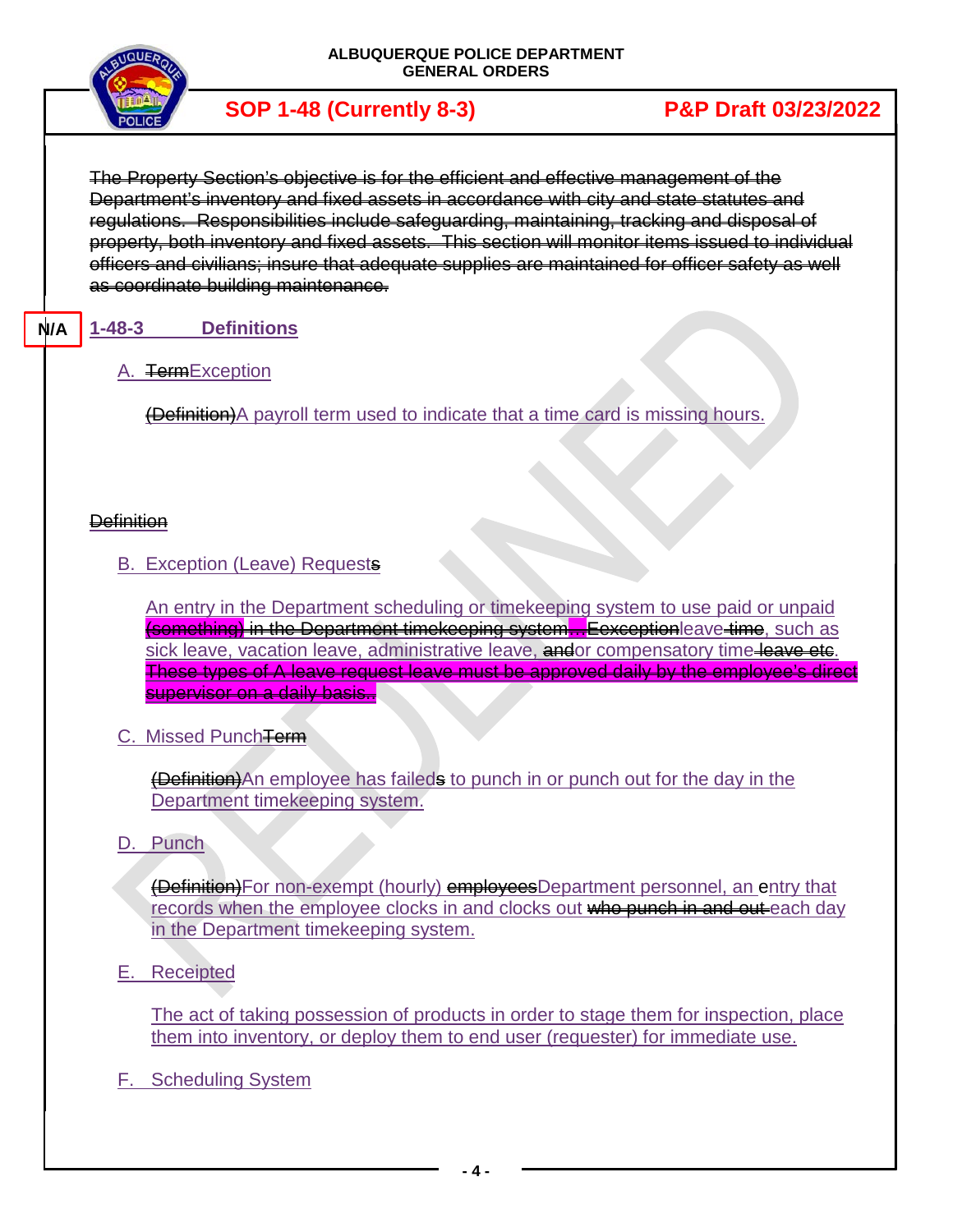~~The Property Section's objective is for the efficient and effective management of the Department's inventory and fixed assets in accordance with city and state statutes and regulations. Responsibilities include safeguarding, maintaining, tracking and disposal of property, both inventory and fixed assets. This section will monitor items issued to individual officers and civilians; insure that adequate supplies are maintained for officer safety as well as coordinate building maintenance.~~

N/A

## 1-48-3 Definitions

A. ~~Term~~Exception

~~(Definition)~~A payroll term used to indicate that a time card is missing hours.

~~Definition~~

B. Exception (Leave) Request~~s~~

An entry in the Department scheduling or timekeeping system to use paid or unpaid ~~(something) in the Department timekeeping system…Eexception~~leave ~~time~~, such as sick leave, vacation leave, administrative leave, ~~and~~or compensatory time ~~leave etc~~. ~~These types of A leave request leave must be approved daily by the employee's direct supervisor on a daily basis.~~.

C. Missed Punch~~Term~~

~~(Definition)~~An employee has faileds to punch in or punch out for the day in the Department timekeeping system.

D. Punch

~~(Definition)~~For non-exempt (hourly) ~~employees~~Department personnel, an entry that records when the employee clocks in and clocks out ~~who punch in and out~~ each day in the Department timekeeping system.

E. Receipted

The act of taking possession of products in order to stage them for inspection, place them into inventory, or deploy them to end user (requester) for immediate use.

F. Scheduling System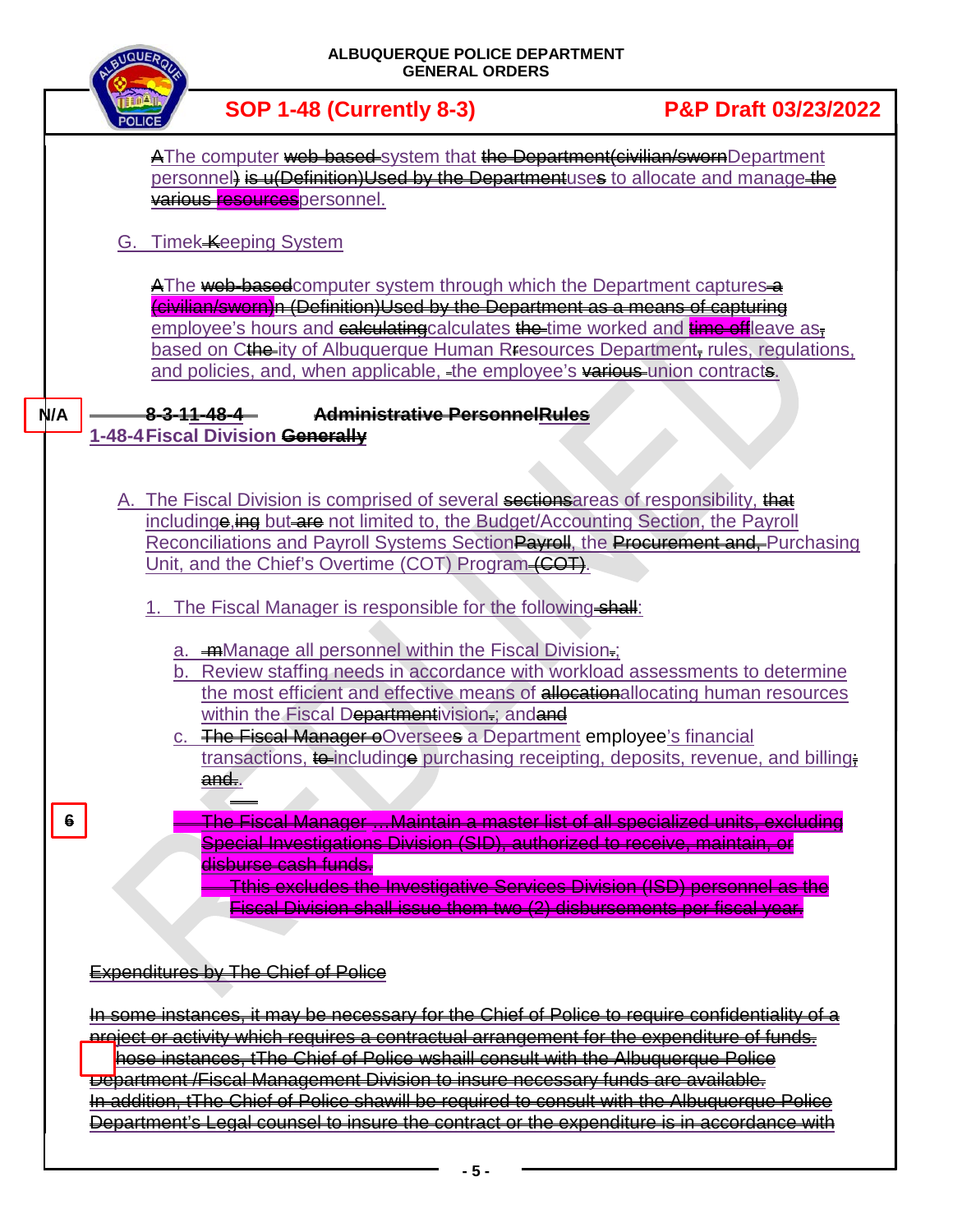AThe computer web-based system that the Department(civilian/swornDepartment personnel) is u(Definition)Used by the Departmentuses to allocate and manage the various resourcespersonnel.

G. Timek-Keeping System

AThe web-basedcomputer system through which the Department captures a (civilian/sworn)n (Definition)Used by the Department as a means of capturing employee's hours and calculatingcalculates the time worked and time offleave as, based on Cthe ity of Albuquerque Human Rresources Department, rules, regulations, and policies, and, when applicable, the employee's various union contracts.

N/A

8-3-11-48-4 Administrative PersonnelRules

**1-48-4 Fiscal Division Generally**

A. The Fiscal Division is comprised of several sectionsareas of responsibility, that includinge,ing but are not limited to, the Budget/Accounting Section, the Payroll Reconciliations and Payroll Systems SectionPayroll, the Procurement and, Purchasing Unit, and the Chief's Overtime (COT) Program (COT).

1. The Fiscal Manager is responsible for the following shall:

   a. mManage all personnel within the Fiscal Division.;

   b. Review staffing needs in accordance with workload assessments to determine the most efficient and effective means of allocationallocating human resources within the Fiscal Departmentivision.; andand

   c. The Fiscal Manager oOversees a Department employee's financial transactions, to includinge purchasing receipting, deposits, revenue, and billing; and..

6

The Fiscal Manager …Maintain a master list of all specialized units, excluding Special Investigations Division (SID), authorized to receive, maintain, or disburse cash funds.

Tthis excludes the Investigative Services Division (ISD) personnel as the Fiscal Division shall issue them two (2) disbursements per fiscal year.

Expenditures by The Chief of Police

In some instances, it may be necessary for the Chief of Police to require confidentiality of a project or activity which requires a contractual arrangement for the expenditure of funds. In those instances, tThe Chief of Police wshaill consult with the Albuquerque Police Department /Fiscal Management Division to insure necessary funds are available. In addition, tThe Chief of Police shawill be required to consult with the Albuquerque Police Department's Legal counsel to insure the contract or the expenditure is in accordance with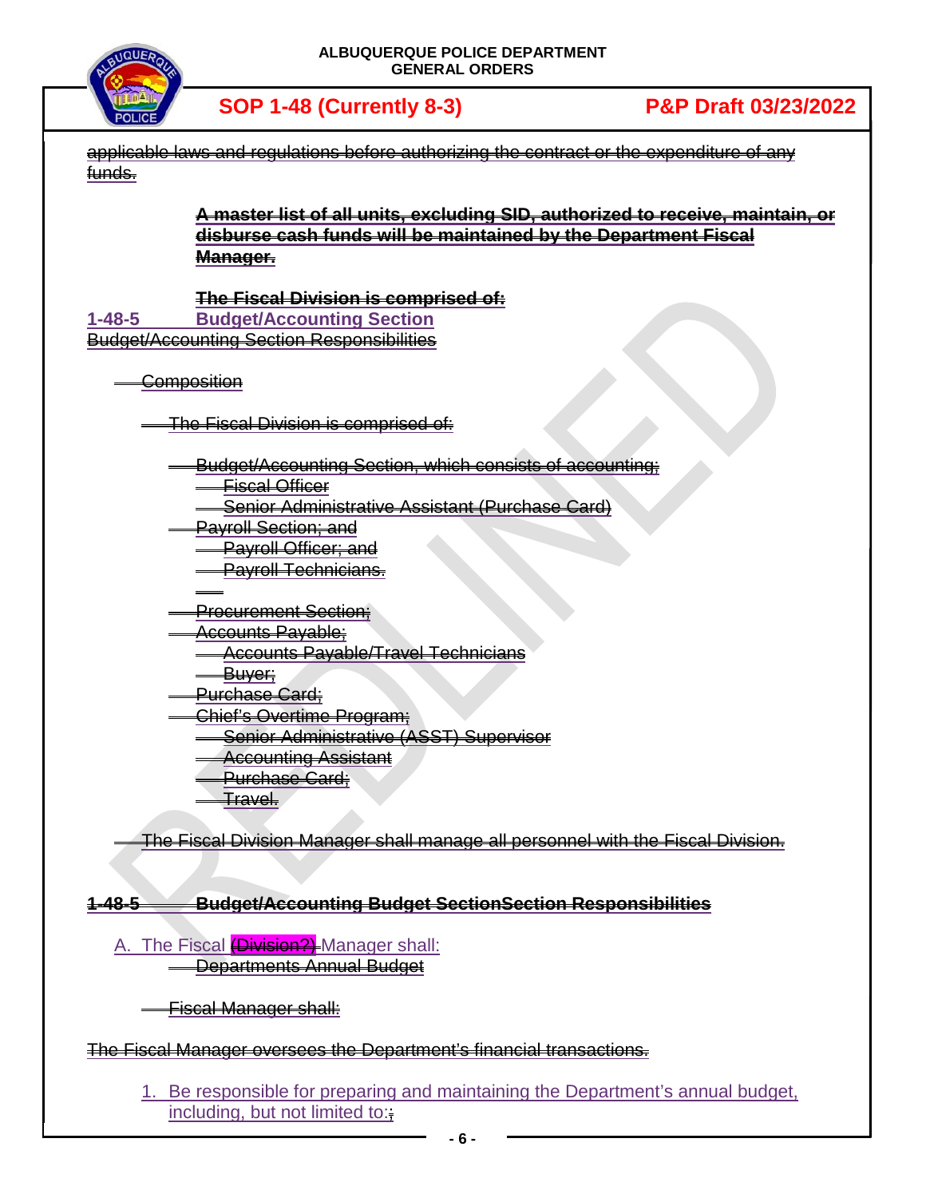applicable laws and regulations before authorizing the contract or the expenditure of any funds.

**A master list of all units, excluding SID, authorized to receive, maintain, or disburse cash funds will be maintained by the Department Fiscal Manager.**

**The Fiscal Division is comprised of:**

## 1-48-5 Budget/Accounting Section

Budget/Accounting Section Responsibilities

Composition

The Fiscal Division is comprised of:

- Budget/Accounting Section, which consists of accounting;
  - Fiscal Officer
  - Senior Administrative Assistant (Purchase Card)
- Payroll Section; and
  - Payroll Officer; and
  - Payroll Technicians.
- Procurement Section;
- Accounts Payable;
  - Accounts Payable/Travel Technicians
  - Buyer;
- Purchase Card;
- Chief's Overtime Program;
  - Senior Administrative (ASST) Supervisor
  - Accounting Assistant
  - Purchase Card;
  - Travel.

The Fiscal Division Manager shall manage all personnel with the Fiscal Division.

**1-48-5 Budget/Accounting Budget SectionSection Responsibilities**

A. The Fiscal (Division?) Manager shall:

Departments Annual Budget

Fiscal Manager shall:

The Fiscal Manager oversees the Department's financial transactions.

1. Be responsible for preparing and maintaining the Department's annual budget, including, but not limited to:;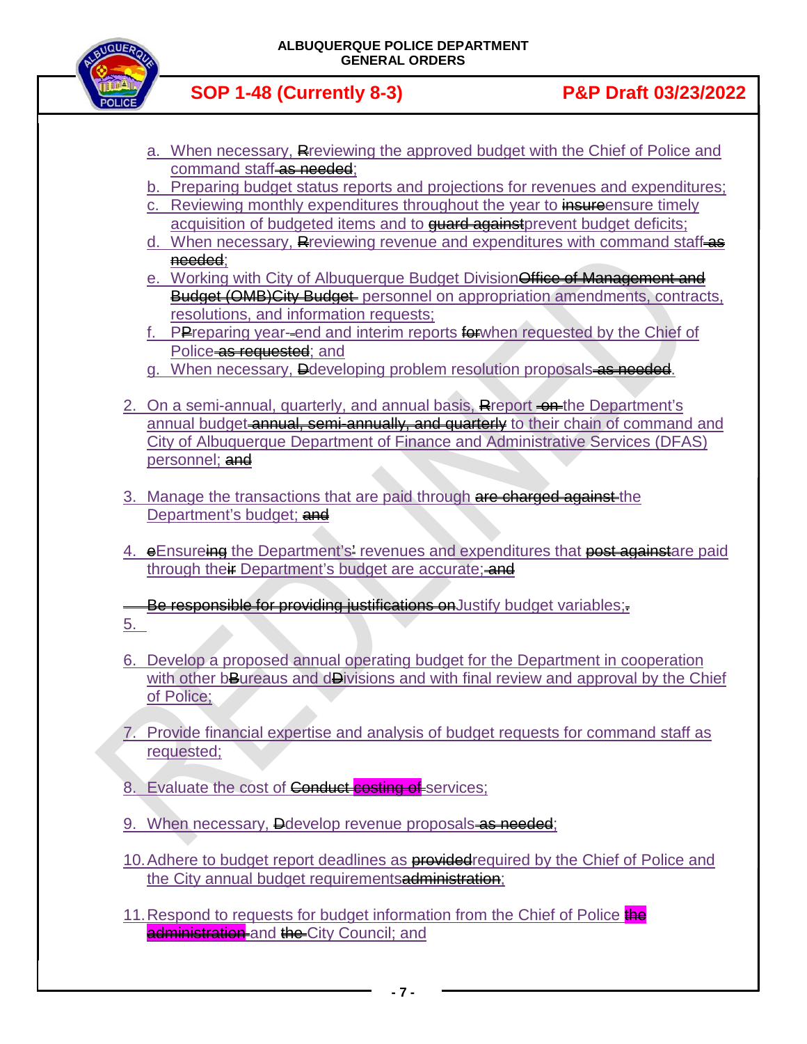a. When necessary, ~~R~~reviewing the approved budget with the Chief of Police and command staff ~~as needed~~;

b. Preparing budget status reports and projections for revenues and expenditures;

c. Reviewing monthly expenditures throughout the year to ~~insure~~ensure timely acquisition of budgeted items and to ~~guard against~~prevent budget deficits;

d. When necessary, ~~R~~reviewing revenue and expenditures with command staff ~~as needed~~;

e. Working with City of Albuquerque Budget Division~~Office of Management and Budget (OMB)City Budget~~ personnel on appropriation amendments, contracts, resolutions, and information requests;

f. P~~P~~reparing year-~~-~~end and interim reports ~~for~~when requested by the Chief of Police ~~as requested~~; and

g. When necessary, ~~D~~developing problem resolution proposals ~~as needed~~.

2. On a semi-annual, quarterly, and annual basis, ~~R~~report ~~on~~ the Department's annual budget ~~annual, semi-annually, and quarterly~~ to their chain of command and City of Albuquerque Department of Finance and Administrative Services (DFAS) personnel; ~~and~~

3. Manage the transactions that are paid through ~~are charged against~~ the Department's budget; ~~and~~

4. ~~e~~Ensure~~ing~~ the Department's~~'~~ revenues and expenditures that ~~post against~~are paid through the~~ir~~ Department's budget are accurate; ~~and~~

~~Be responsible for providing justifications on~~Justify budget variables;~~.~~

5.

6. Develop a proposed annual operating budget for the Department in cooperation with other b~~B~~ureaus and d~~D~~ivisions and with final review and approval by the Chief of Police;

7. Provide financial expertise and analysis of budget requests for command staff as requested;

8. Evaluate the cost of ~~Conduct costing of~~ services;

9. When necessary, ~~D~~develop revenue proposals ~~as needed~~;

10. Adhere to budget report deadlines as ~~provided~~required by the Chief of Police and the City annual budget requirements~~administration~~;

11. Respond to requests for budget information from the Chief of Police ~~the administration~~ and ~~the~~ City Council; and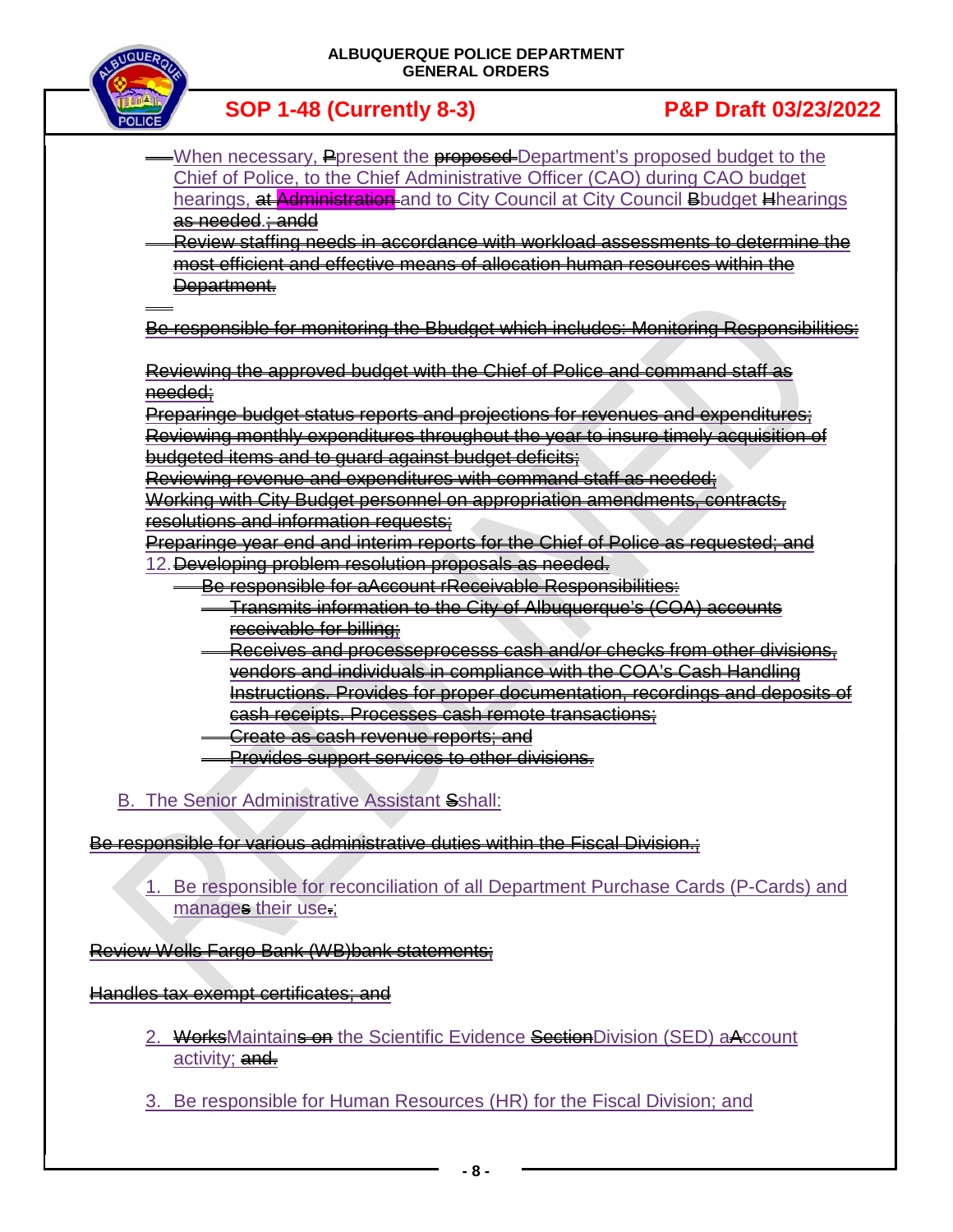When necessary, ~~P~~present the ~~proposed~~ Department's proposed budget to the Chief of Police, to the Chief Administrative Officer (CAO) during CAO budget hearings, ~~at Administration~~ and to City Council at City Council ~~B~~budget ~~H~~hearings ~~as needed.; andd~~

~~Review staffing needs in accordance with workload assessments to determine the most efficient and effective means of allocation human resources within the Department.~~

~~Be responsible for monitoring the Bbudget which includes: Monitoring Responsibilities:~~

~~Reviewing the approved budget with the Chief of Police and command staff as needed;~~

~~Preparinge budget status reports and projections for revenues and expenditures;~~

~~Reviewing monthly expenditures throughout the year to insure timely acquisition of budgeted items and to guard against budget deficits;~~

~~Reviewing revenue and expenditures with command staff as needed;~~

~~Working with City Budget personnel on appropriation amendments, contracts, resolutions and information requests;~~

~~Preparinge year end and interim reports for the Chief of Police as requested; and~~

12. ~~Developing problem resolution proposals as needed.~~

~~Be responsible for aAccount rReceivable Responsibilities:~~

~~Transmits information to the City of Albuquerque's (COA) accounts receivable for billing;~~

~~Receives and processeprocesss cash and/or checks from other divisions, vendors and individuals in compliance with the COA's Cash Handling Instructions. Provides for proper documentation, recordings and deposits of cash receipts. Processes cash remote transactions;~~

~~Create as cash revenue reports; and~~

~~Provides support services to other divisions.~~

B. The Senior Administrative Assistant ~~S~~shall:

~~Be responsible for various administrative duties within the Fiscal Division.;~~

1. Be responsible for reconciliation of all Department Purchase Cards (P-Cards) and manage~~s~~ their use~~.~~;

~~Review Wells Fargo Bank (WB)bank statements;~~

~~Handles tax exempt certificates; and~~

2. ~~Works~~Maintain~~s on~~ the Scientific Evidence ~~Section~~Division (SED) ~~a~~Account activity; ~~and.~~

3. Be responsible for Human Resources (HR) for the Fiscal Division; and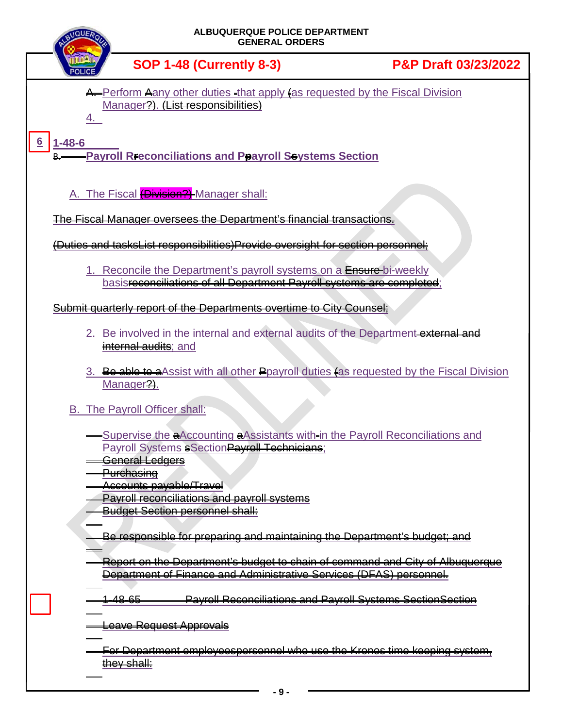~~A.~~ Perform ~~A~~any other duties ~~-~~that apply ~~(~~as requested by the Fiscal Division Manager~~?)~~. ~~(List responsibilities)~~

4.

6 **1-48-6**

~~B.~~ **Payroll R~~r~~econciliations and P~~p~~ayroll S~~s~~ystems Section**

A. The Fiscal ~~(Division?)~~ Manager shall:

~~The Fiscal Manager oversees the Department's financial transactions.~~

~~(Duties and tasksList responsibilities)Provide oversight for section personnel;~~

1. Reconcile the Department's payroll systems on a ~~Ensure~~ bi-weekly basis~~reconciliations of all Department Payroll systems are completed~~;

~~Submit quarterly report of the Departments overtime to City Counsel;~~

2. Be involved in the internal and external audits of the Department ~~external and internal audits~~; and

3. ~~Be able to a~~Assist with all other ~~P~~payroll duties ~~(~~as requested by the Fiscal Division Manager~~?)~~.

B. The Payroll Officer shall:

Supervise the ~~a~~Accounting ~~a~~Assistants with-in the Payroll Reconciliations and Payroll Systems ~~s~~Section~~Payroll Technicians~~;

~~General Ledgers~~

~~Purchasing~~

~~Accounts payable/Travel~~

~~Payroll reconciliations and payroll systems~~

~~Budget Section personnel shall:~~

~~Be responsible for preparing and maintaining the Department's budget; and~~

~~Report on the Department's budget to chain of command and City of Albuquerque Department of Finance and Administrative Services (DFAS) personnel.~~

~~1-48-65 Payroll Reconciliations and Payroll Systems SectionSection~~

~~Leave Request Approvals~~

~~For Department employeespersonnel who use the Kronos time keeping system, they shall:~~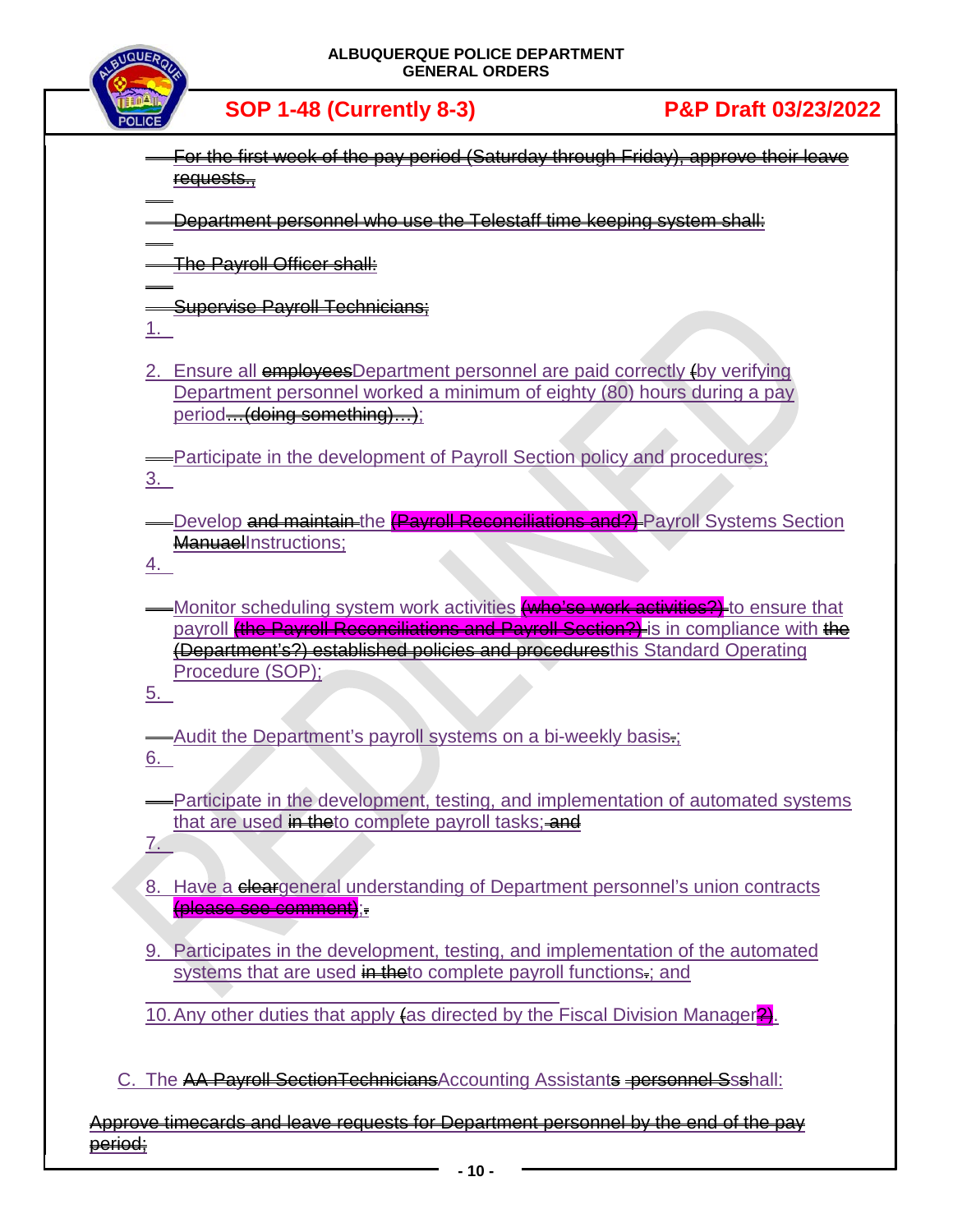For the first week of the pay period (Saturday through Friday), approve their leave requests.,

Department personnel who use the Telestaff time keeping system shall:

The Payroll Officer shall:

Supervise Payroll Technicians;

1.

2. Ensure all employeesDepartment personnel are paid correctly (by verifying Department personnel worked a minimum of eighty (80) hours during a pay period…(doing something)…);

Participate in the development of Payroll Section policy and procedures;

3.

Develop and maintain the (Payroll Reconciliations and?) Payroll Systems Section ManuaelInstructions;

4.

Monitor scheduling system work activities (who'se work activities?) to ensure that payroll (the Payroll Reconciliations and Payroll Section?) is in compliance with the (Department's?) established policies and proceduresthis Standard Operating Procedure (SOP);

5.

Audit the Department's payroll systems on a bi-weekly basis.;

6.

Participate in the development, testing, and implementation of automated systems that are used in theto complete payroll tasks; and

7.

8. Have a cleargeneral understanding of Department personnel's union contracts (please see comment);.

9. Participates in the development, testing, and implementation of the automated systems that are used in theto complete payroll functions.; and

10. Any other duties that apply (as directed by the Fiscal Division Manager?).

C. The AA Payroll SectionTechniciansAccounting Assistants personnel Ssshall:

Approve timecards and leave requests for Department personnel by the end of the pay period;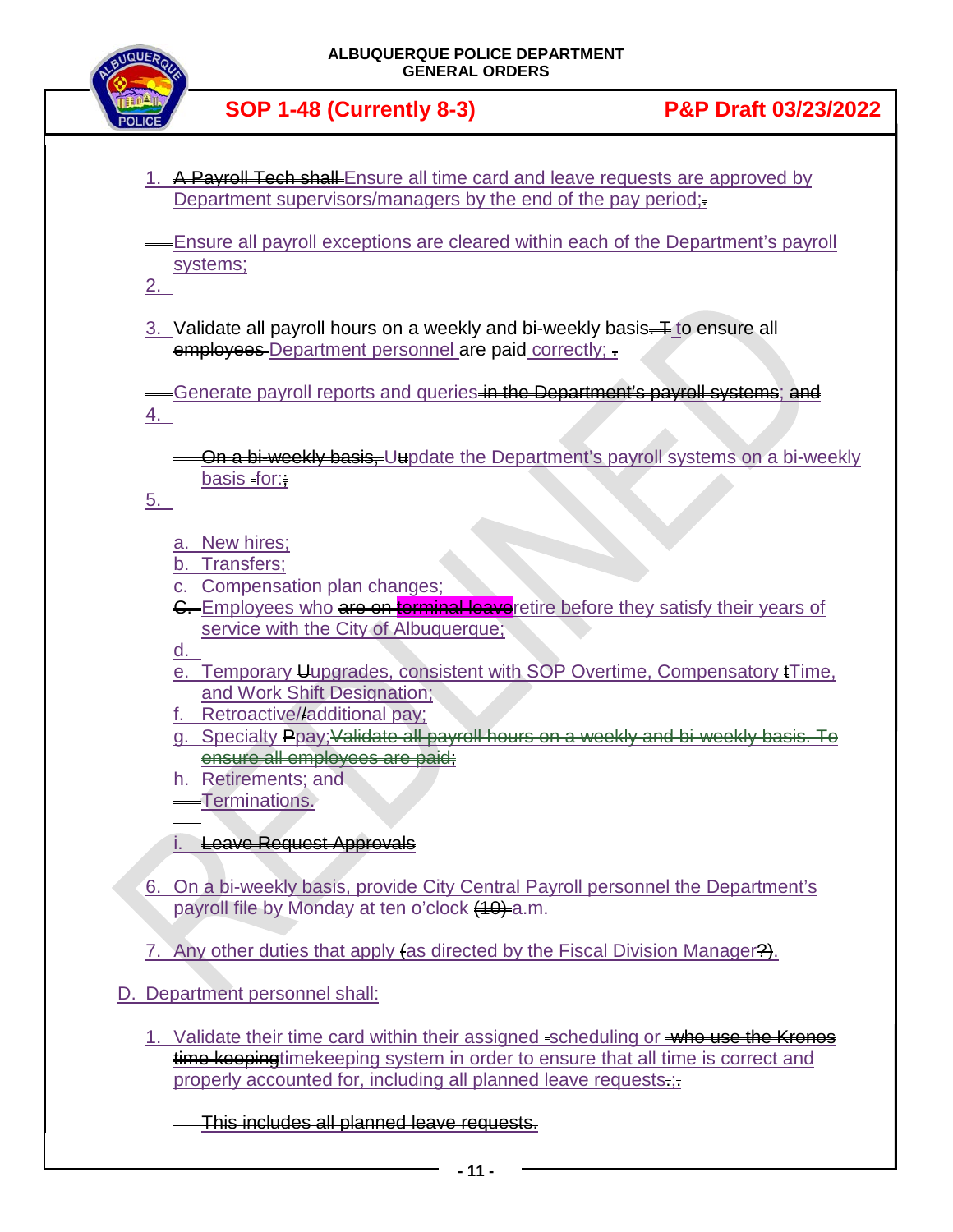1. ~~A Payroll Tech shall~~ Ensure all time card and leave requests are approved by Department supervisors/managers by the end of the pay period;

2. Ensure all payroll exceptions are cleared within each of the Department's payroll systems;

3. Validate all payroll hours on a weekly and bi-weekly basis. ~~T~~ to ensure all ~~employees~~ Department personnel are paid correctly;

4. Generate payroll reports and queries ~~in the Department's payroll systems~~; ~~and~~

5. ~~On a bi-weekly basis,~~ ~~U~~update the Department's payroll systems on a bi-weekly basis for:~~;~~

   a. New hires;
   b. Transfers;
   c. Compensation plan changes;
   d. ~~C.~~ Employees who ~~are on~~ ~~terminal leave~~retire before they satisfy their years of service with the City of Albuquerque;
   e. Temporary ~~U~~upgrades, consistent with SOP Overtime, Compensatory ~~t~~Time, and Work Shift Designation;
   f. Retroactive/~~/~~additional pay;
   g. Specialty ~~P~~pay;~~Validate all payroll hours on a weekly and bi-weekly basis. To ensure all employees are paid;~~
   h. Retirements; and
   i. Terminations.

   ~~i. Leave Request Approvals~~

6. On a bi-weekly basis, provide City Central Payroll personnel the Department's payroll file by Monday at ten o'clock ~~(10)~~ a.m.

7. Any other duties that apply ~~(~~as directed by the Fiscal Division Manager~~?~~).

D. Department personnel shall:

1. Validate their time card within their assigned scheduling or ~~who use the Kronos time keeping~~timekeeping system in order to ensure that all time is correct and properly accounted for, including all planned leave requests.;

   ~~This includes all planned leave requests.~~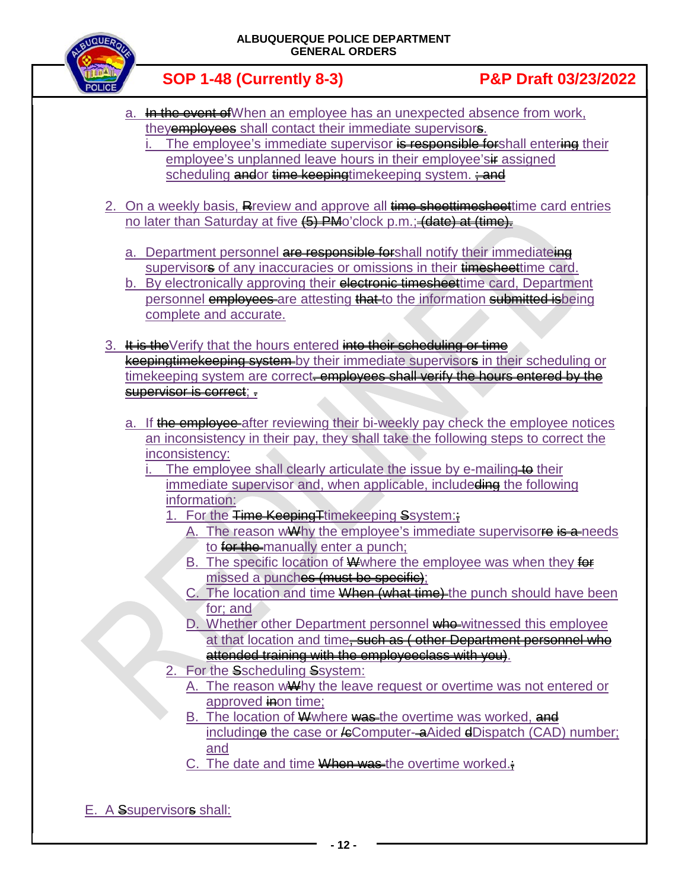a. ~~In the event of~~When an employee has an unexpected absence from work, they~~employees~~ shall contact their immediate supervisor~~s~~.

   i. The employee's immediate supervisor ~~is responsible for~~shall enter~~ing~~ their employee's unplanned leave hours in their employee's~~ir~~ assigned scheduling ~~and~~or ~~time keeping~~timekeeping system. ~~; and~~

2. On a weekly basis, ~~R~~review and approve all ~~time sheettimesheet~~time card entries no later than Saturday at five ~~(5) PM~~o'clock p.m.;~~ (date) at (time).~~

   a. Department personnel ~~are responsible for~~shall notify their immediate~~ing~~ supervisor~~s~~ of any inaccuracies or omissions in their ~~timesheet~~time card.

   b. By electronically approving their ~~electronic timesheet~~time card, Department personnel ~~employees~~ are attesting ~~that~~ to the information ~~submitted is~~being complete and accurate.

3. ~~It is the~~Verify that the hours entered ~~into their scheduling or time keepingtimekeeping system~~ by their immediate supervisor~~s~~ in their scheduling or timekeeping system are correct~~. employees shall verify the hours entered by the supervisor is correct~~; ~~.~~

   a. If ~~the employee~~ after reviewing their bi-weekly pay check the employee notices an inconsistency in their pay, they shall take the following steps to correct the inconsistency:

      i. The employee shall clearly articulate the issue by e-mailing ~~to~~ their immediate supervisor and, when applicable, include~~ding~~ the following information:

         1. For the ~~Time Keeping~~~~T~~timekeeping ~~S~~system:~~;~~

            A. The reason w~~W~~hy the employee's immediate supervisor~~re~~ ~~is a~~ needs to ~~for the~~ manually enter a punch;

            B. The specific location of ~~W~~where the employee was when they ~~for~~ missed a punch~~es (must be specific)~~;

            C. The location and time ~~When (what time)~~ the punch should have been for; and

            D. Whether other Department personnel ~~who~~ witnessed this employee at that location and time~~, such as ( other Department personnel who attended training with the employeeclass with you)~~.

         2. For the ~~S~~scheduling ~~S~~system:

            A. The reason w~~W~~hy the leave request or overtime was not entered or approved ~~in~~on time;

            B. The location of ~~W~~where ~~was~~ the overtime was worked, ~~and~~ including~~e~~ the case or ~~/c~~Computer-~~a~~Aided ~~d~~Dispatch (CAD) number; and

            C. The date and time ~~When was~~ the overtime worked.~~;~~

E. A ~~S~~supervisor~~s~~ shall: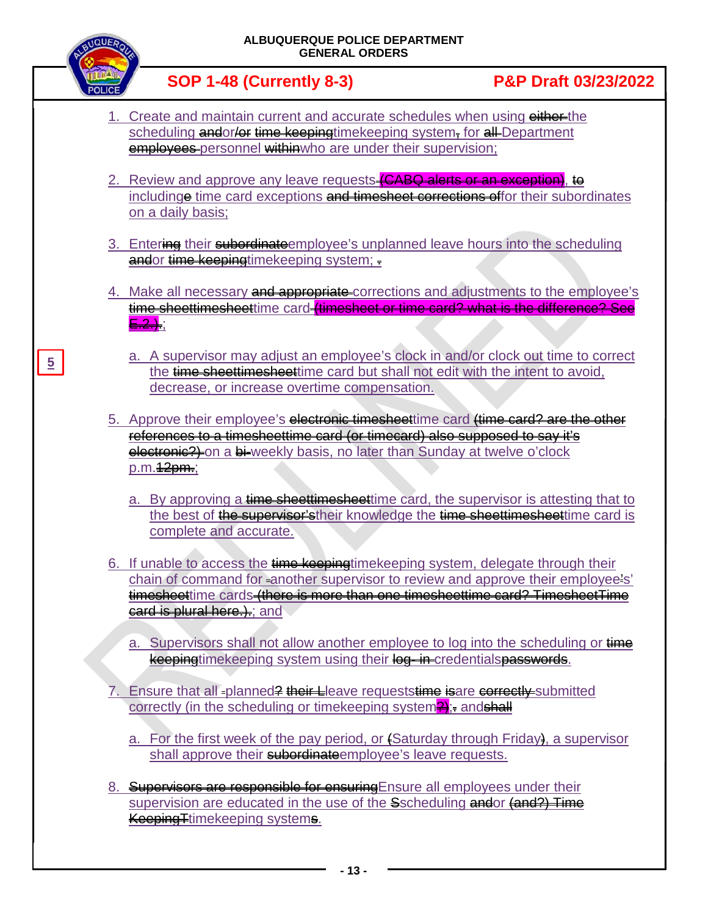1. Create and maintain current and accurate schedules when using ~~either~~ the scheduling ~~and~~or~~/or time keeping~~timekeeping system~~,~~ for ~~all~~ Department ~~employees~~ personnel ~~within~~who are under their supervision;

2. Review and approve any leave requests ~~(CABQ alerts or an exception)~~, ~~to~~ including~~e~~ time card exceptions ~~and timesheet corrections of~~for their subordinates on a daily basis;

3. Enter~~ing~~ their ~~subordinate~~employee's unplanned leave hours into the scheduling ~~and~~or ~~time keeping~~timekeeping system;~~.~~

4. Make all necessary ~~and appropriate~~ corrections and adjustments to the employee's ~~time sheettimesheet~~time card ~~(timesheet or time card? what is the difference? See E.2.)~~;

   a. A supervisor may adjust an employee's clock in and/or clock out time to correct the ~~time sheettimesheet~~time card but shall not edit with the intent to avoid, decrease, or increase overtime compensation.

5. Approve their employee's ~~electronic timesheet~~time card ~~(time card? are the other references to a timesheettime card (or timecard) also supposed to say it's electronic?)~~ on a ~~bi-~~weekly basis, no later than Sunday at twelve o'clock p.m.~~12pm.~~;

   a. By approving a ~~time sheettimesheet~~time card, the supervisor is attesting that to the best of ~~the supervisor's~~their knowledge the ~~time sheettimesheet~~time card is complete and accurate.

6. If unable to access the ~~time keeping~~timekeeping system, delegate through their chain of command for ~~-~~another supervisor to review and approve their employee~~'~~s' ~~timesheet~~time cards ~~(there is more than one timesheettime card? TimesheetTime card is plural here.).~~; and

   a. Supervisors shall not allow another employee to log into the scheduling or ~~time keeping~~timekeeping system using their ~~log-in~~ credentials~~passwords~~.

7. Ensure that all ~~-~~planned~~?~~ ~~their L~~leave requests~~time~~ ~~is~~are ~~correctly~~ submitted correctly (in the scheduling or timekeeping system~~?)~~);~~.~~ and~~shall~~

   a. For the first week of the pay period, or ~~(~~Saturday through Friday~~)~~, a supervisor shall approve their ~~subordinate~~employee's leave requests.

8. ~~Supervisors are responsible for ensuring~~Ensure all employees under their supervision are educated in the use of the ~~S~~scheduling ~~and~~or ~~(and?) Time Keeping~~ ~~T~~timekeeping system~~s~~.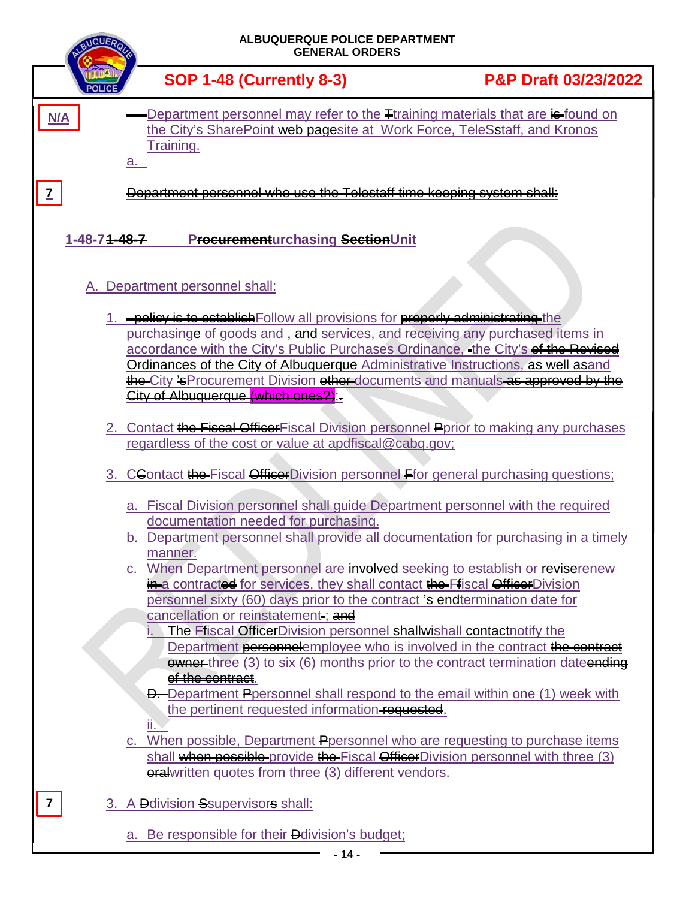N/A

Department personnel may refer to the training materials that are found on the City's SharePoint site at Work Force, TeleStaff, and Kronos Training.

a.

7

~~Department personnel who use the Telestaff time keeping system shall:~~

## 1-48-7 Purchasing Unit

A. Department personnel shall:

1. Follow all provisions for the purchasing of goods and services, and receiving any purchased items in accordance with the City's Public Purchases Ordinance, the City's Administrative Instructions, and City's Procurement Division documents and manuals;

2. Contact Fiscal Division personnel prior to making any purchases regardless of the cost or value at apdfiscal@cabq.gov;

3. Contact Fiscal Division personnel for general purchasing questions;

    a. Fiscal Division personnel shall guide Department personnel with the required documentation needed for purchasing.

    b. Department personnel shall provide all documentation for purchasing in a timely manner.

    c. When Department personnel are seeking to establish or renew a contract for services, they shall contact Fiscal Division personnel sixty (60) days prior to the contract termination date for cancellation or reinstatement;

        i. Fiscal Division personnel shall notify the Department employee who is involved in the contract three (3) to six (6) months prior to the contract termination date.

        Department personnel shall respond to the email within one (1) week with the pertinent information.

        ii.

    c. When possible, Department personnel who are requesting to purchase items shall provide Fiscal Division personnel with three (3) written quotes from three (3) different vendors.

7

3. A division supervisor shall:

    a. Be responsible for their division's budget;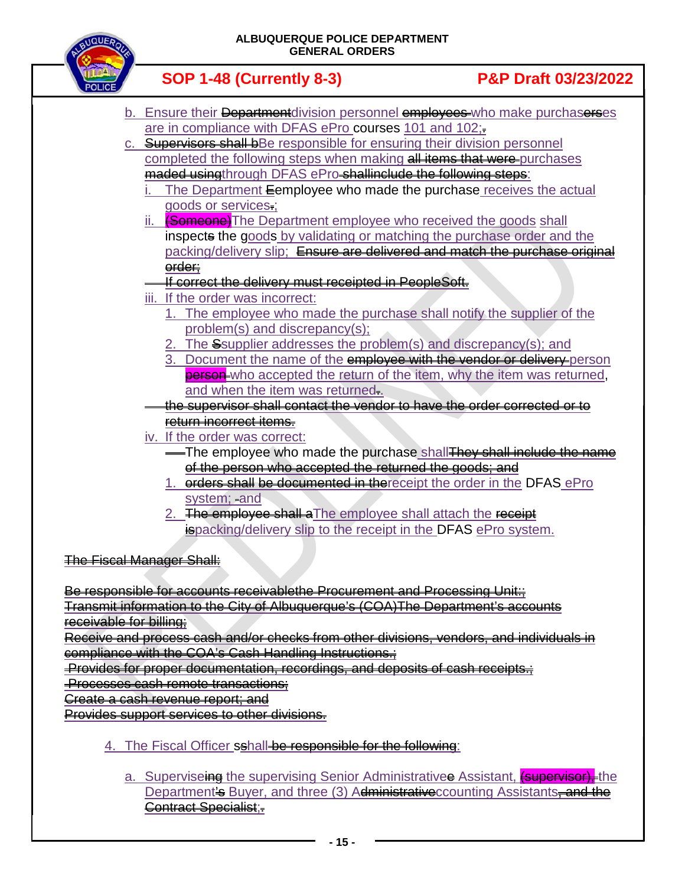b. Ensure their ~~Department~~division personnel ~~employees~~ who make purchas~~ers~~es are in compliance with DFAS ePro courses 101 and 102;~~.~~

c. ~~Supervisors shall b~~Be responsible for ensuring their division personnel completed the following steps when making ~~all items that were~~ purchases ~~maded using~~through DFAS ePro ~~shallinclude the following steps~~:

   i. The Department ~~E~~employee who made the purchase receives the actual goods or services~~.~~;

   ii. ~~(Someone)~~The Department employee who received the goods shall inspect~~s~~ the goods by validating or matching the purchase order and the packing/delivery slip; ~~Ensure are delivered and match the purchase original order;~~

   ~~If correct the delivery must receipted in PeopleSoft.~~

   iii. If the order was incorrect:

      1. The employee who made the purchase shall notify the supplier of the problem(s) and discrepancy(s);

      2. The ~~S~~supplier addresses the problem(s) and discrepancy(s); and

      3. Document the name of the ~~employee with the vendor or delivery~~ person ~~person~~ who accepted the return of the item, why the item was returned, and when the item was returned~~.~~.

   ~~the supervisor shall contact the vendor to have the order corrected or to return incorrect items.~~

   iv. If the order was correct:

      The employee who made the purchase shall~~They shall include the name of the person who accepted the returned the goods; and~~

      1. ~~orders shall be documented in the~~receipt the order in the DFAS ePro system; ~~-~~and

      2. ~~The employee shall a~~The employee shall attach the ~~receipt is~~packing/delivery slip to the receipt in the DFAS ePro system.

~~The Fiscal Manager Shall:~~

~~Be responsible for accounts receivablethe Procurement and Processing Unit:;~~

~~Transmit information to the City of Albuquerque's (COA)The Department's accounts receivable for billing;~~

~~Receive and process cash and/or checks from other divisions, vendors, and individuals in compliance with the COA's Cash Handling Instructions.;~~

~~Provides for proper documentation, recordings, and deposits of cash receipts.;~~

~~Processes cash remote transactions;~~

~~Create a cash revenue report; and~~

~~Provides support services to other divisions.~~

4. The Fiscal Officer s~~s~~hall ~~be responsible for the following~~:

   a. Supervise~~ing~~ the supervising Senior Administrative~~e~~ Assistant, ~~(supervisor),~~ the Department~~'s~~ Buyer, and three (3) A~~dministrative~~ccounting Assistants~~, and the Contract Specialist~~;~~.~~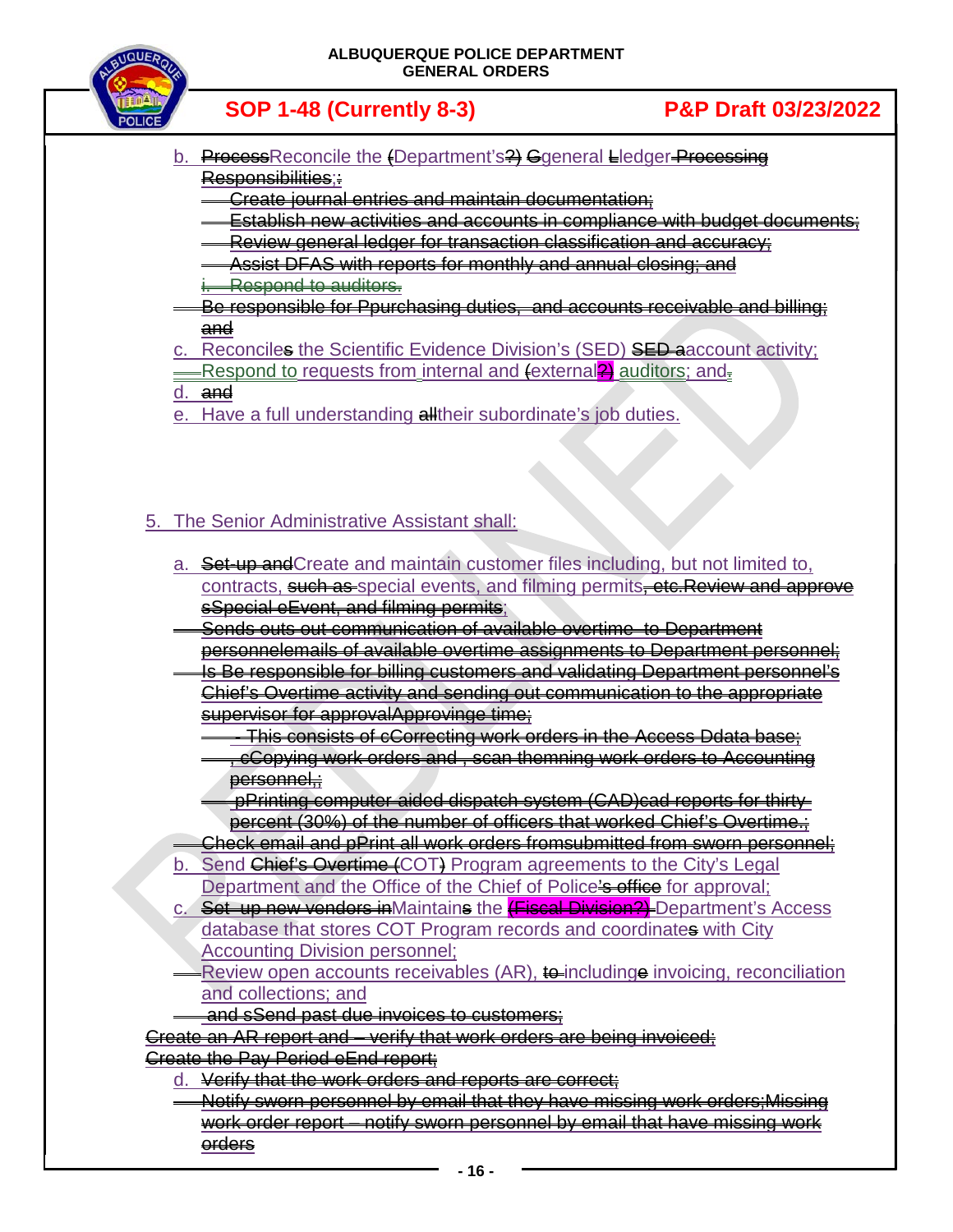b. ~~Process~~Reconcile the ~~(~~Department's~~?)~~ ~~G~~general ~~L~~ledger ~~Processing Responsibilities;:~~

~~Create journal entries and maintain documentation;~~

~~Establish new activities and accounts in compliance with budget documents;~~

~~Review general ledger for transaction classification and accuracy;~~

~~Assist DFAS with reports for monthly and annual closing; and~~

~~i. Respond to auditors.~~

~~Be responsible for Ppurchasing duties, and accounts receivable and billing; and~~

c. Reconcile~~s~~ the Scientific Evidence Division's (SED) ~~SED a~~account activity;

Respond to requests from internal and ~~(~~external~~?)~~ auditors; and~~.~~

d. ~~and~~

e. Have a full understanding ~~all~~their subordinate's job duties.

5. The Senior Administrative Assistant shall:

   a. ~~Set-up and~~Create and maintain customer files including, but not limited to, contracts, ~~such as~~ special events, and filming permits~~, etc.Review and approve sSpecial eEvent, and filming permits~~;

   ~~Sends outs out communication of available overtime to Department personnelemails of available overtime assignments to Department personnel;~~

   ~~Is Be responsible for billing customers and validating Department personnel's Chief's Overtime activity and sending out communication to the appropriate supervisor for approvalApproving time;~~

   ~~- This consists of cCorrecting work orders in the Access Ddata base;~~

   ~~, cCopying work orders and , scan themning work orders to Accounting personnel,;~~

   ~~pPrinting computer-aided dispatch system (CAD)cad reports for thirty percent (30%) of the number of officers that worked Chief's Overtime.;~~

   ~~Check email and pPrint all work orders fromsubmitted from sworn personnel;~~

   b. Send ~~Chief's Overtime (~~COT~~)~~ Program agreements to the City's Legal Department and the Office of the Chief of Police~~'s office~~ for approval;

   c. ~~Set-up new vendors in~~Maintain~~s~~ the ~~(Fiscal Division?)~~ Department's Access database that stores COT Program records and coordinate~~s~~ with City Accounting Division personnel;

   Review open accounts receivables (AR), ~~to~~ includ~~ing~~e invoicing, reconciliation and collections; and

   ~~and sSend past due invoices to customers;~~

~~Create an AR report and – verify that work orders are being invoiced;~~

~~Create the Pay Period eEnd report;~~

   d. ~~Verify that the work orders and reports are correct;~~

   ~~Notify sworn personnel by email that they have missing work orders;Missing work order report – notify sworn personnel by email that have missing work orders~~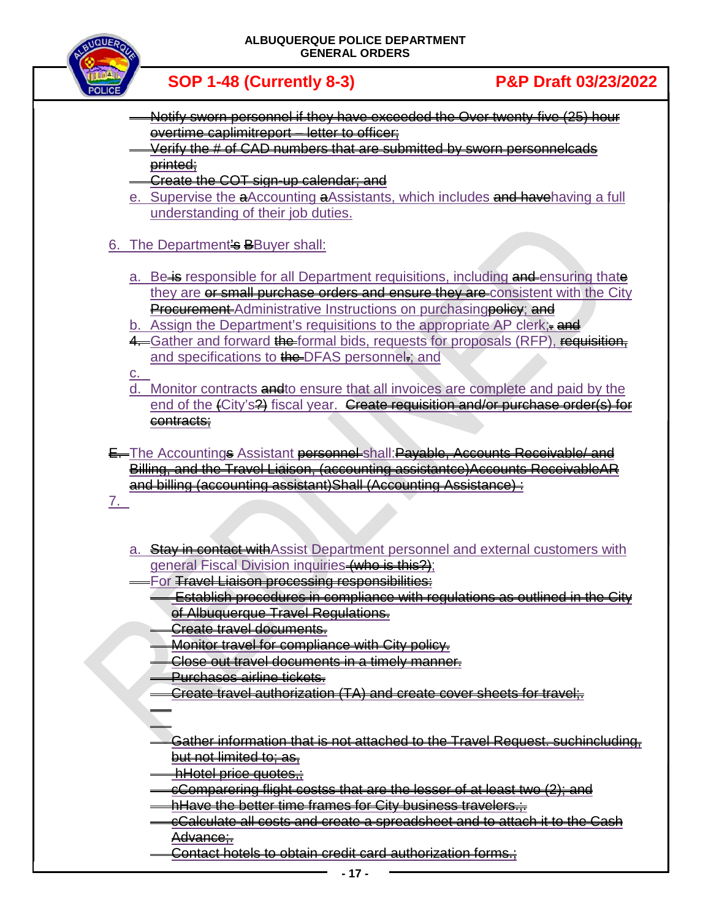- ~~Notify sworn personnel if they have exceeded the Over twenty-five (25) hour overtime caplimitreport – letter to officer;~~
- ~~Verify the # of CAD numbers that are submitted by sworn personnelcads printed;~~
- ~~Create the COT sign-up calendar; and~~

e. Supervise the ~~a~~Accounting ~~a~~Assistants, which includes ~~and have~~having a full understanding of their job duties.

6. The Department~~'s B~~Buyer shall:

   a. Be ~~is~~ responsible for all Department requisitions, including ~~and~~ ensuring that~~e~~ they are ~~or small purchase orders and ensure they are~~ consistent with the City ~~Procurement~~ Administrative Instructions on purchasing~~policy~~; ~~and~~

   b. Assign the Department's requisitions to the appropriate AP clerk;~~. and~~

   ~~4.~~ Gather and forward ~~the~~ formal bids, requests for proposals (RFP), ~~requisition,~~ and specifications to ~~the~~ DFAS personnel~~,~~; and

   c.

   d. Monitor contracts ~~and~~to ensure that all invoices are complete and paid by the end of the ~~(~~City's~~?)~~ fiscal year. ~~Create requisition and/or purchase order(s) for contracts;~~

~~E.~~ The Accounting~~s~~ Assistant ~~personnel~~ shall:~~Payable, Accounts Receivable/ and Billing, and the Travel Liaison, (accounting assistantce)Accounts ReceivableAR and billing (accounting assistant)Shall (Accounting Assistance) :~~

7.

   a. ~~Stay in contact with~~Assist Department personnel and external customers with general Fiscal Division inquiries~~(who is this?)~~;

   For ~~Travel Liaison processing responsibilities:~~

   - ~~Establish procedures in compliance with regulations as outlined in the City of Albuquerque Travel Regulations.~~
   - ~~Create travel documents.~~
   - ~~Monitor travel for compliance with City policy.~~
   - ~~Close out travel documents in a timely manner.~~
   - ~~Purchases airline tickets.~~
   - ~~Create travel authorization (TA) and create cover sheets for travel;.~~
   - ~~Gather information that is not attached to the Travel Request. suchincluding, but not limited to; as,~~
   - ~~hHotel price quotes,;~~
   - ~~cComparering flight costss that are the lesser of at least two (2); and~~
   - ~~hHave the better time frames for City business travelers.;.~~
   - ~~cCalculate all costs and create a spreadsheet and to attach it to the Cash Advance;.~~
   - ~~Contact hotels to obtain credit card authorization forms.;~~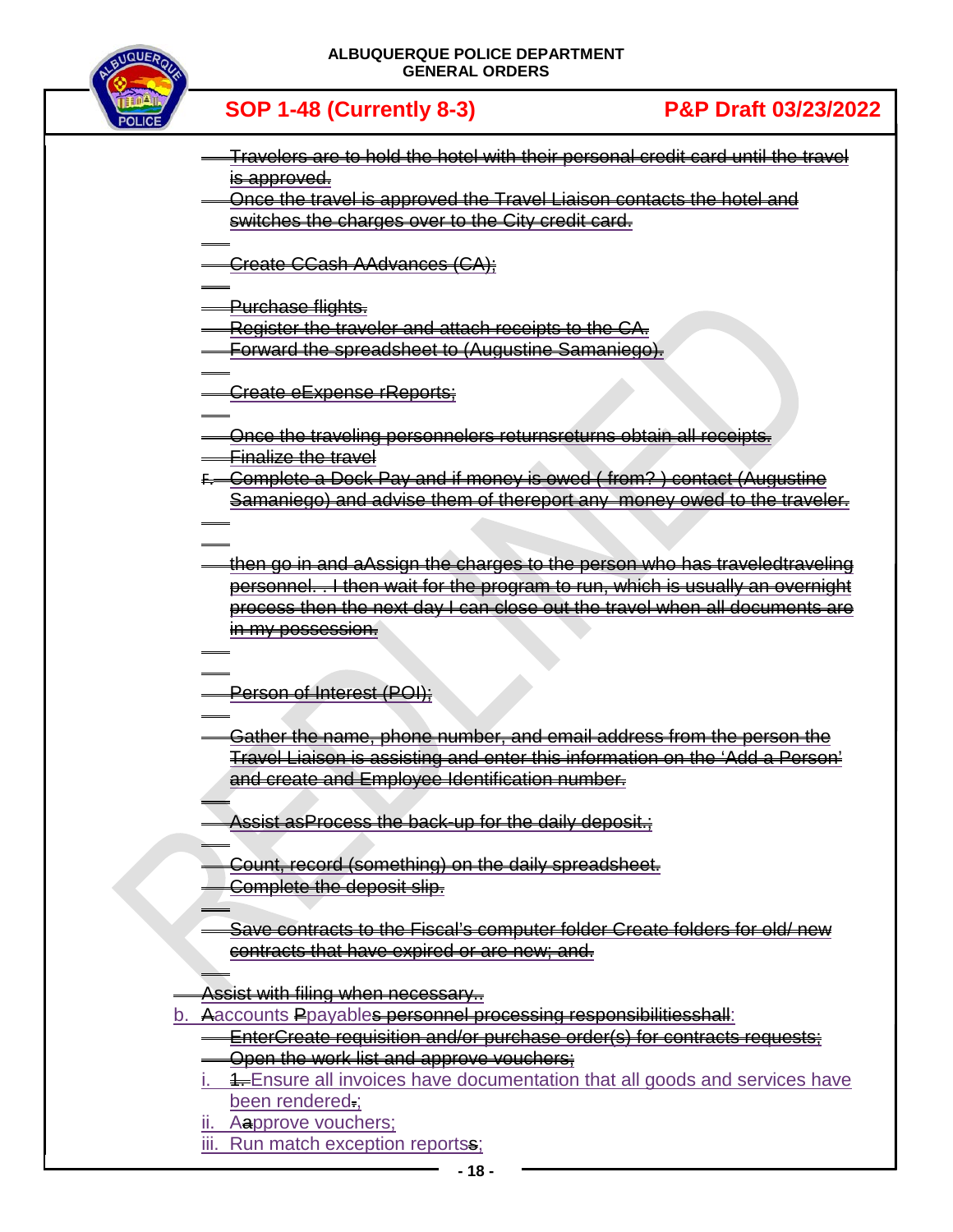~~Travelers are to hold the hotel with their personal credit card until the travel is approved.~~

~~Once the travel is approved the Travel Liaison contacts the hotel and switches the charges over to the City credit card.~~

~~Create CCash AAdvances (CA);~~

~~Purchase flights.~~

~~Register the traveler and attach receipts to the CA.~~

~~Forward the spreadsheet to (Augustine Samaniego).~~

~~Create eExpense rReports;~~

~~Once the traveling personnelers returnsreturns obtain all receipts.~~

~~Finalize the travel~~

~~F. Complete a Dock Pay and if money is owed ( from? ) contact (Augustine Samaniego) and advise them of thereport any money owed to the traveler.~~

~~then go in and aAssign the charges to the person who has traveledtraveling personnel. . I then wait for the program to run, which is usually an overnight process then the next day I can close out the travel when all documents are in my possession.~~

~~Person of Interest (POI);~~

~~Gather the name, phone number, and email address from the person the Travel Liaison is assisting and enter this information on the 'Add a Person' and create and Employee Identification number.~~

~~Assist asProcess the back-up for the daily deposit.;~~

~~Count, record (something) on the daily spreadsheet.~~

~~Complete the deposit slip.~~

~~Save contracts to the Fiscal's computer folder Create folders for old/ new contracts that have expired or are new; and.~~

~~Assist with filing when necessary..~~

b. ~~A~~accounts ~~P~~payable~~s personnel processing responsibilitiesshall~~:

~~EnterCreate requisition and/or purchase order(s) for contracts requests;~~

~~Open the work list and approve vouchers;~~

i. ~~1.~~Ensure all invoices have documentation that all goods and services have been rendered~~.~~;

ii. A~~a~~pprove vouchers;

iii. Run match exception report~~s~~;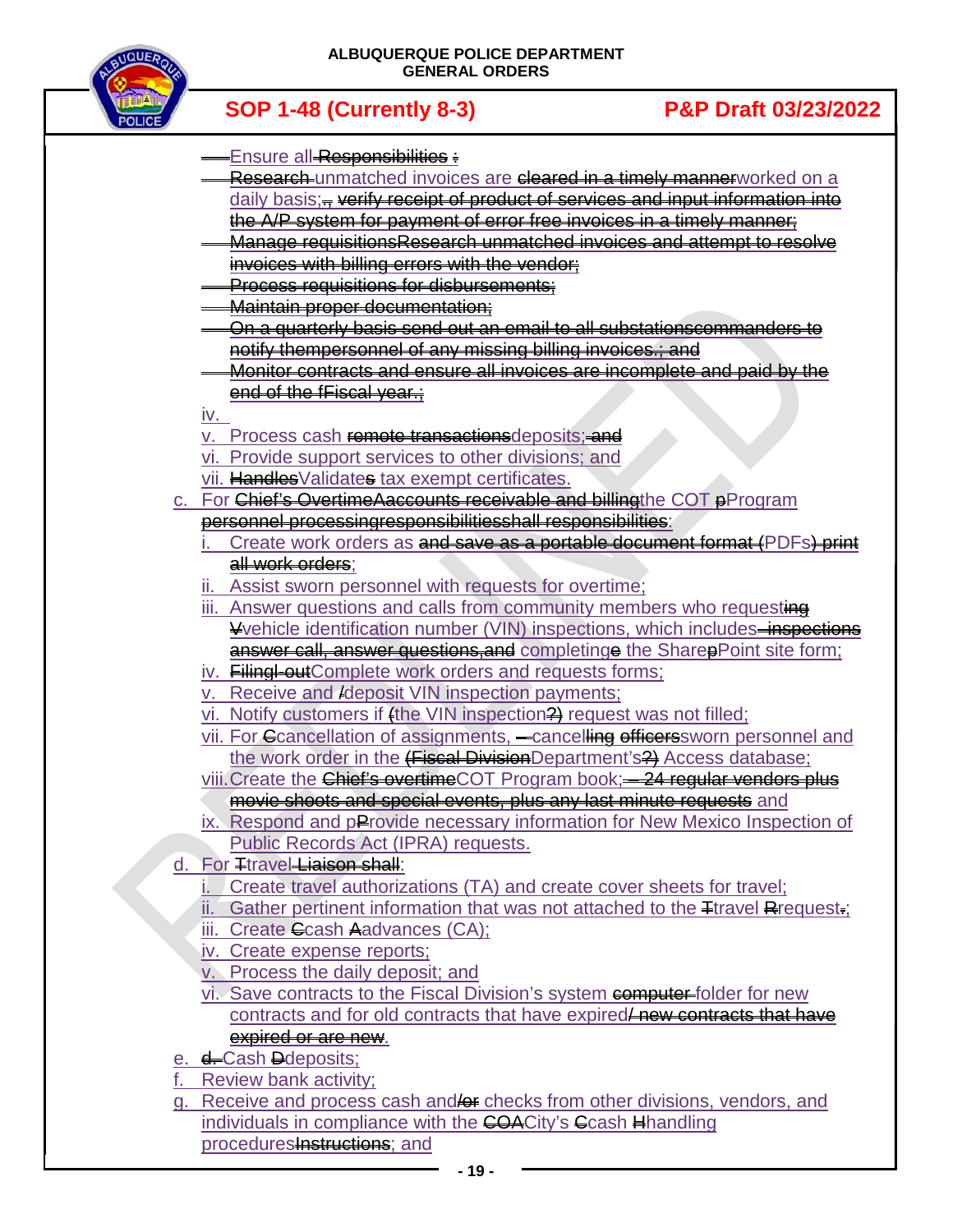- Ensure all ~~Responsibilities :~~
- ~~Research~~ unmatched invoices are ~~cleared in a timely manner~~worked on a daily basis;~~., verify receipt of product of services and input information into the A/P system for payment of error free invoices in a timely manner;~~
- ~~Manage requisitions~~~~Research unmatched invoices and attempt to resolve invoices with billing errors with the vendor;~~
- ~~Process requisitions for disbursements;~~
- ~~Maintain proper documentation;~~
- ~~On a quarterly basis send out an email to all substationscommanders to notify thempersonnel of any missing billing invoices.; and~~
- ~~Monitor contracts and ensure all invoices are incomplete and paid by the end of the fFiscal year.;~~

iv.

v. Process cash ~~remote transactions~~deposits;~~ and~~

vi. Provide support services to other divisions; and

vii. ~~Handles~~Validate~~s~~ tax exempt certificates.

c. For ~~Chief's OvertimeAaccounts receivable and billing~~the COT ~~p~~Program ~~personnel processingresponsibilitiesshall responsibilities~~:

i. Create work orders as ~~and save as a portable document format (~~PDFs~~) print all work orders~~;

ii. Assist sworn personnel with requests for overtime;

iii. Answer questions and calls from community members who request~~ing~~ ~~V~~vehicle identification number (VIN) inspections, which includes~~ inspections answer call, answer questions,and~~ complet~~e~~ing the Share~~p~~Point site form;

iv. ~~Filing/-out~~Complete work orders and requests forms;

v. Receive and ~~/~~deposit VIN inspection payments;

vi. Notify customers if ~~(~~the VIN inspection~~?)~~ request was not filled;

vii. For ~~C~~cancellation of assignments, ~~–~~cancel~~ling~~ ~~officers~~sworn personnel and the work order in the ~~(Fiscal Division~~Department's~~?)~~ Access database;

viii. Create the ~~Chief's overtime~~COT Program book;~~ – 24 regular vendors plus movie shoots and special events, plus any last minute requests~~ and

ix. Respond and ~~p~~Provide necessary information for New Mexico Inspection of Public Records Act (IPRA) requests.

d. For ~~T~~travel~~ Liaison shall~~:

i. Create travel authorizations (TA) and create cover sheets for travel;

ii. Gather pertinent information that was not attached to the ~~T~~travel ~~R~~request~~.~~;

iii. Create ~~C~~cash ~~A~~advances (CA);

iv. Create expense reports;

v. Process the daily deposit; and

vi. Save contracts to the Fiscal Division's system ~~computer~~ folder for new contracts and for old contracts that have expired~~/ new contracts that have expired or are new~~.

e. ~~d.~~ Cash ~~D~~deposits;

f. Review bank activity;

g. Receive and process cash and~~/or~~ checks from other divisions, vendors, and individuals in compliance with the ~~COA~~City's ~~C~~cash ~~H~~handling procedures~~Instructions~~; and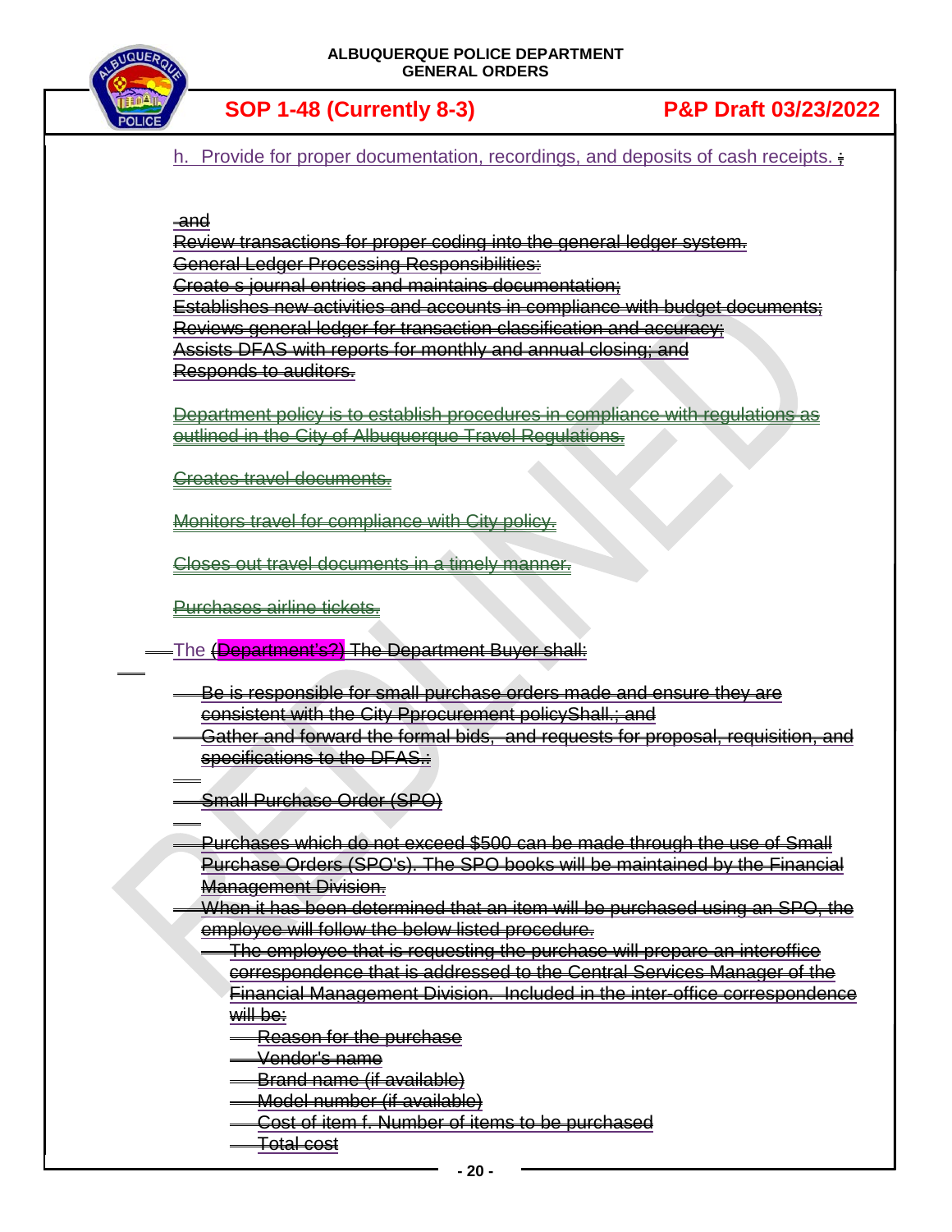h. Provide for proper documentation, recordings, and deposits of cash receipts. ;

~~and~~
~~Review transactions for proper coding into the general ledger system.~~
~~General Ledger Processing Responsibilities:~~
~~Create s journal entries and maintains documentation;~~
~~Establishes new activities and accounts in compliance with budget documents;~~
~~Reviews general ledger for transaction classification and accuracy;~~
~~Assists DFAS with reports for monthly and annual closing; and~~
~~Responds to auditors.~~

~~Department policy is to establish procedures in compliance with regulations as outlined in the City of Albuquerque Travel Regulations.~~

~~Creates travel documents.~~

~~Monitors travel for compliance with City policy.~~

~~Closes out travel documents in a timely manner.~~

~~Purchases airline tickets.~~

The (Department's?) ~~The Department Buyer shall:~~

- ~~Be is responsible for small purchase orders made and ensure they are consistent with the City Pprocurement policyShall.; and~~
- ~~Gather and forward the formal bids, and requests for proposal, requisition, and specifications to the DFAS.:~~

~~Small Purchase Order (SPO)~~

- ~~Purchases which do not exceed $500 can be made through the use of Small Purchase Orders (SPO's). The SPO books will be maintained by the Financial Management Division.~~
- ~~When it has been determined that an item will be purchased using an SPO, the employee will follow the below listed procedure.~~
  - ~~The employee that is requesting the purchase will prepare an interoffice correspondence that is addressed to the Central Services Manager of the Financial Management Division. Included in the inter-office correspondence will be:~~
    - ~~Reason for the purchase~~
    - ~~Vendor's name~~
    - ~~Brand name (if available)~~
    - ~~Model number (if available)~~
    - ~~Cost of item f. Number of items to be purchased~~
    - ~~Total cost~~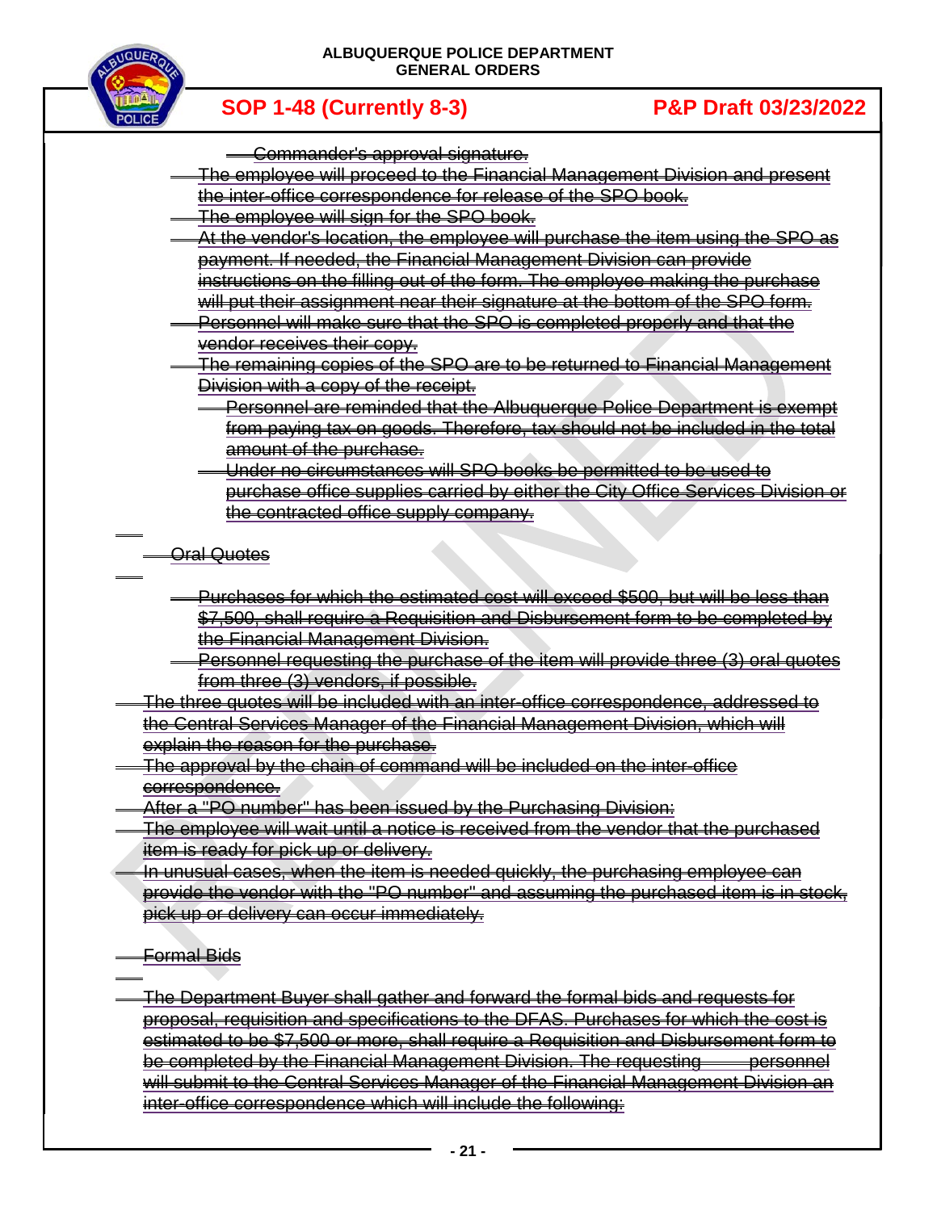- Commander's approval signature.
- The employee will proceed to the Financial Management Division and present the inter-office correspondence for release of the SPO book.
- The employee will sign for the SPO book.
- At the vendor's location, the employee will purchase the item using the SPO as payment. If needed, the Financial Management Division can provide instructions on the filling out of the form. The employee making the purchase will put their assignment near their signature at the bottom of the SPO form.
- Personnel will make sure that the SPO is completed properly and that the vendor receives their copy.
- The remaining copies of the SPO are to be returned to Financial Management Division with a copy of the receipt.
  - Personnel are reminded that the Albuquerque Police Department is exempt from paying tax on goods. Therefore, tax should not be included in the total amount of the purchase.
  - Under no circumstances will SPO books be permitted to be used to purchase office supplies carried by either the City Office Services Division or the contracted office supply company.

Oral Quotes

- Purchases for which the estimated cost will exceed $500, but will be less than $7,500, shall require a Requisition and Disbursement form to be completed by the Financial Management Division.
- Personnel requesting the purchase of the item will provide three (3) oral quotes from three (3) vendors, if possible.

The three quotes will be included with an inter-office correspondence, addressed to the Central Services Manager of the Financial Management Division, which will explain the reason for the purchase.

The approval by the chain of command will be included on the inter-office correspondence.

After a "PO number" has been issued by the Purchasing Division:

The employee will wait until a notice is received from the vendor that the purchased item is ready for pick up or delivery.

In unusual cases, when the item is needed quickly, the purchasing employee can provide the vendor with the "PO number" and assuming the purchased item is in stock, pick up or delivery can occur immediately.

Formal Bids

The Department Buyer shall gather and forward the formal bids and requests for proposal, requisition and specifications to the DFAS. Purchases for which the cost is estimated to be $7,500 or more, shall require a Requisition and Disbursement form to be completed by the Financial Management Division. The requesting personnel will submit to the Central Services Manager of the Financial Management Division an inter-office correspondence which will include the following: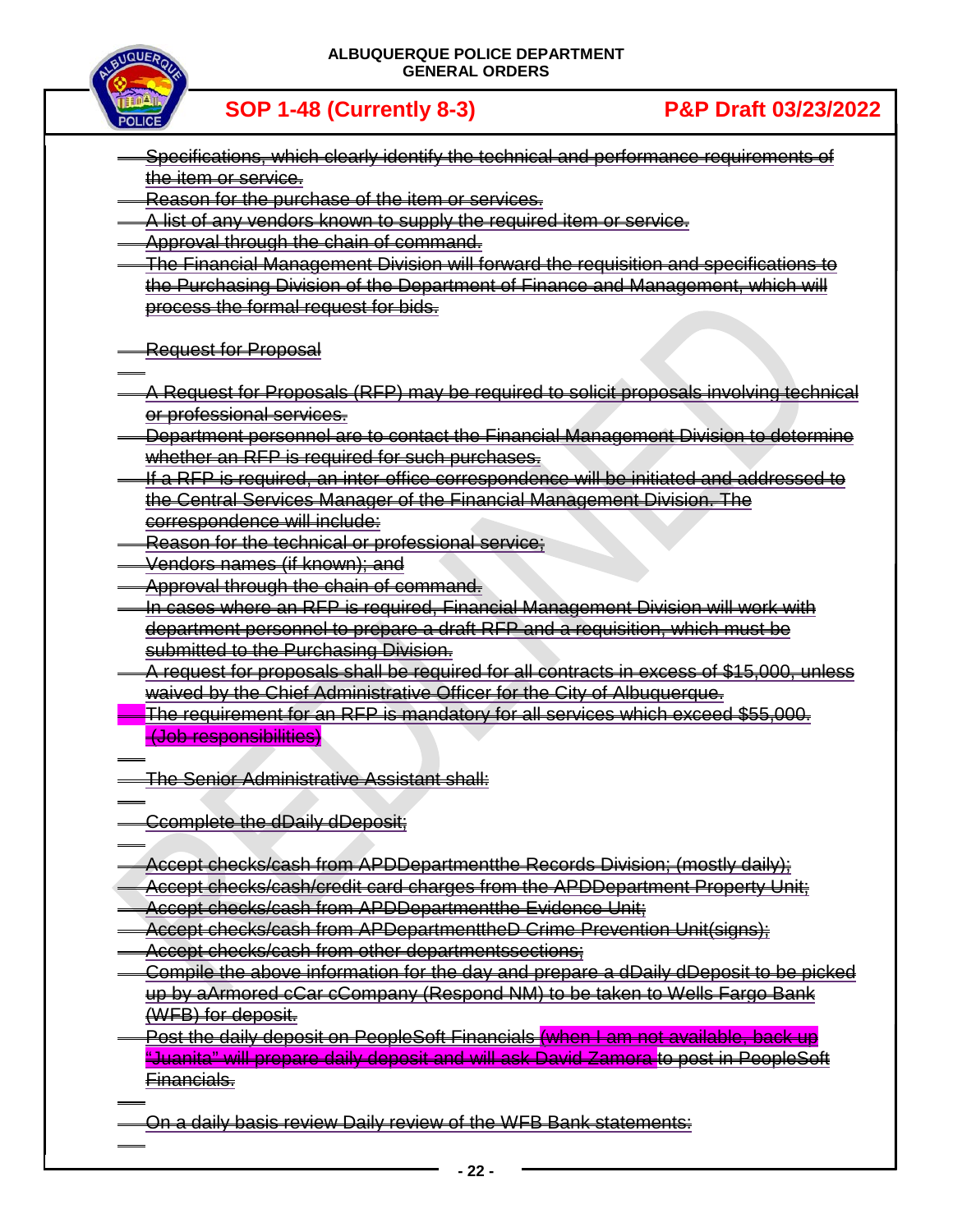- Specifications, which clearly identify the technical and performance requirements of the item or service.
- Reason for the purchase of the item or services.
- A list of any vendors known to supply the required item or service.
- Approval through the chain of command.
- The Financial Management Division will forward the requisition and specifications to the Purchasing Division of the Department of Finance and Management, which will process the formal request for bids.

Request for Proposal

- A Request for Proposals (RFP) may be required to solicit proposals involving technical or professional services.
- Department personnel are to contact the Financial Management Division to determine whether an RFP is required for such purchases.
- If a RFP is required, an inter-office correspondence will be initiated and addressed to the Central Services Manager of the Financial Management Division. The correspondence will include:
- Reason for the technical or professional service;
- Vendors names (if known); and
- Approval through the chain of command.
- In cases where an RFP is required, Financial Management Division will work with department personnel to prepare a draft RFP and a requisition, which must be submitted to the Purchasing Division.
- A request for proposals shall be required for all contracts in excess of $15,000, unless waived by the Chief Administrative Officer for the City of Albuquerque.
- The requirement for an RFP is mandatory for all services which exceed $55,000.

(Job responsibilities)

The Senior Administrative Assistant shall:

Ccomplete the dDaily dDeposit;

- Accept checks/cash from APDDepartmentthe Records Division; (mostly daily);
- Accept checks/cash/credit card charges from the APDDepartment Property Unit;
- Accept checks/cash from APDDepartmentthe Evidence Unit;
- Accept checks/cash from APDepartmenttheD Crime Prevention Unit(signs);
- Accept checks/cash from other departmentssections;
- Compile the above information for the day and prepare a dDaily dDeposit to be picked up by aArmored cCar cCompany (Respond NM) to be taken to Wells Fargo Bank (WFB) for deposit.
- Post the daily deposit on PeopleSoft Financials (when I am not available, back up "Juanita" will prepare daily deposit and will ask David Zamora to post in PeopleSoft Financials.

On a daily basis review Daily review of the WFB Bank statements: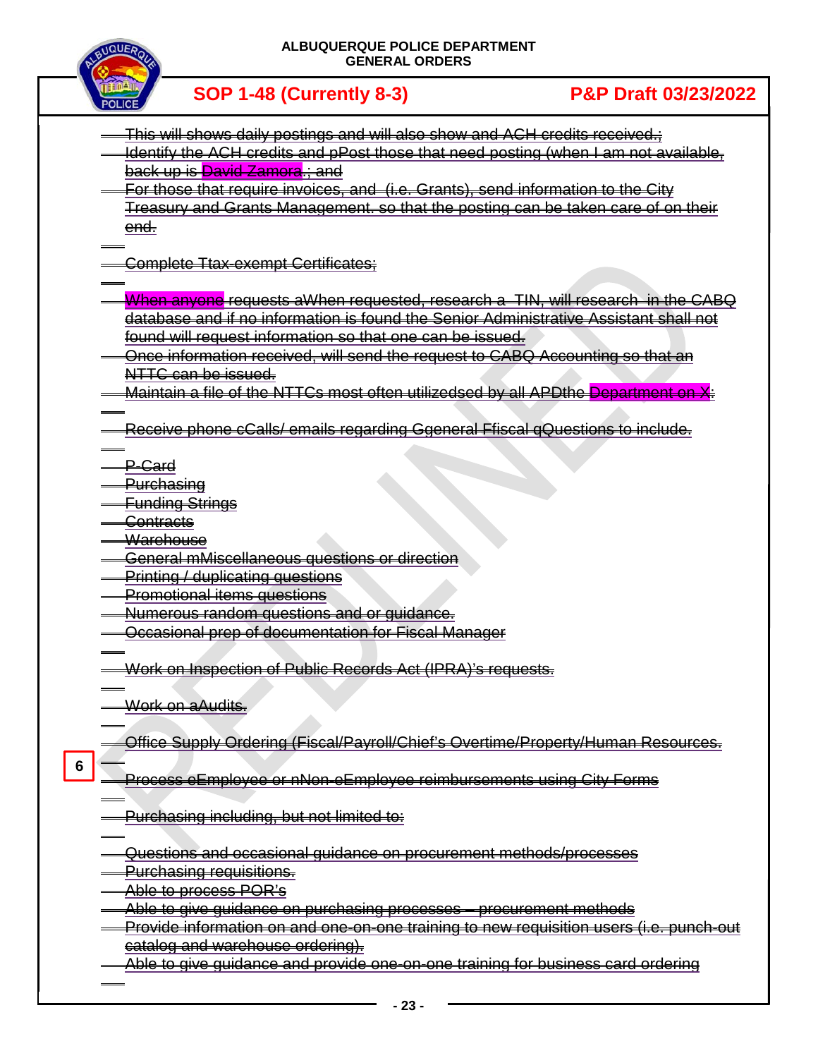This will shows daily postings and will also show and ACH credits received.;

Identify the ACH credits and pPost those that need posting (when I am not available, back up is David Zamora.; and

For those that require invoices, and (i.e. Grants), send information to the City Treasury and Grants Management. so that the posting can be taken care of on their end.

Complete Ttax-exempt Certificates;

When anyone requests aWhen requested, research a TIN, will research in the CABQ database and if no information is found the Senior Administrative Assistant shall not found will request information so that one can be issued.

Once information received, will send the request to CABQ Accounting so that an NTTC can be issued.

Maintain a file of the NTTCs most often utilizedsed by all APDthe Department on X:

Receive phone cCalls/ emails regarding Ggeneral Ffiscal qQuestions to include.

- P-Card
- Purchasing
- Funding Strings
- Contracts
- Warehouse
- General mMiscellaneous questions or direction
- Printing / duplicating questions
- Promotional items questions
- Numerous random questions and or guidance.
- Occasional prep of documentation for Fiscal Manager

Work on Inspection of Public Records Act (IPRA)'s requests.

Work on aAudits.

Office Supply Ordering (Fiscal/Payroll/Chief's Overtime/Property/Human Resources.

6

Process eEmployee or nNon-eEmployee reimbursements using City Forms

Purchasing including, but not limited to:

- Questions and occasional guidance on procurement methods/processes
- Purchasing requisitions.
- Able to process POR's
- Able to give guidance on purchasing processes – procurement methods
- Provide information on and one-on-one training to new requisition users (i.e. punch-out catalog and warehouse ordering).
- Able to give guidance and provide one-on-one training for business card ordering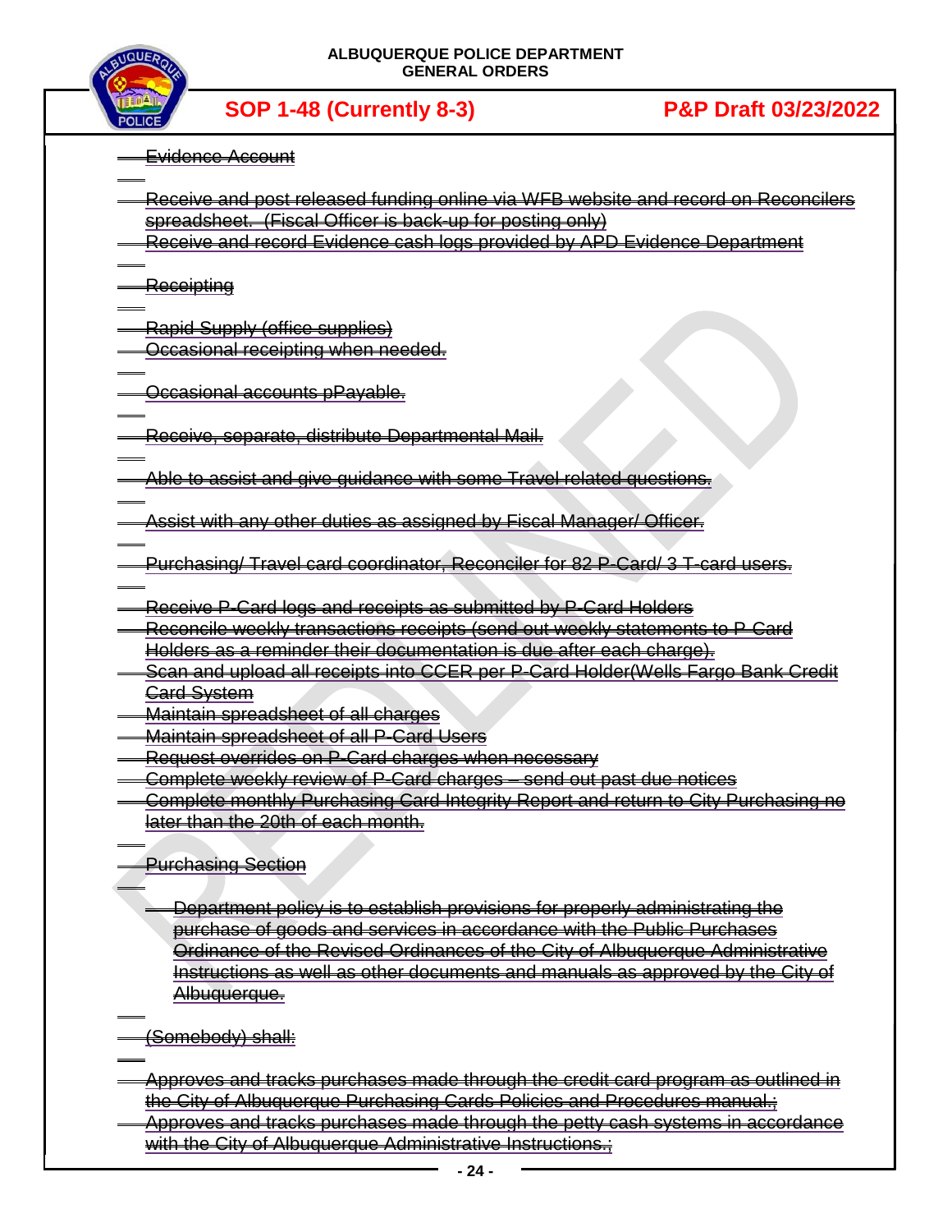~~Evidence Account~~

~~Receive and post released funding online via WFB website and record on Reconcilers spreadsheet. (Fiscal Officer is back-up for posting only)~~
~~Receive and record Evidence cash logs provided by APD Evidence Department~~

~~Receipting~~

~~Rapid Supply (office supplies)~~
~~Occasional receipting when needed.~~

~~Occasional accounts pPayable.~~

~~Receive, separate, distribute Departmental Mail.~~

~~Able to assist and give guidance with some Travel related questions.~~

~~Assist with any other duties as assigned by Fiscal Manager/ Officer.~~

~~Purchasing/ Travel card coordinator, Reconciler for 82 P-Card/ 3 T-card users.~~

~~Receive P-Card logs and receipts as submitted by P-Card Holders~~
~~Reconcile weekly transactions receipts (send out weekly statements to P-Card Holders as a reminder their documentation is due after each charge).~~
~~Scan and upload all receipts into CCER per P-Card Holder(Wells Fargo Bank Credit Card System~~
~~Maintain spreadsheet of all charges~~
~~Maintain spreadsheet of all P-Card Users~~
~~Request overrides on P-Card charges when necessary~~
~~Complete weekly review of P-Card charges – send out past due notices~~
~~Complete monthly Purchasing Card Integrity Report and return to City Purchasing no later than the 20th of each month.~~

~~Purchasing Section~~

~~Department policy is to establish provisions for properly administrating the purchase of goods and services in accordance with the Public Purchases Ordinance of the Revised Ordinances of the City of Albuquerque Administrative Instructions as well as other documents and manuals as approved by the City of Albuquerque.~~

~~(Somebody) shall:~~

~~Approves and tracks purchases made through the credit card program as outlined in the City of Albuquerque Purchasing Cards Policies and Procedures manual.;~~
~~Approves and tracks purchases made through the petty cash systems in accordance with the City of Albuquerque Administrative Instructions.;~~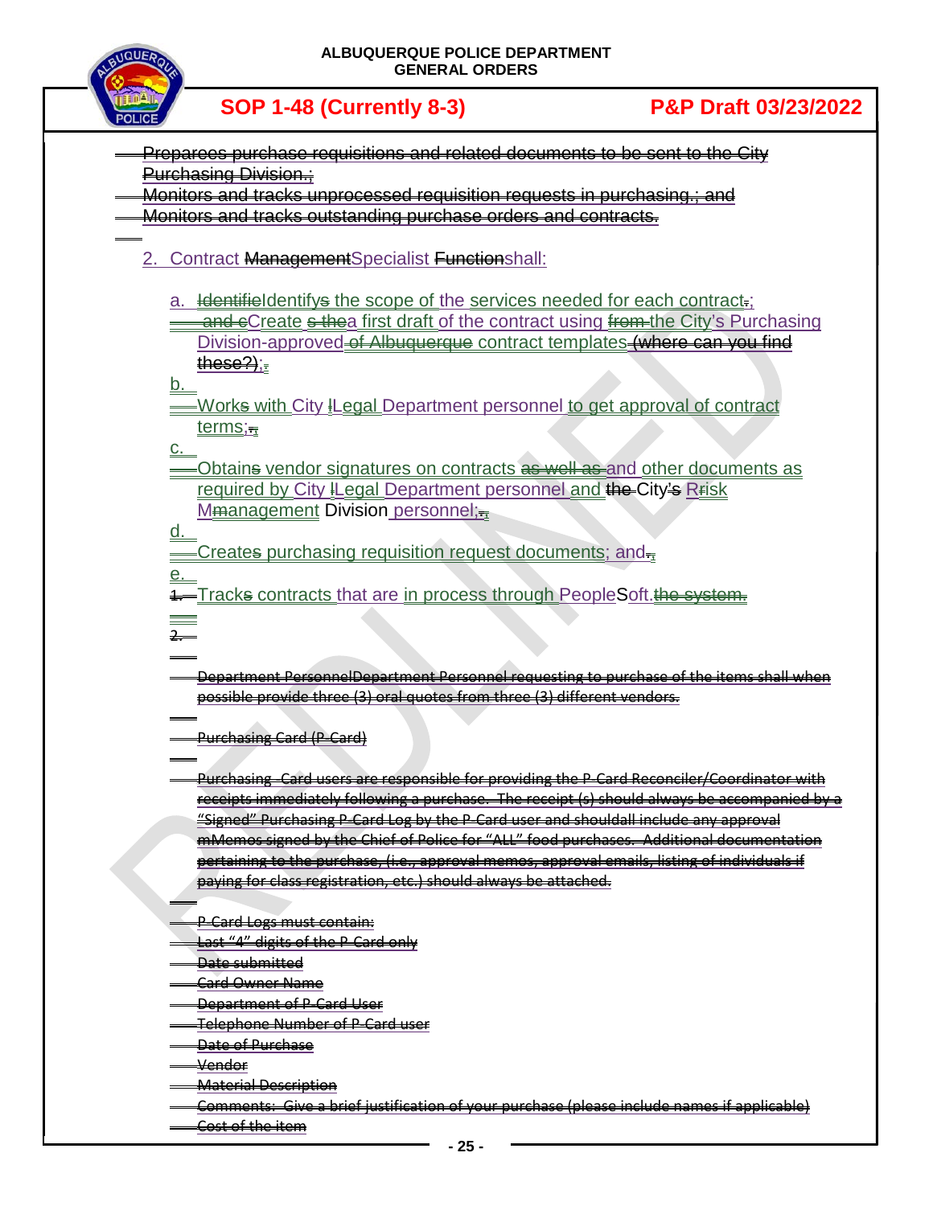- ~~Preparees purchase requisitions and related documents to be sent to the City Purchasing Division.;~~
- ~~Monitors and tracks unprocessed requisition requests in purchasing.; and~~
- ~~Monitors and tracks outstanding purchase orders and contracts.~~

2. Contract ~~Management~~Specialist ~~Function~~shall:

   a. ~~Identifie~~Identify~~s~~ the scope of the services needed for each contract~~.~~;

   ~~and c~~Create ~~s the~~a first draft of the contract using ~~from~~ the City's Purchasing Division-approved ~~of Albuquerque~~ contract templates ~~(where can you find these?)~~;~~,~~

   b. Work~~s~~ with City ~~l~~Legal Department personnel to get approval of contract terms;~~.~~

   c. Obtain~~s~~ vendor signatures on contracts ~~as well as~~ and other documents as required by City ~~l~~Legal Department personnel and ~~the~~ City~~'s~~ R~~r~~isk M~~m~~anagement Division personnel;~~.~~

   d. Create~~s~~ purchasing requisition request documents; and~~.~~

   e. ~~1.~~ Track~~s~~ contracts that are in process through PeopleSoft.~~the system.~~

~~2.~~

~~Department PersonnelDepartment Personnel requesting to purchase of the items shall when possible provide three (3) oral quotes from three (3) different vendors.~~

~~Purchasing Card (P-Card)~~

~~Purchasing Card users are responsible for providing the P-Card Reconciler/Coordinator with receipts immediately following a purchase. The receipt (s) should always be accompanied by a "Signed" Purchasing P-Card Log by the P-Card user and shouldall include any approval mMemos signed by the Chief of Police for "ALL" food purchases. Additional documentation pertaining to the purchase, (i.e., approval memos, approval emails, listing of individuals if paying for class registration, etc.) should always be attached.~~

~~P-Card Logs must contain:~~

- ~~Last "4" digits of the P-Card only~~
- ~~Date submitted~~
- ~~Card Owner Name~~
- ~~Department of P-Card User~~
- ~~Telephone Number of P-Card user~~
- ~~Date of Purchase~~
- ~~Vendor~~
- ~~Material Description~~
- ~~Comments: Give a brief justification of your purchase (please include names if applicable)~~
- ~~Cost of the item~~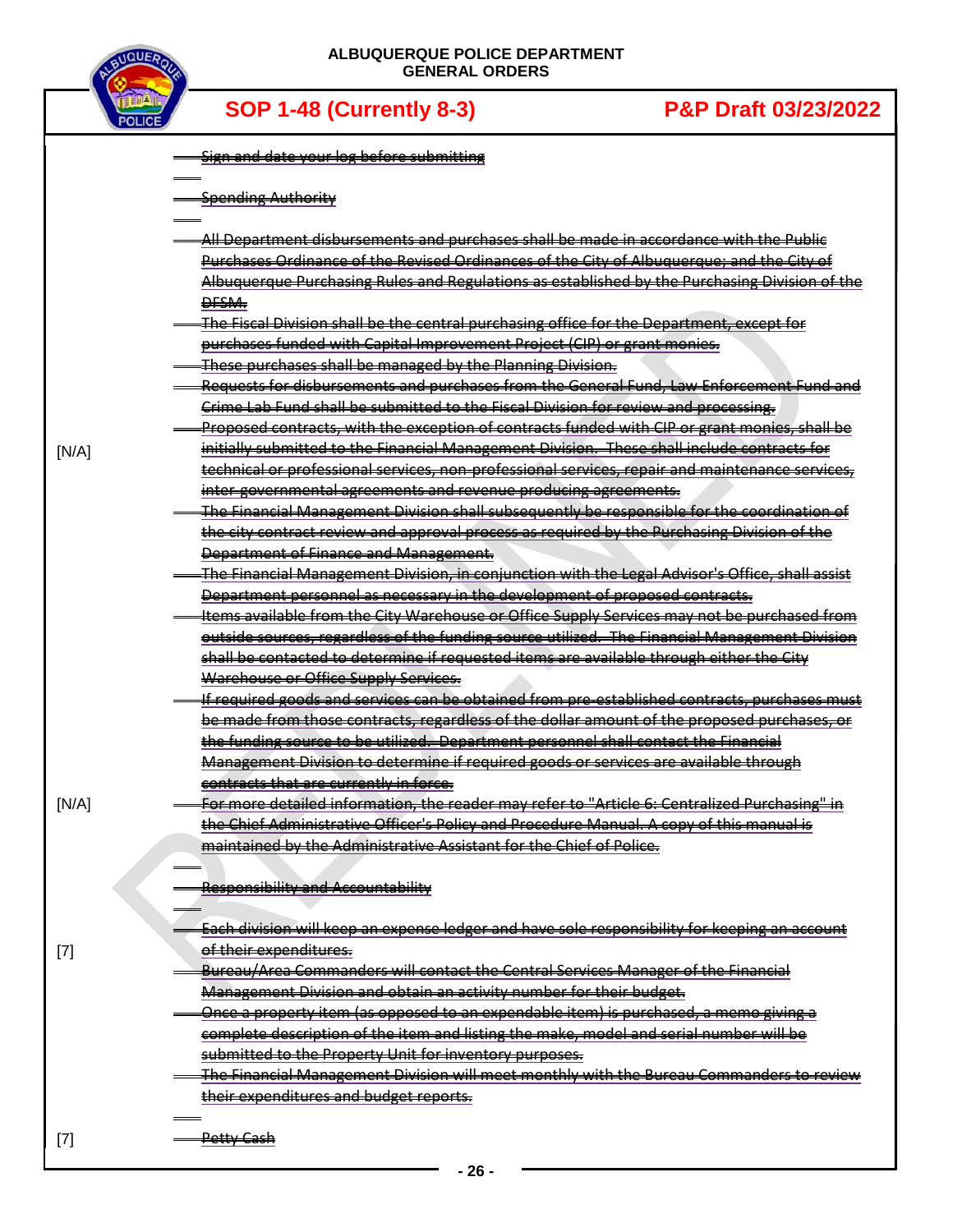~~Sign and date your log before submitting~~

~~Spending Authority~~

~~All Department disbursements and purchases shall be made in accordance with the Public Purchases Ordinance of the Revised Ordinances of the City of Albuquerque; and the City of Albuquerque Purchasing Rules and Regulations as established by the Purchasing Division of the DFSM.~~

~~The Fiscal Division shall be the central purchasing office for the Department, except for purchases funded with Capital Improvement Project (CIP) or grant monies.~~

~~These purchases shall be managed by the Planning Division.~~

~~Requests for disbursements and purchases from the General Fund, Law Enforcement Fund and Crime Lab Fund shall be submitted to the Fiscal Division for review and processing.~~

[N/A] ~~Proposed contracts, with the exception of contracts funded with CIP or grant monies, shall be initially submitted to the Financial Management Division. These shall include contracts for technical or professional services, non-professional services, repair and maintenance services, inter-governmental agreements and revenue producing agreements.~~

~~The Financial Management Division shall subsequently be responsible for the coordination of the city contract review and approval process as required by the Purchasing Division of the Department of Finance and Management.~~

~~The Financial Management Division, in conjunction with the Legal Advisor's Office, shall assist Department personnel as necessary in the development of proposed contracts.~~

~~Items available from the City Warehouse or Office Supply Services may not be purchased from outside sources, regardless of the funding source utilized. The Financial Management Division shall be contacted to determine if requested items are available through either the City Warehouse or Office Supply Services.~~

~~If required goods and services can be obtained from pre-established contracts, purchases must be made from those contracts, regardless of the dollar amount of the proposed purchases, or the funding source to be utilized. Department personnel shall contact the Financial Management Division to determine if required goods or services are available through contracts that are currently in force.~~

[N/A] ~~For more detailed information, the reader may refer to "Article 6: Centralized Purchasing" in the Chief Administrative Officer's Policy and Procedure Manual. A copy of this manual is maintained by the Administrative Assistant for the Chief of Police.~~

~~Responsibility and Accountability~~

[7] ~~Each division will keep an expense ledger and have sole responsibility for keeping an account of their expenditures.~~

~~Bureau/Area Commanders will contact the Central Services Manager of the Financial Management Division and obtain an activity number for their budget.~~

~~Once a property item (as opposed to an expendable item) is purchased, a memo giving a complete description of the item and listing the make, model and serial number will be submitted to the Property Unit for inventory purposes.~~

~~The Financial Management Division will meet monthly with the Bureau Commanders to review their expenditures and budget reports.~~

[7] ~~Petty Cash~~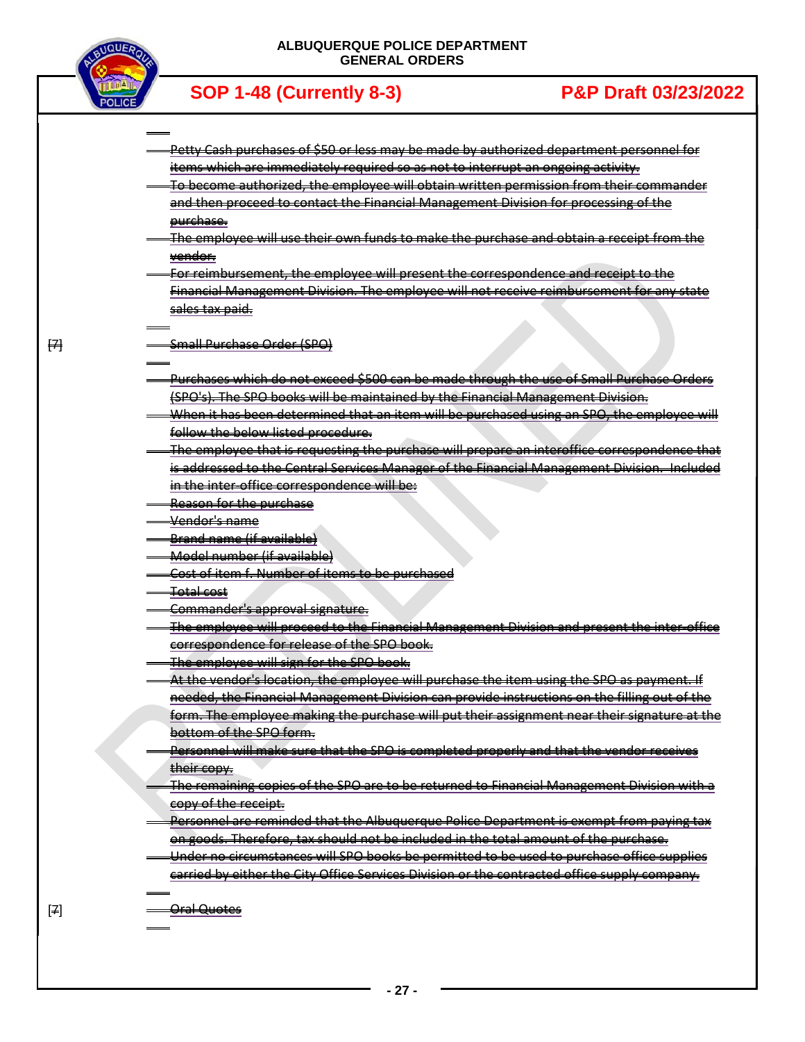~~Petty Cash purchases of $50 or less may be made by authorized department personnel for items which are immediately required so as not to interrupt an ongoing activity.~~

~~To become authorized, the employee will obtain written permission from their commander and then proceed to contact the Financial Management Division for processing of the purchase.~~

~~The employee will use their own funds to make the purchase and obtain a receipt from the vendor.~~

~~For reimbursement, the employee will present the correspondence and receipt to the Financial Management Division. The employee will not receive reimbursement for any state sales tax paid.~~

[~~7~~] ~~Small Purchase Order (SPO)~~

~~Purchases which do not exceed $500 can be made through the use of Small Purchase Orders (SPO's). The SPO books will be maintained by the Financial Management Division.~~

~~When it has been determined that an item will be purchased using an SPO, the employee will follow the below listed procedure.~~

~~The employee that is requesting the purchase will prepare an interoffice correspondence that is addressed to the Central Services Manager of the Financial Management Division. Included in the inter-office correspondence will be:~~

~~Reason for the purchase~~

~~Vendor's name~~

~~Brand name (if available)~~

~~Model number (if available)~~

~~Cost of item f. Number of items to be purchased~~

~~Total cost~~

~~Commander's approval signature.~~

~~The employee will proceed to the Financial Management Division and present the inter-office correspondence for release of the SPO book.~~

~~The employee will sign for the SPO book.~~

~~At the vendor's location, the employee will purchase the item using the SPO as payment. If needed, the Financial Management Division can provide instructions on the filling out of the form. The employee making the purchase will put their assignment near their signature at the bottom of the SPO form.~~

~~Personnel will make sure that the SPO is completed properly and that the vendor receives their copy.~~

~~The remaining copies of the SPO are to be returned to Financial Management Division with a copy of the receipt.~~

~~Personnel are reminded that the Albuquerque Police Department is exempt from paying tax on goods. Therefore, tax should not be included in the total amount of the purchase.~~

~~Under no circumstances will SPO books be permitted to be used to purchase office supplies carried by either the City Office Services Division or the contracted office supply company.~~

[~~7~~] ~~Oral Quotes~~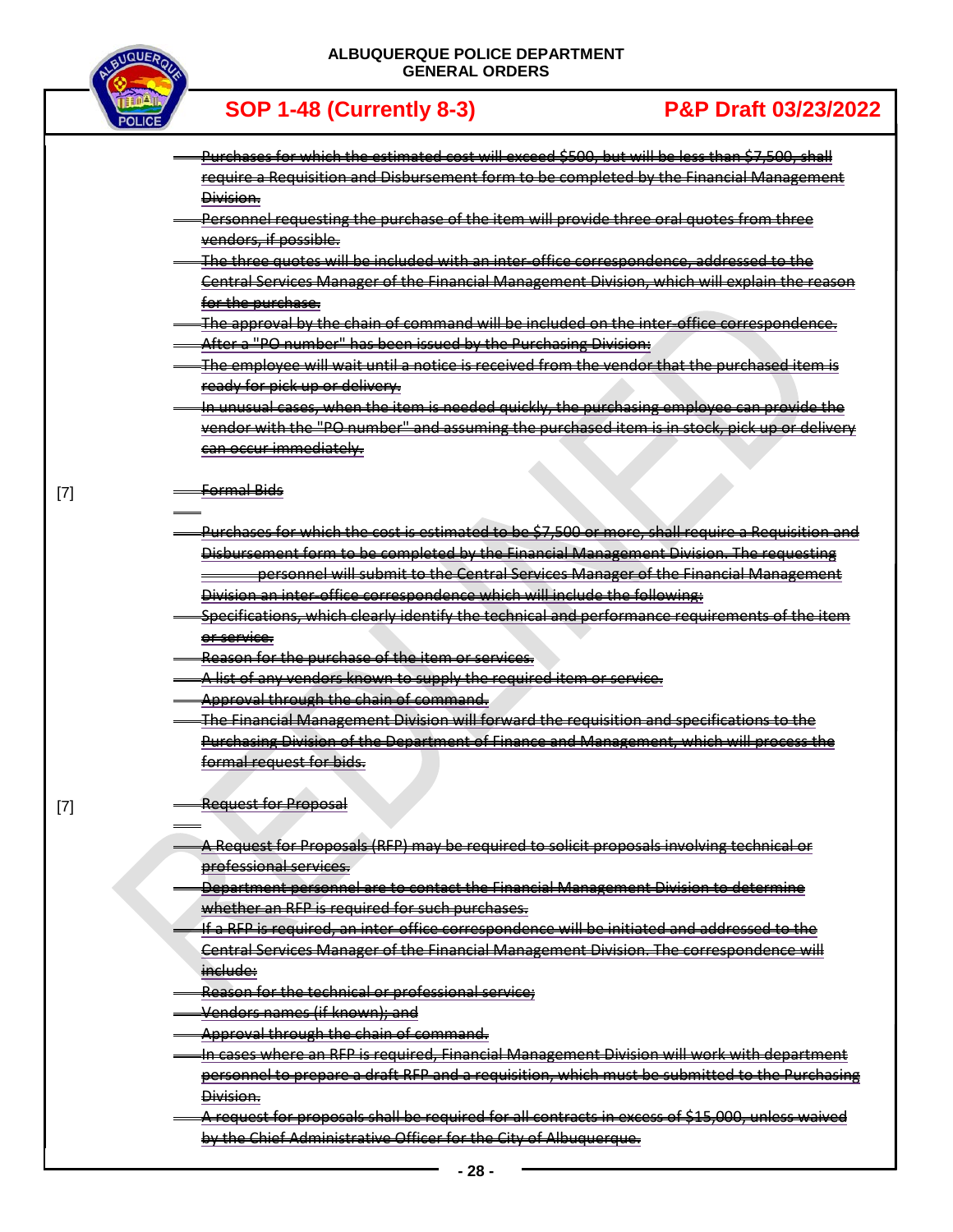~~Purchases for which the estimated cost will exceed $500, but will be less than $7,500, shall require a Requisition and Disbursement form to be completed by the Financial Management Division.~~

~~Personnel requesting the purchase of the item will provide three oral quotes from three vendors, if possible.~~

~~The three quotes will be included with an inter-office correspondence, addressed to the Central Services Manager of the Financial Management Division, which will explain the reason for the purchase.~~

~~The approval by the chain of command will be included on the inter-office correspondence.~~

~~After a "PO number" has been issued by the Purchasing Division:~~

~~The employee will wait until a notice is received from the vendor that the purchased item is ready for pick up or delivery.~~

~~In unusual cases, when the item is needed quickly, the purchasing employee can provide the vendor with the "PO number" and assuming the purchased item is in stock, pick up or delivery can occur immediately.~~

[7] ~~Formal Bids~~

~~Purchases for which the cost is estimated to be $7,500 or more, shall require a Requisition and Disbursement form to be completed by the Financial Management Division. The requesting personnel will submit to the Central Services Manager of the Financial Management Division an inter-office correspondence which will include the following:~~

~~Specifications, which clearly identify the technical and performance requirements of the item or service.~~

~~Reason for the purchase of the item or services.~~

~~A list of any vendors known to supply the required item or service.~~

~~Approval through the chain of command.~~

~~The Financial Management Division will forward the requisition and specifications to the Purchasing Division of the Department of Finance and Management, which will process the formal request for bids.~~

[7] ~~Request for Proposal~~

~~A Request for Proposals (RFP) may be required to solicit proposals involving technical or professional services.~~

~~Department personnel are to contact the Financial Management Division to determine whether an RFP is required for such purchases.~~

~~If a RFP is required, an inter-office correspondence will be initiated and addressed to the Central Services Manager of the Financial Management Division. The correspondence will include:~~

~~Reason for the technical or professional service;~~

~~Vendors names (if known); and~~

~~Approval through the chain of command.~~

~~In cases where an RFP is required, Financial Management Division will work with department personnel to prepare a draft RFP and a requisition, which must be submitted to the Purchasing Division.~~

~~A request for proposals shall be required for all contracts in excess of $15,000, unless waived by the Chief Administrative Officer for the City of Albuquerque.~~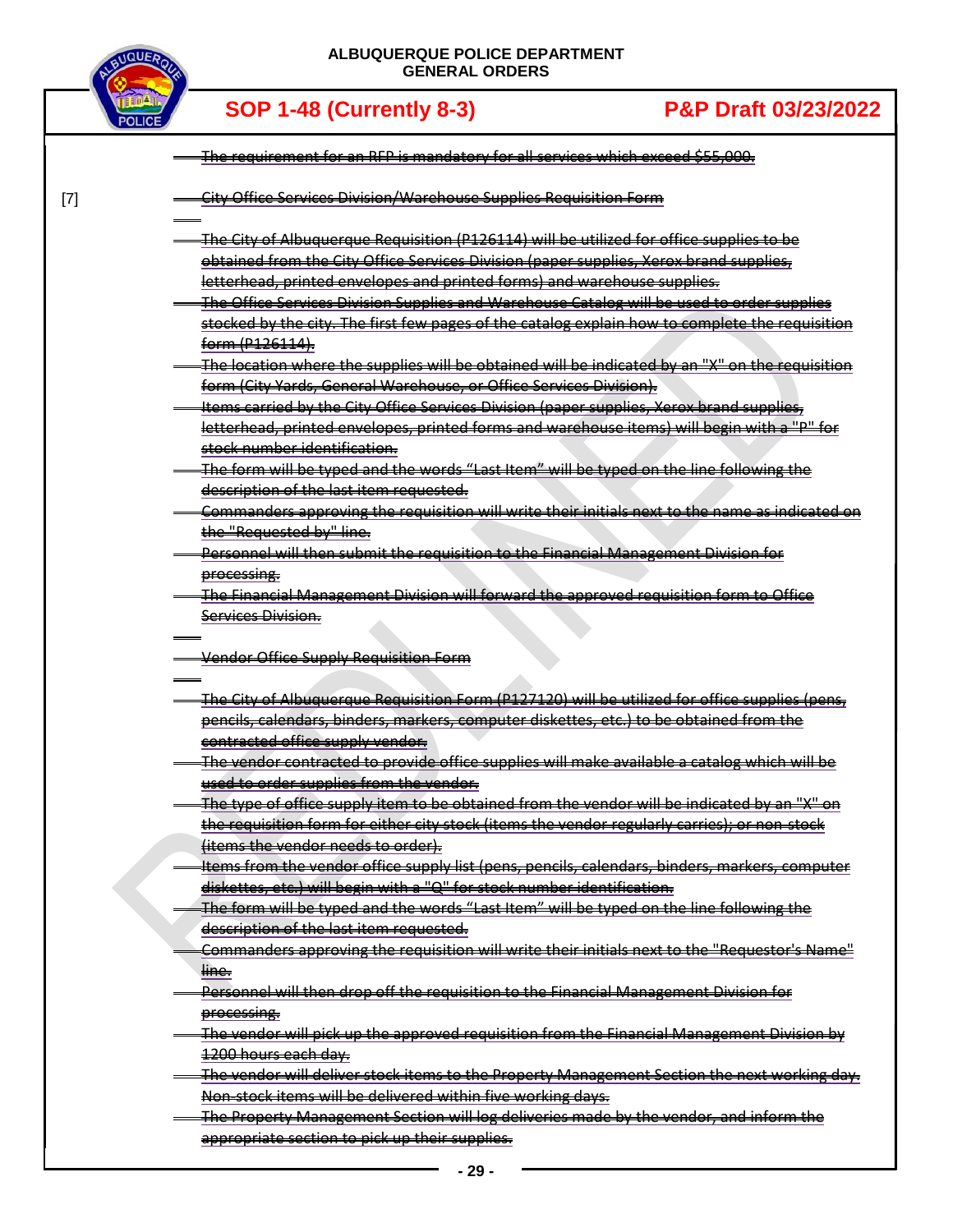~~The requirement for an RFP is mandatory for all services which exceed $55,000.~~

[7] ~~City Office Services Division/Warehouse Supplies Requisition Form~~

- ~~The City of Albuquerque Requisition (P126114) will be utilized for office supplies to be obtained from the City Office Services Division (paper supplies, Xerox brand supplies, letterhead, printed envelopes and printed forms) and warehouse supplies.~~
- ~~The Office Services Division Supplies and Warehouse Catalog will be used to order supplies stocked by the city. The first few pages of the catalog explain how to complete the requisition form (P126114).~~
- ~~The location where the supplies will be obtained will be indicated by an "X" on the requisition form (City Yards, General Warehouse, or Office Services Division).~~
- ~~Items carried by the City Office Services Division (paper supplies, Xerox brand supplies, letterhead, printed envelopes, printed forms and warehouse items) will begin with a "P" for stock number identification.~~
- ~~The form will be typed and the words "Last Item" will be typed on the line following the description of the last item requested.~~
- ~~Commanders approving the requisition will write their initials next to the name as indicated on the "Requested by" line.~~
- ~~Personnel will then submit the requisition to the Financial Management Division for processing.~~
- ~~The Financial Management Division will forward the approved requisition form to Office Services Division.~~

~~Vendor Office Supply Requisition Form~~

- ~~The City of Albuquerque Requisition Form (P127120) will be utilized for office supplies (pens, pencils, calendars, binders, markers, computer diskettes, etc.) to be obtained from the contracted office supply vendor.~~
- ~~The vendor contracted to provide office supplies will make available a catalog which will be used to order supplies from the vendor.~~
- ~~The type of office supply item to be obtained from the vendor will be indicated by an "X" on the requisition form for either city stock (items the vendor regularly carries); or non-stock (items the vendor needs to order).~~
- ~~Items from the vendor office supply list (pens, pencils, calendars, binders, markers, computer diskettes, etc.) will begin with a "Q" for stock number identification.~~
- ~~The form will be typed and the words "Last Item" will be typed on the line following the description of the last item requested.~~
- ~~Commanders approving the requisition will write their initials next to the "Requestor's Name" line.~~
- ~~Personnel will then drop off the requisition to the Financial Management Division for processing.~~
- ~~The vendor will pick up the approved requisition from the Financial Management Division by 1200 hours each day.~~
- ~~The vendor will deliver stock items to the Property Management Section the next working day. Non-stock items will be delivered within five working days.~~
- ~~The Property Management Section will log deliveries made by the vendor, and inform the appropriate section to pick up their supplies.~~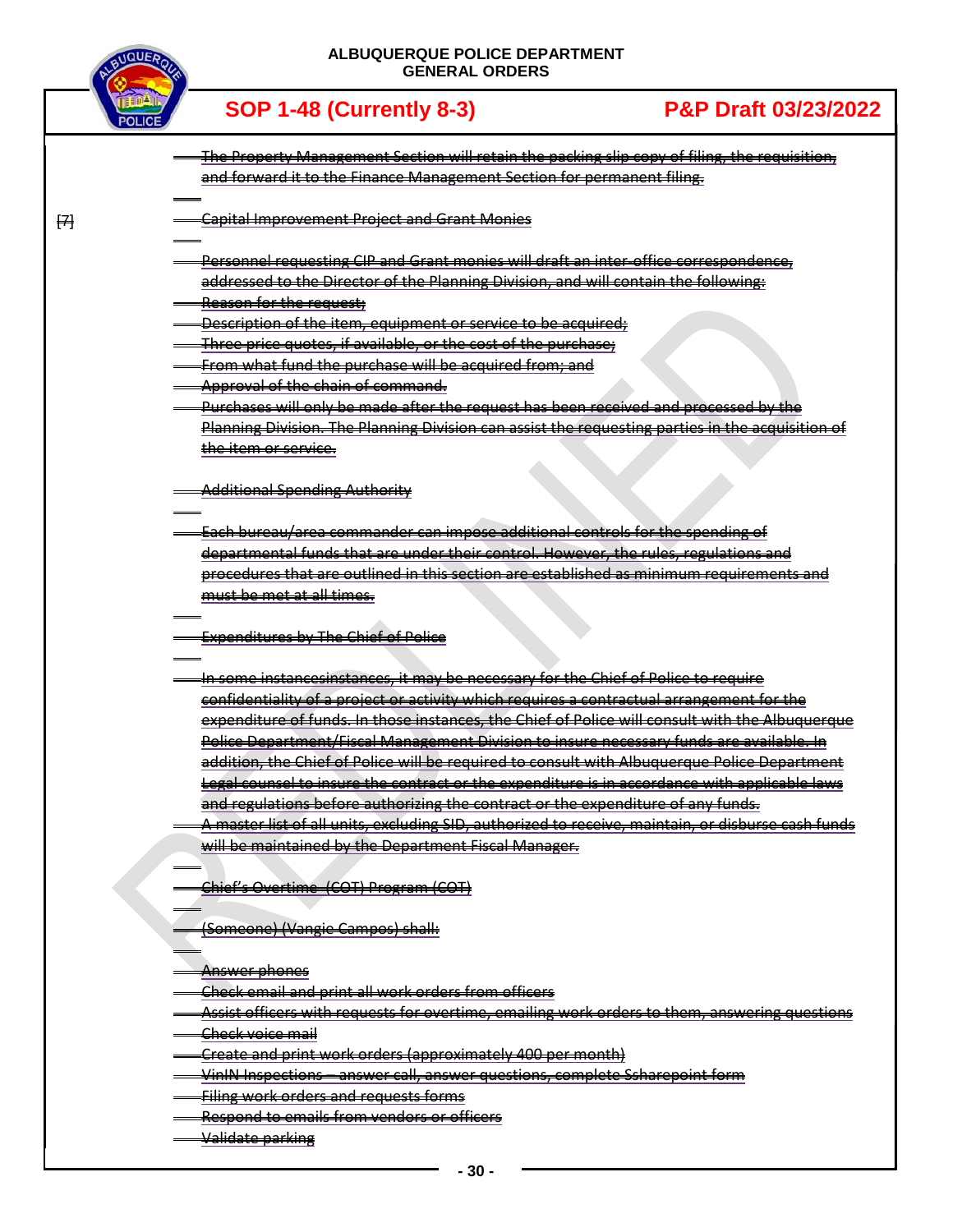The Property Management Section will retain the packing slip copy of filing, the requisition, and forward it to the Finance Management Section for permanent filing.

[7]

Capital Improvement Project and Grant Monies

Personnel requesting CIP and Grant monies will draft an inter-office correspondence, addressed to the Director of the Planning Division, and will contain the following:

- Reason for the request;
- Description of the item, equipment or service to be acquired;
- Three price quotes, if available, or the cost of the purchase;
- From what fund the purchase will be acquired from; and
- Approval of the chain of command.

Purchases will only be made after the request has been received and processed by the Planning Division. The Planning Division can assist the requesting parties in the acquisition of the item or service.

Additional Spending Authority

Each bureau/area commander can impose additional controls for the spending of departmental funds that are under their control. However, the rules, regulations and procedures that are outlined in this section are established as minimum requirements and must be met at all times.

Expenditures by The Chief of Police

In some instancesinstances, it may be necessary for the Chief of Police to require confidentiality of a project or activity which requires a contractual arrangement for the expenditure of funds. In those instances, the Chief of Police will consult with the Albuquerque Police Department/Fiscal Management Division to insure necessary funds are available. In addition, the Chief of Police will be required to consult with Albuquerque Police Department Legal counsel to insure the contract or the expenditure is in accordance with applicable laws and regulations before authorizing the contract or the expenditure of any funds.

A master list of all units, excluding SID, authorized to receive, maintain, or disburse cash funds will be maintained by the Department Fiscal Manager.

Chief's Overtime (COT) Program (COT)

(Someone) (Vangie Campos) shall:

- Answer phones
- Check email and print all work orders from officers
- Assist officers with requests for overtime, emailing work orders to them, answering questions
- Check voice mail
- Create and print work orders (approximately 400 per month)
- VinIN Inspections – answer call, answer questions, complete Ssharepoint form
- Filing work orders and requests forms
- Respond to emails from vendors or officers
- Validate parking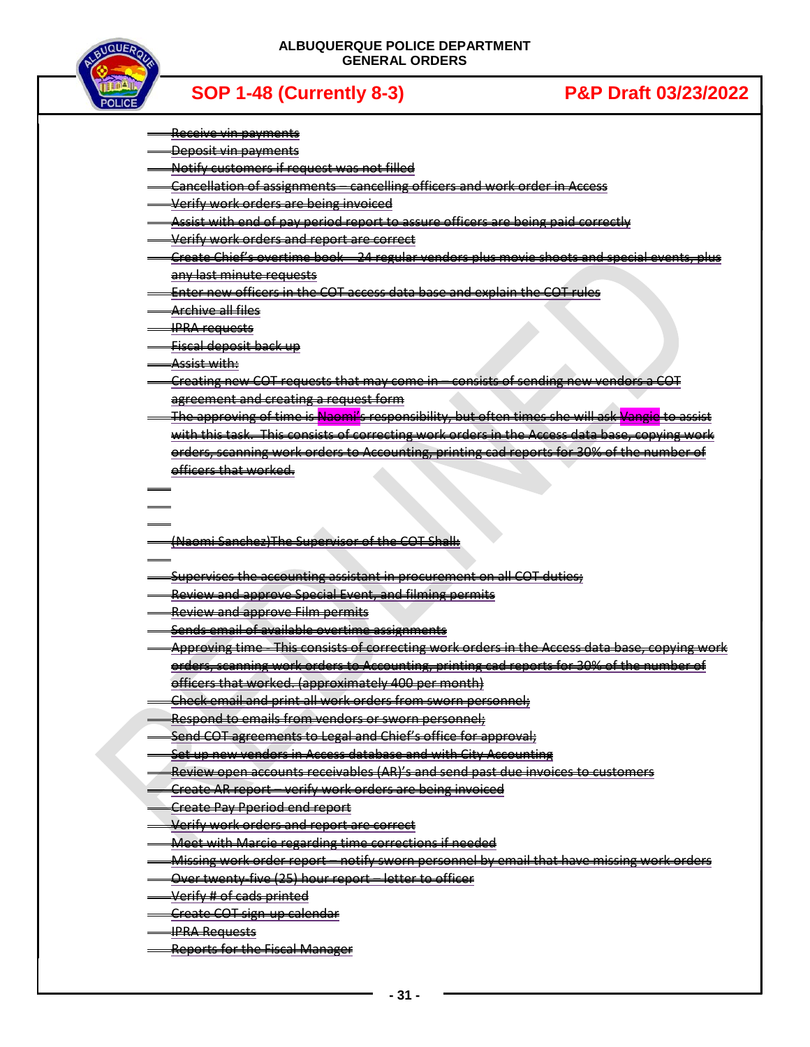- ~~Receive vin payments~~
- ~~Deposit vin payments~~
- ~~Notify customers if request was not filled~~
- ~~Cancellation of assignments – cancelling officers and work order in Access~~
- ~~Verify work orders are being invoiced~~
- ~~Assist with end of pay period report to assure officers are being paid correctly~~
- ~~Verify work orders and report are correct~~
- ~~Create Chief's overtime book – 24 regular vendors plus movie shoots and special events, plus any last minute requests~~
- ~~Enter new officers in the COT access data base and explain the COT rules~~
- ~~Archive all files~~
- ~~IPRA requests~~
- ~~Fiscal deposit back up~~
- ~~Assist with:~~
- ~~Creating new COT requests that may come in – consists of sending new vendors a COT agreement and creating a request form~~
- ~~The approving of time is Naomi's responsibility, but often times she will ask Vangie to assist with this task. This consists of correcting work orders in the Access data base, copying work orders, scanning work orders to Accounting, printing cad reports for 30% of the number of officers that worked.~~

~~(Naomi Sanchez)The Supervisor of the COT Shall:~~

- ~~Supervises the accounting assistant in procurement on all COT duties;~~
- ~~Review and approve Special Event, and filming permits~~
- ~~Review and approve Film permits~~
- ~~Sends email of available overtime assignments~~
- ~~Approving time - This consists of correcting work orders in the Access data base, copying work orders, scanning work orders to Accounting, printing cad reports for 30% of the number of officers that worked. (approximately 400 per month)~~
- ~~Check email and print all work orders from sworn personnel;~~
- ~~Respond to emails from vendors or sworn personnel;~~
- ~~Send COT agreements to Legal and Chief's office for approval;~~
- ~~Set up new vendors in Access database and with City Accounting~~
- ~~Review open accounts receivables (AR)'s and send past due invoices to customers~~
- ~~Create AR report – verify work orders are being invoiced~~
- ~~Create Pay Pperiod end report~~
- ~~Verify work orders and report are correct~~
- ~~Meet with Marcie regarding time corrections if needed~~
- ~~Missing work order report – notify sworn personnel by email that have missing work orders~~
- ~~Over twenty-five (25) hour report – letter to officer~~
- ~~Verify # of cads printed~~
- ~~Create COT sign-up calendar~~
- ~~IPRA Requests~~
- ~~Reports for the Fiscal Manager~~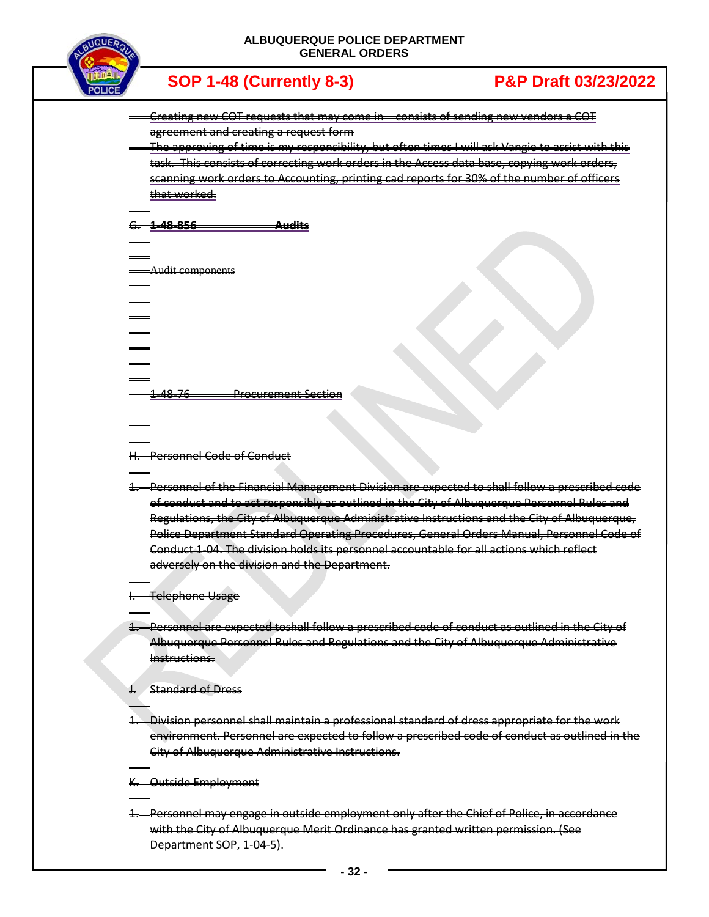- ~~Creating new COT requests that may come in – consists of sending new vendors a COT agreement and creating a request form~~
- ~~The approving of time is my responsibility, but often times I will ask Vangie to assist with this task. This consists of correcting work orders in the Access data base, copying work orders, scanning work orders to Accounting, printing cad reports for 30% of the number of officers that worked.~~

~~G. 1-48-856 **Audits**~~

~~Audit components~~

~~1-48-76 Procurement Section~~

~~H. Personnel Code of Conduct~~

~~1. Personnel of the Financial Management Division are expected to shall follow a prescribed code of conduct and to act responsibly as outlined in the City of Albuquerque Personnel Rules and Regulations, the City of Albuquerque Administrative Instructions and the City of Albuquerque, Police Department Standard Operating Procedures, General Orders Manual, Personnel Code of Conduct 1-04. The division holds its personnel accountable for all actions which reflect adversely on the division and the Department.~~

~~I. Telephone Usage~~

~~1. Personnel are expected toshall follow a prescribed code of conduct as outlined in the City of Albuquerque Personnel Rules and Regulations and the City of Albuquerque Administrative Instructions.~~

~~J. Standard of Dress~~

~~1. Division personnel shall maintain a professional standard of dress appropriate for the work environment. Personnel are expected to follow a prescribed code of conduct as outlined in the City of Albuquerque Administrative Instructions.~~

~~K. Outside Employment~~

~~1. Personnel may engage in outside employment only after the Chief of Police, in accordance with the City of Albuquerque Merit Ordinance has granted written permission. (See Department SOP, 1-04-5).~~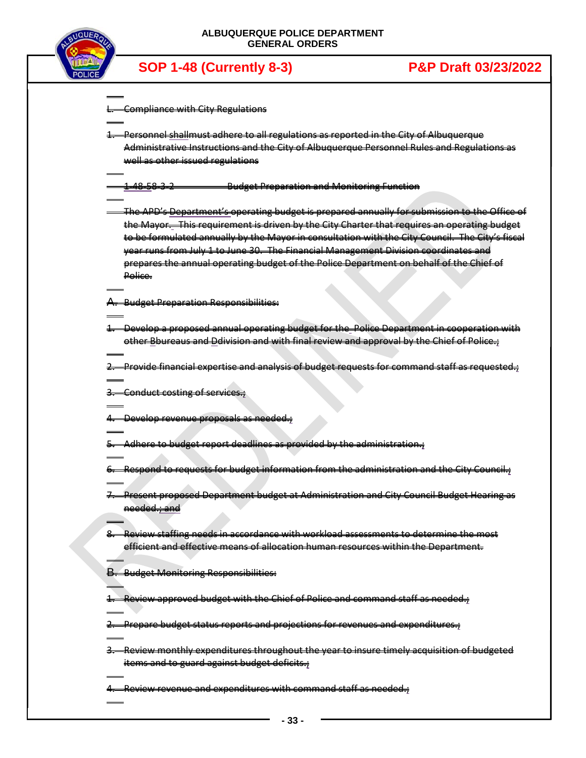L. Compliance with City Regulations

1. Personnel shallmust adhere to all regulations as reported in the City of Albuquerque Administrative Instructions and the City of Albuquerque Personnel Rules and Regulations as well as other issued regulations

1-48-58-3-2 Budget Preparation and Monitoring Function

The APD's Department's operating budget is prepared annually for submission to the Office of the Mayor. This requirement is driven by the City Charter that requires an operating budget to be formulated annually by the Mayor in consultation with the City Council. The City's fiscal year runs from July 1 to June 30. The Financial Management Division coordinates and prepares the annual operating budget of the Police Department on behalf of the Chief of Police.

A. Budget Preparation Responsibilities:

1. Develop a proposed annual operating budget for the Police Department in cooperation with other Bbureaus and Ddivision and with final review and approval by the Chief of Police.;

2. Provide financial expertise and analysis of budget requests for command staff as requested.;

3. Conduct costing of services.;

4. Develop revenue proposals as needed.;

5. Adhere to budget report deadlines as provided by the administration.;

6. Respond to requests for budget information from the administration and the City Council.;

7. Present proposed Department budget at Administration and City Council Budget Hearing as needed.; and

8. Review staffing needs in accordance with workload assessments to determine the most efficient and effective means of allocation human resources within the Department.

B. Budget Monitoring Responsibilities:

1. Review approved budget with the Chief of Police and command staff as needed.;

2. Prepare budget status reports and projections for revenues and expenditures.;

3. Review monthly expenditures throughout the year to insure timely acquisition of budgeted items and to guard against budget deficits.;

4. Review revenue and expenditures with command staff as needed.;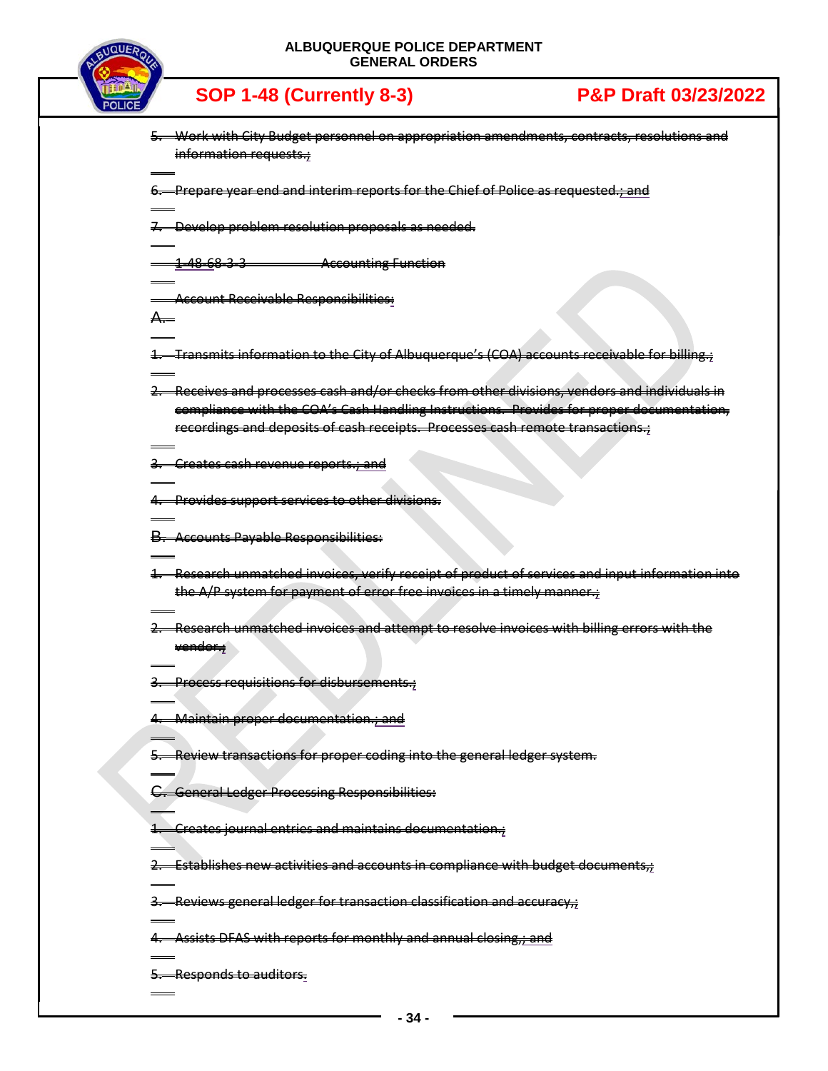5. ~~Work with City Budget personnel on appropriation amendments, contracts, resolutions and information requests.~~;

6. ~~Prepare year end and interim reports for the Chief of Police as requested.~~; and

7. ~~Develop problem resolution proposals as needed.~~

~~1-48-6~~8-3-3 ~~Accounting Function~~

~~Account Receivable Responsibilities:~~

A.

1. ~~Transmits information to the City of Albuquerque's (COA) accounts receivable for billing.~~;

2. ~~Receives and processes cash and/or checks from other divisions, vendors and individuals in compliance with the COA's Cash Handling Instructions. Provides for proper documentation, recordings and deposits of cash receipts. Processes cash remote transactions.~~;

3. ~~Creates cash revenue reports.~~; and

4. ~~Provides support services to other divisions.~~

B. ~~Accounts Payable Responsibilities:~~

1. ~~Research unmatched invoices, verify receipt of product of services and input information into the A/P system for payment of error free invoices in a timely manner.~~;

2. ~~Research unmatched invoices and attempt to resolve invoices with billing errors with the vendor.~~;

3. ~~Process requisitions for disbursements.~~;

4. ~~Maintain proper documentation.~~; and

5. ~~Review transactions for proper coding into the general ledger system.~~

C. ~~General Ledger Processing Responsibilities:~~

1. ~~Creates journal entries and maintains documentation.~~;

2. ~~Establishes new activities and accounts in compliance with budget documents,~~;

3. ~~Reviews general ledger for transaction classification and accuracy,~~;

4. ~~Assists DFAS with reports for monthly and annual closing,~~; and

5. ~~Responds to auditors.~~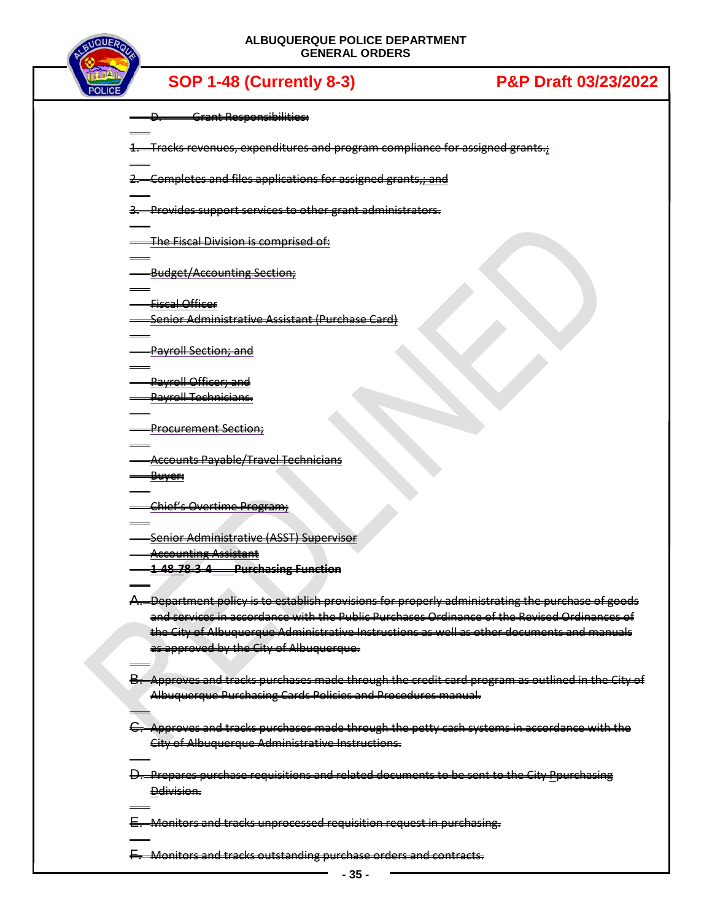~~D. Grant Responsibilities:~~

~~1. Tracks revenues, expenditures and program compliance for assigned grants.;~~

~~2. Completes and files applications for assigned grants,; and~~

~~3. Provides support services to other grant administrators.~~

~~The Fiscal Division is comprised of:~~

~~Budget/Accounting Section;~~

~~Fiscal Officer~~
~~Senior Administrative Assistant (Purchase Card)~~

~~Payroll Section; and~~

~~Payroll Officer; and~~
~~Payroll Technicians.~~

~~Procurement Section;~~

~~Accounts Payable/Travel Technicians~~
~~Buyer:~~

~~Chief's Overtime Program;~~

~~Senior Administrative (ASST) Supervisor~~
~~Accounting Assistant~~
~~**1-48-78-3-4 Purchasing Function**~~

~~A. Department policy is to establish provisions for properly administrating the purchase of goods and services in accordance with the Public Purchases Ordinance of the Revised Ordinances of the City of Albuquerque Administrative Instructions as well as other documents and manuals as approved by the City of Albuquerque.~~

~~B. Approves and tracks purchases made through the credit card program as outlined in the City of Albuquerque Purchasing Cards Policies and Procedures manual.~~

~~C. Approves and tracks purchases made through the petty cash systems in accordance with the City of Albuquerque Administrative Instructions.~~

~~D. Prepares purchase requisitions and related documents to be sent to the City Ppurchasing Ddivision.~~

~~E. Monitors and tracks unprocessed requisition request in purchasing.~~

~~F. Monitors and tracks outstanding purchase orders and contracts.~~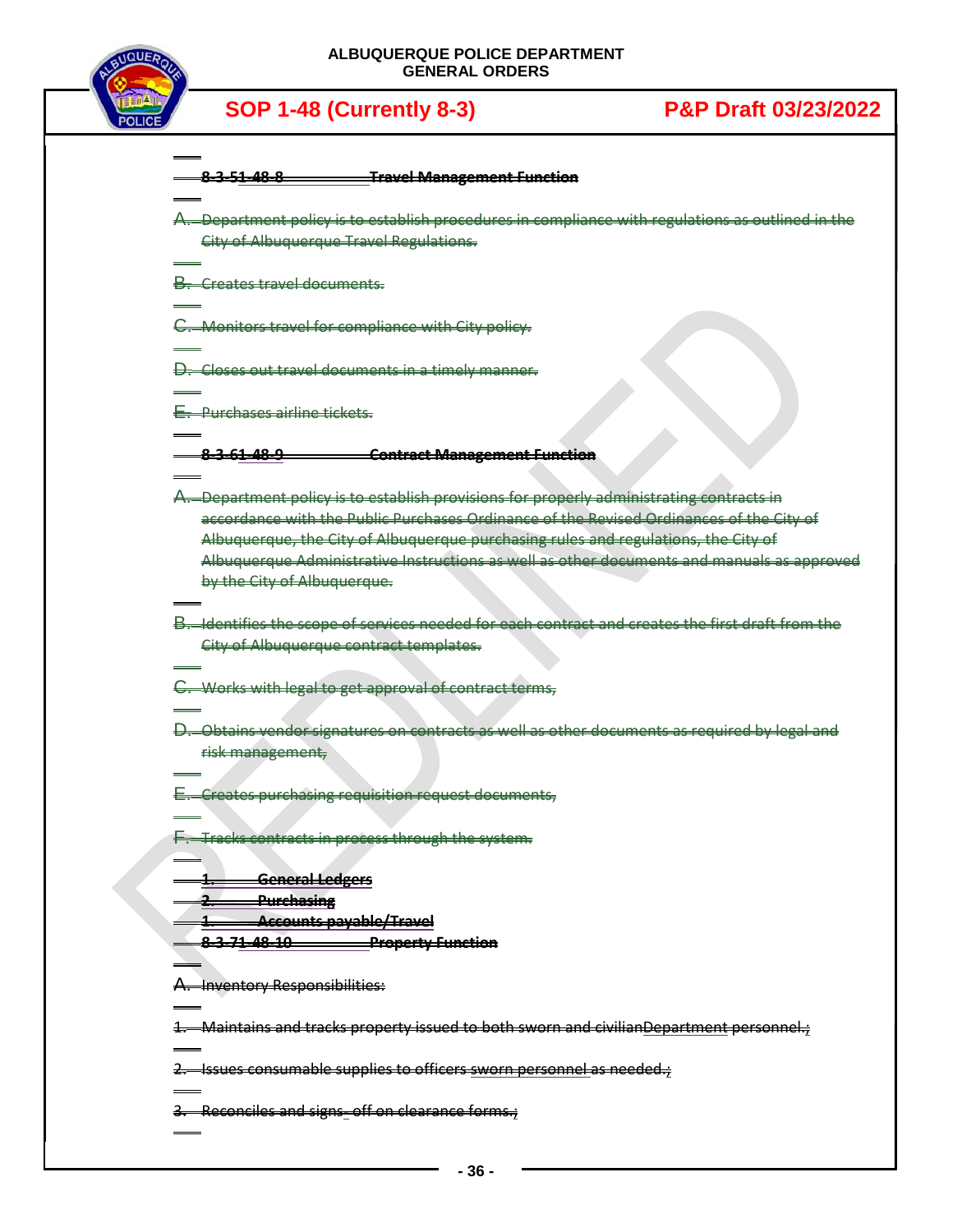8-3-5 1-48-8 Travel Management Function

A. Department policy is to establish procedures in compliance with regulations as outlined in the City of Albuquerque Travel Regulations.

B. Creates travel documents.

C. Monitors travel for compliance with City policy.

D. Closes out travel documents in a timely manner.

E. Purchases airline tickets.

8-3-6 1-48-9 Contract Management Function

A. Department policy is to establish provisions for properly administrating contracts in accordance with the Public Purchases Ordinance of the Revised Ordinances of the City of Albuquerque, the City of Albuquerque purchasing rules and regulations, the City of Albuquerque Administrative Instructions as well as other documents and manuals as approved by the City of Albuquerque.

B. Identifies the scope of services needed for each contract and creates the first draft from the City of Albuquerque contract templates.

C. Works with legal to get approval of contract terms,

D. Obtains vendor signatures on contracts as well as other documents as required by legal and risk management,

E. Creates purchasing requisition request documents,

F. Tracks contracts in process through the system.

1. General Ledgers
2. Purchasing
1. Accounts payable/Travel

8-3-7 1-48-10 Property Function

A. Inventory Responsibilities:

1. Maintains and tracks property issued to both sworn and civilian Department personnel.;

2. Issues consumable supplies to officers sworn personnel as needed.;

3. Reconciles and signs- off on clearance forms.;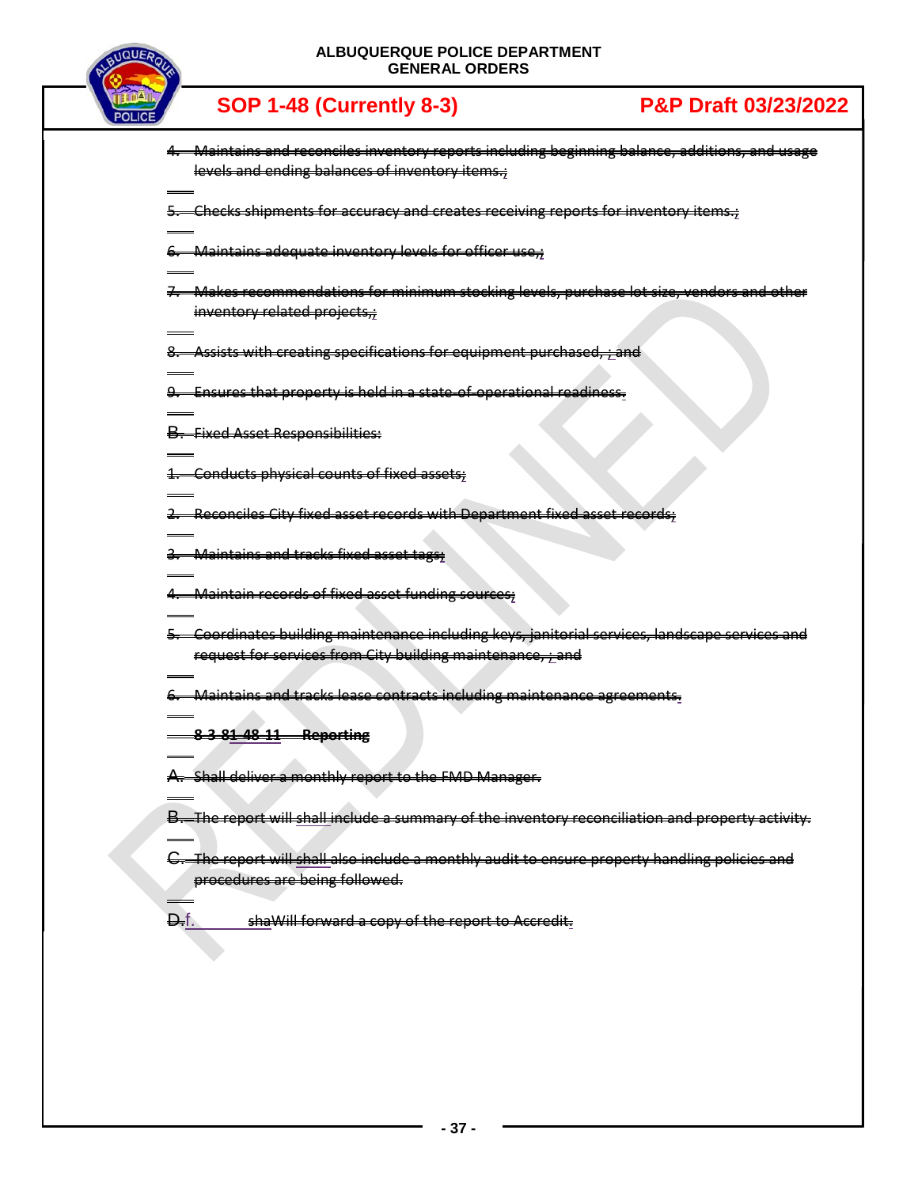4. Maintains and reconciles inventory reports including beginning balance, additions, and usage levels and ending balances of inventory items.;

5. Checks shipments for accuracy and creates receiving reports for inventory items.;

6. Maintains adequate inventory levels for officer use,;

7. Makes recommendations for minimum stocking levels, purchase lot size, vendors and other inventory related projects,;

8. Assists with creating specifications for equipment purchased, ; and

9. Ensures that property is held in a state of operational readiness.

B. Fixed Asset Responsibilities:

1. Conducts physical counts of fixed assets;

2. Reconciles City fixed asset records with Department fixed asset records;

3. Maintains and tracks fixed asset tags;

4. Maintain records of fixed asset funding sources;

5. Coordinates building maintenance including keys, janitorial services, landscape services and request for services from City building maintenance, ; and

6. Maintains and tracks lease contracts including maintenance agreements.

**8-3-8 1-48-11 Reporting**

A. Shall deliver a monthly report to the FMD Manager.

B. The report will shall include a summary of the inventory reconciliation and property activity.

C. The report will shall also include a monthly audit to ensure property handling policies and procedures are being followed.

D. f. shaWill forward a copy of the report to Accredit.